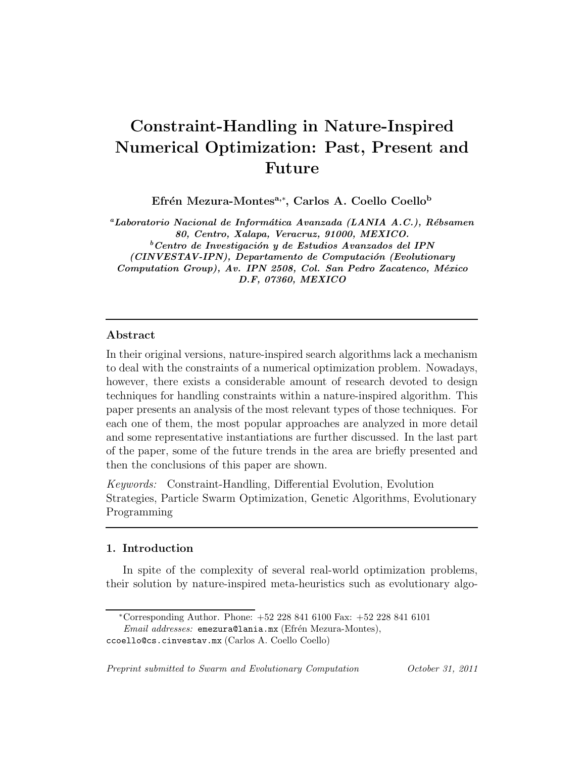# Constraint-Handling in Nature-Inspired Numerical Optimization: Past, Present and Future

**Efrén Mezura-Montes[a,*], Carlos A. Coello Coello[b]**

*[a]Laboratorio Nacional de Informática Avanzada (LANIA A.C.), Rébsamen 80, Centro, Xalapa, Veracruz, 91000, MEXICO.*
*[b]Centro de Investigación y de Estudios Avanzados del IPN (CINVESTAV-IPN), Departamento de Computación (Evolutionary Computation Group), Av. IPN 2508, Col. San Pedro Zacatenco, México D.F, 07360, MEXICO*

---

## Abstract

In their original versions, nature-inspired search algorithms lack a mechanism to deal with the constraints of a numerical optimization problem. Nowadays, however, there exists a considerable amount of research devoted to design techniques for handling constraints within a nature-inspired algorithm. This paper presents an analysis of the most relevant types of those techniques. For each one of them, the most popular approaches are analyzed in more detail and some representative instantiations are further discussed. In the last part of the paper, some of the future trends in the area are briefly presented and then the conclusions of this paper are shown.

*Keywords:* Constraint-Handling, Differential Evolution, Evolution Strategies, Particle Swarm Optimization, Genetic Algorithms, Evolutionary Programming

---

## 1. Introduction

In spite of the complexity of several real-world optimization problems, their solution by nature-inspired meta-heuristics such as evolutionary algo-

---

[*]Corresponding Author. Phone: +52 228 841 6100 Fax: +52 228 841 6101
*Email addresses:* emezura@lania.mx (Efrén Mezura-Montes), ccoello@cs.cinvestav.mx (Carlos A. Coello Coello)

*Preprint submitted to Swarm and Evolutionary Computation* *October 31, 2011*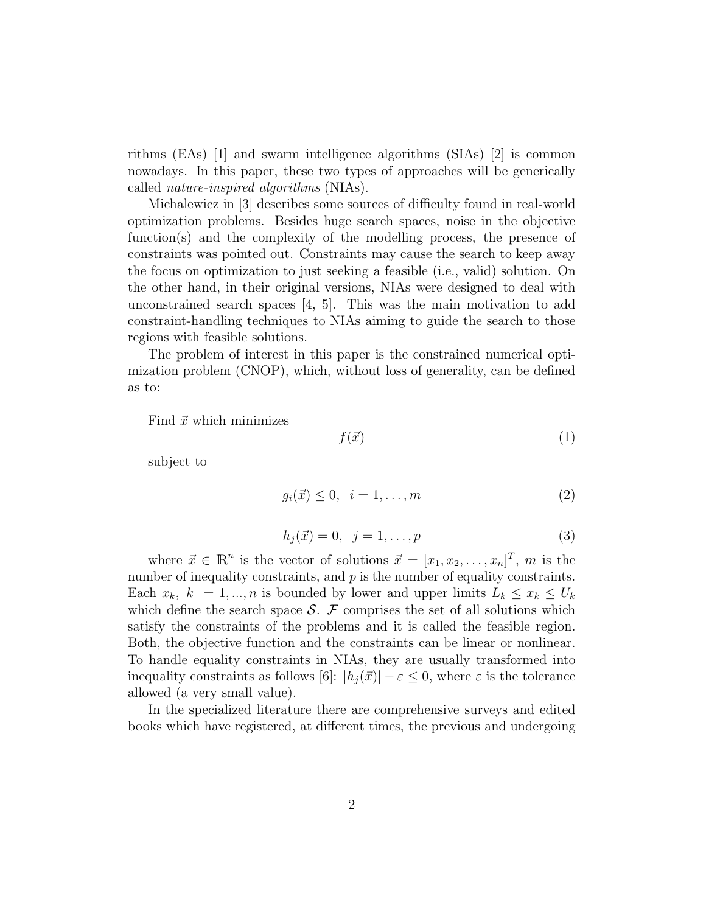rithms (EAs) [1] and swarm intelligence algorithms (SIAs) [2] is common nowadays. In this paper, these two types of approaches will be generically called *nature-inspired algorithms* (NIAs).

Michalewicz in [3] describes some sources of difficulty found in real-world optimization problems. Besides huge search spaces, noise in the objective function(s) and the complexity of the modelling process, the presence of constraints was pointed out. Constraints may cause the search to keep away the focus on optimization to just seeking a feasible (i.e., valid) solution. On the other hand, in their original versions, NIAs were designed to deal with unconstrained search spaces [4, 5]. This was the main motivation to add constraint-handling techniques to NIAs aiming to guide the search to those regions with feasible solutions.

The problem of interest in this paper is the constrained numerical optimization problem (CNOP), which, without loss of generality, can be defined as to:

Find $\vec{x}$ which minimizes

$$f(\vec{x}) \tag{1}$$

subject to

$$g_i(\vec{x}) \leq 0, \quad i = 1, \ldots, m \tag{2}$$

$$h_j(\vec{x}) = 0, \quad j = 1, \ldots, p \tag{3}$$

where $\vec{x} \in \mathbb{R}^n$ is the vector of solutions $\vec{x} = [x_1, x_2, \ldots, x_n]^T$, $m$ is the number of inequality constraints, and $p$ is the number of equality constraints. Each $x_k$, $k = 1, ..., n$ is bounded by lower and upper limits $L_k \leq x_k \leq U_k$ which define the search space $\mathcal{S}$. $\mathcal{F}$ comprises the set of all solutions which satisfy the constraints of the problems and it is called the feasible region. Both, the objective function and the constraints can be linear or nonlinear. To handle equality constraints in NIAs, they are usually transformed into inequality constraints as follows [6]: $|h_j(\vec{x})| - \varepsilon \leq 0$, where $\varepsilon$ is the tolerance allowed (a very small value).

In the specialized literature there are comprehensive surveys and edited books which have registered, at different times, the previous and undergoing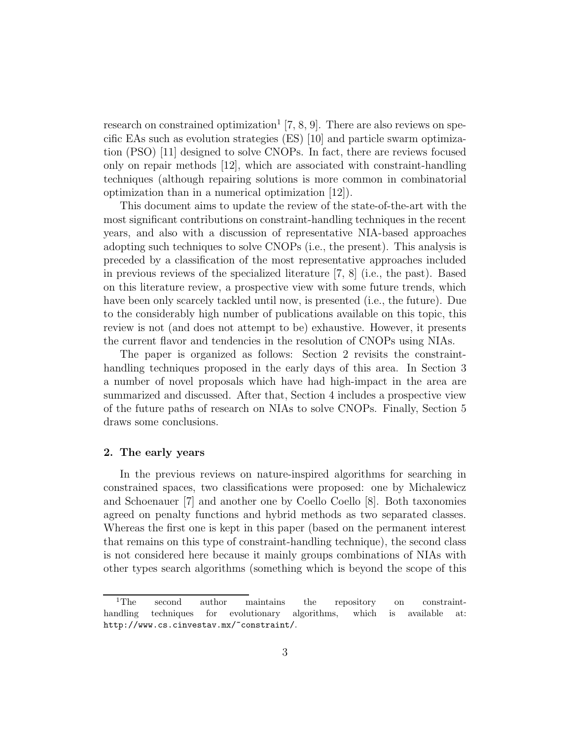research on constrained optimization[1] [7, 8, 9]. There are also reviews on specific EAs such as evolution strategies (ES) [10] and particle swarm optimization (PSO) [11] designed to solve CNOPs. In fact, there are reviews focused only on repair methods [12], which are associated with constraint-handling techniques (although repairing solutions is more common in combinatorial optimization than in a numerical optimization [12]).

This document aims to update the review of the state-of-the-art with the most significant contributions on constraint-handling techniques in the recent years, and also with a discussion of representative NIA-based approaches adopting such techniques to solve CNOPs (i.e., the present). This analysis is preceded by a classification of the most representative approaches included in previous reviews of the specialized literature [7, 8] (i.e., the past). Based on this literature review, a prospective view with some future trends, which have been only scarcely tackled until now, is presented (i.e., the future). Due to the considerably high number of publications available on this topic, this review is not (and does not attempt to be) exhaustive. However, it presents the current flavor and tendencies in the resolution of CNOPs using NIAs.

The paper is organized as follows: Section 2 revisits the constraint-handling techniques proposed in the early days of this area. In Section 3 a number of novel proposals which have had high-impact in the area are summarized and discussed. After that, Section 4 includes a prospective view of the future paths of research on NIAs to solve CNOPs. Finally, Section 5 draws some conclusions.

## 2. The early years

In the previous reviews on nature-inspired algorithms for searching in constrained spaces, two classifications were proposed: one by Michalewicz and Schoenauer [7] and another one by Coello Coello [8]. Both taxonomies agreed on penalty functions and hybrid methods as two separated classes. Whereas the first one is kept in this paper (based on the permanent interest that remains on this type of constraint-handling technique), the second class is not considered here because it mainly groups combinations of NIAs with other types search algorithms (something which is beyond the scope of this

[1] The second author maintains the repository on constraint-handling techniques for evolutionary algorithms, which is available at: http://www.cs.cinvestav.mx/~constraint/.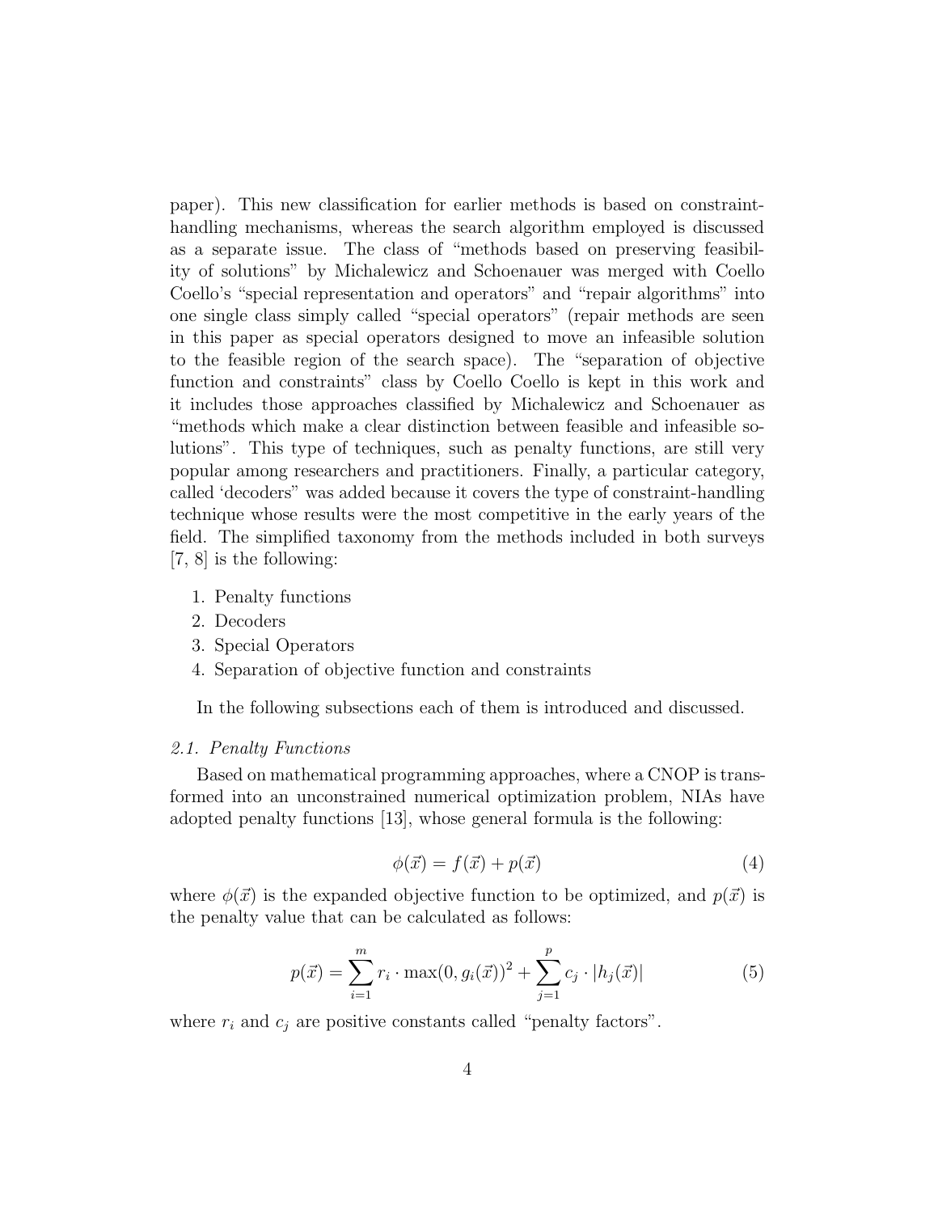paper). This new classification for earlier methods is based on constraint-handling mechanisms, whereas the search algorithm employed is discussed as a separate issue. The class of "methods based on preserving feasibility of solutions" by Michalewicz and Schoenauer was merged with Coello Coello's "special representation and operators" and "repair algorithms" into one single class simply called "special operators" (repair methods are seen in this paper as special operators designed to move an infeasible solution to the feasible region of the search space). The "separation of objective function and constraints" class by Coello Coello is kept in this work and it includes those approaches classified by Michalewicz and Schoenauer as "methods which make a clear distinction between feasible and infeasible solutions". This type of techniques, such as penalty functions, are still very popular among researchers and practitioners. Finally, a particular category, called 'decoders" was added because it covers the type of constraint-handling technique whose results were the most competitive in the early years of the field. The simplified taxonomy from the methods included in both surveys [7, 8] is the following:

1. Penalty functions
2. Decoders
3. Special Operators
4. Separation of objective function and constraints

In the following subsections each of them is introduced and discussed.

### *2.1. Penalty Functions*

Based on mathematical programming approaches, where a CNOP is transformed into an unconstrained numerical optimization problem, NIAs have adopted penalty functions [13], whose general formula is the following:

$$\phi(\vec{x}) = f(\vec{x}) + p(\vec{x}) \tag{4}$$

where $\phi(\vec{x})$ is the expanded objective function to be optimized, and $p(\vec{x})$ is the penalty value that can be calculated as follows:

$$p(\vec{x}) = \sum_{i=1}^{m} r_i \cdot \max(0, g_i(\vec{x}))^2 + \sum_{j=1}^{p} c_j \cdot |h_j(\vec{x})| \tag{5}$$

where $r_i$ and $c_j$ are positive constants called "penalty factors".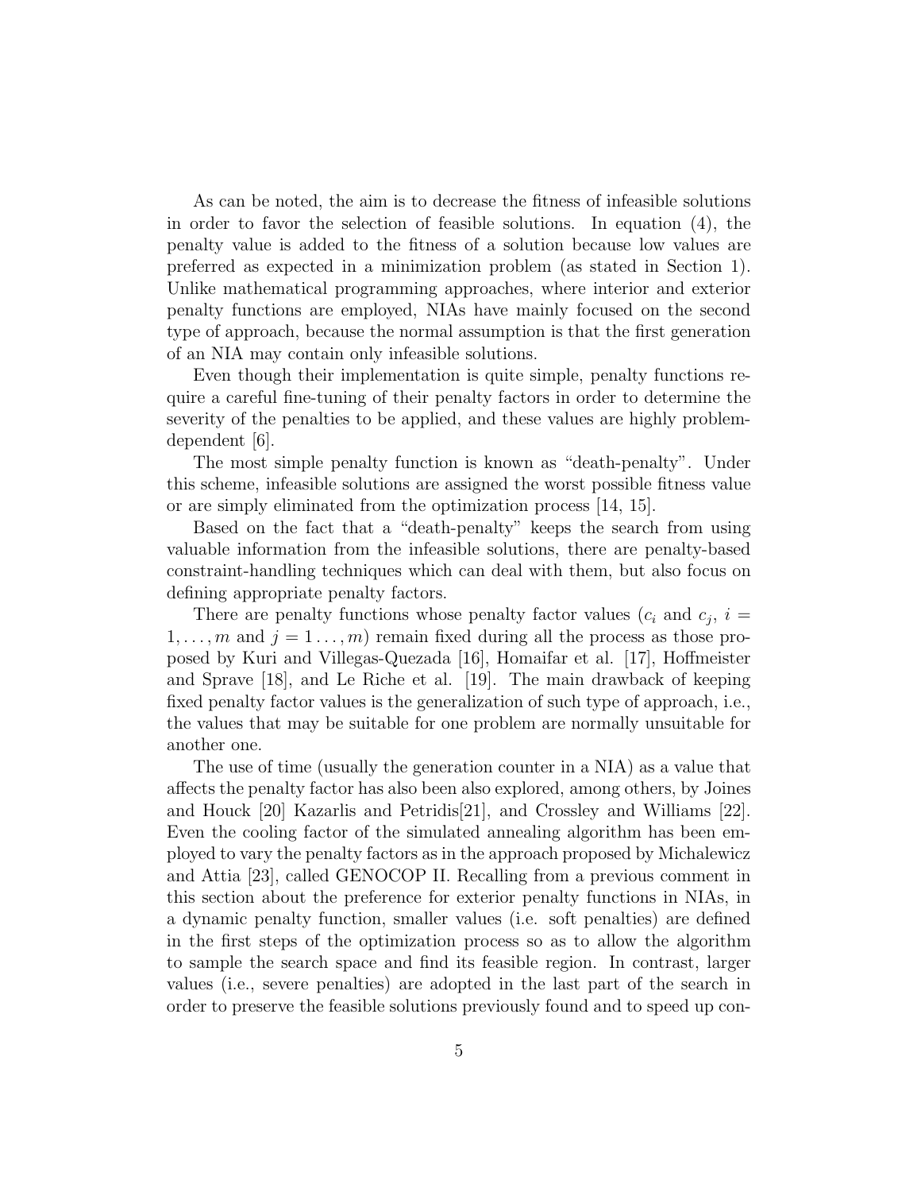As can be noted, the aim is to decrease the fitness of infeasible solutions in order to favor the selection of feasible solutions. In equation (4), the penalty value is added to the fitness of a solution because low values are preferred as expected in a minimization problem (as stated in Section 1). Unlike mathematical programming approaches, where interior and exterior penalty functions are employed, NIAs have mainly focused on the second type of approach, because the normal assumption is that the first generation of an NIA may contain only infeasible solutions.

Even though their implementation is quite simple, penalty functions require a careful fine-tuning of their penalty factors in order to determine the severity of the penalties to be applied, and these values are highly problem-dependent [6].

The most simple penalty function is known as "death-penalty". Under this scheme, infeasible solutions are assigned the worst possible fitness value or are simply eliminated from the optimization process [14, 15].

Based on the fact that a "death-penalty" keeps the search from using valuable information from the infeasible solutions, there are penalty-based constraint-handling techniques which can deal with them, but also focus on defining appropriate penalty factors.

There are penalty functions whose penalty factor values ($c_i$ and $c_j$, $i = 1, \ldots, m$ and $j = 1 \ldots, m$) remain fixed during all the process as those proposed by Kuri and Villegas-Quezada [16], Homaifar et al. [17], Hoffmeister and Sprave [18], and Le Riche et al. [19]. The main drawback of keeping fixed penalty factor values is the generalization of such type of approach, i.e., the values that may be suitable for one problem are normally unsuitable for another one.

The use of time (usually the generation counter in a NIA) as a value that affects the penalty factor has also been also explored, among others, by Joines and Houck [20] Kazarlis and Petridis[21], and Crossley and Williams [22]. Even the cooling factor of the simulated annealing algorithm has been employed to vary the penalty factors as in the approach proposed by Michalewicz and Attia [23], called GENOCOP II. Recalling from a previous comment in this section about the preference for exterior penalty functions in NIAs, in a dynamic penalty function, smaller values (i.e. soft penalties) are defined in the first steps of the optimization process so as to allow the algorithm to sample the search space and find its feasible region. In contrast, larger values (i.e., severe penalties) are adopted in the last part of the search in order to preserve the feasible solutions previously found and to speed up con-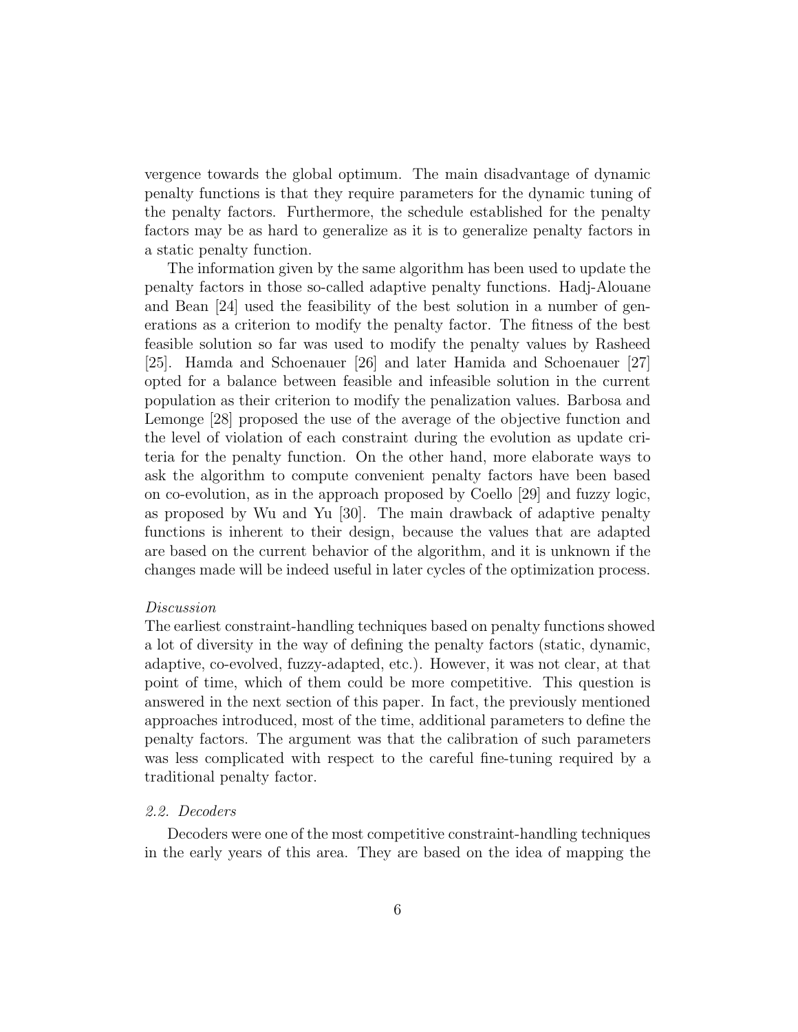vergence towards the global optimum. The main disadvantage of dynamic penalty functions is that they require parameters for the dynamic tuning of the penalty factors. Furthermore, the schedule established for the penalty factors may be as hard to generalize as it is to generalize penalty factors in a static penalty function.

The information given by the same algorithm has been used to update the penalty factors in those so-called adaptive penalty functions. Hadj-Alouane and Bean [24] used the feasibility of the best solution in a number of generations as a criterion to modify the penalty factor. The fitness of the best feasible solution so far was used to modify the penalty values by Rasheed [25]. Hamda and Schoenauer [26] and later Hamida and Schoenauer [27] opted for a balance between feasible and infeasible solution in the current population as their criterion to modify the penalization values. Barbosa and Lemonge [28] proposed the use of the average of the objective function and the level of violation of each constraint during the evolution as update criteria for the penalty function. On the other hand, more elaborate ways to ask the algorithm to compute convenient penalty factors have been based on co-evolution, as in the approach proposed by Coello [29] and fuzzy logic, as proposed by Wu and Yu [30]. The main drawback of adaptive penalty functions is inherent to their design, because the values that are adapted are based on the current behavior of the algorithm, and it is unknown if the changes made will be indeed useful in later cycles of the optimization process.

*Discussion*

The earliest constraint-handling techniques based on penalty functions showed a lot of diversity in the way of defining the penalty factors (static, dynamic, adaptive, co-evolved, fuzzy-adapted, etc.). However, it was not clear, at that point of time, which of them could be more competitive. This question is answered in the next section of this paper. In fact, the previously mentioned approaches introduced, most of the time, additional parameters to define the penalty factors. The argument was that the calibration of such parameters was less complicated with respect to the careful fine-tuning required by a traditional penalty factor.

### *2.2. Decoders*

Decoders were one of the most competitive constraint-handling techniques in the early years of this area. They are based on the idea of mapping the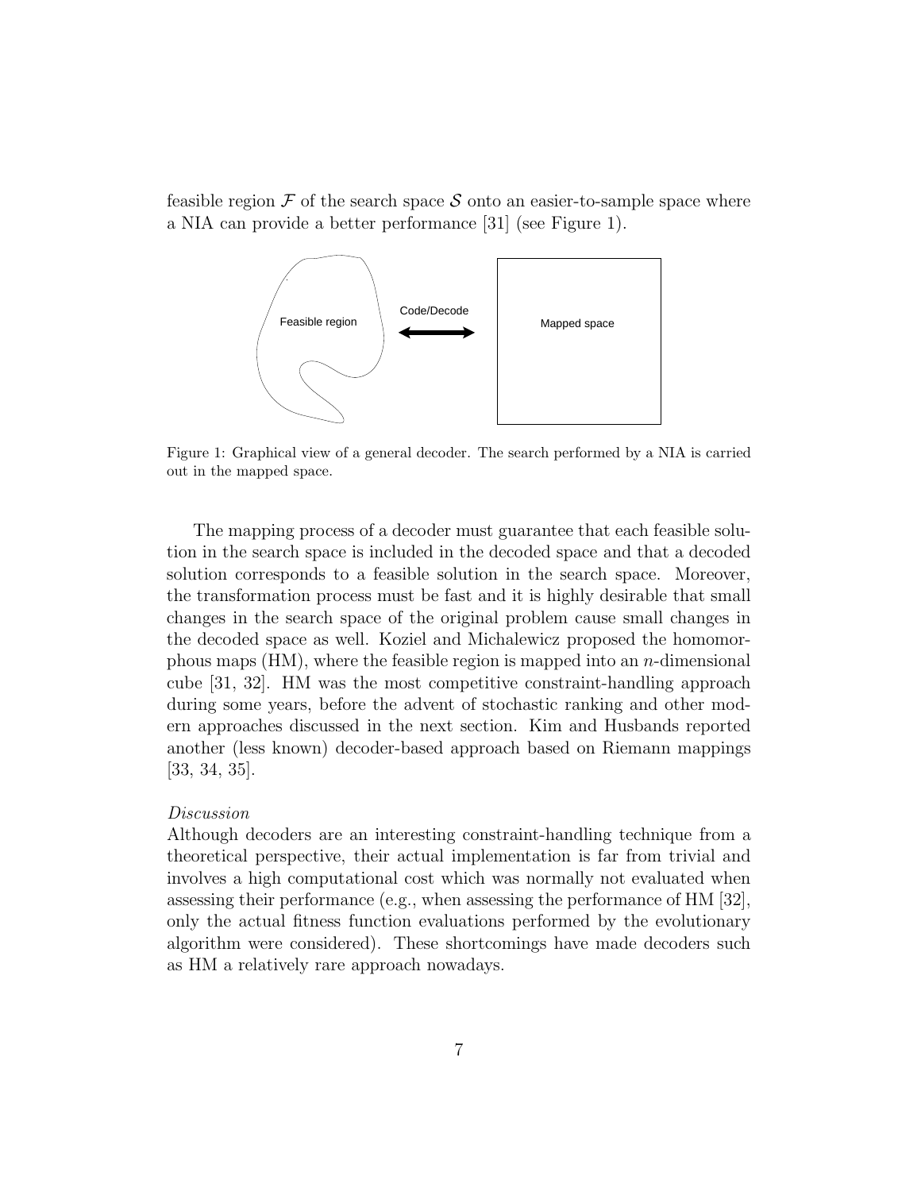feasible region $\mathcal{F}$ of the search space $\mathcal{S}$ onto an easier-to-sample space where a NIA can provide a better performance [31] (see Figure 1).

Figure 1: Graphical view of a general decoder. The search performed by a NIA is carried out in the mapped space.

The mapping process of a decoder must guarantee that each feasible solution in the search space is included in the decoded space and that a decoded solution corresponds to a feasible solution in the search space. Moreover, the transformation process must be fast and it is highly desirable that small changes in the search space of the original problem cause small changes in the decoded space as well. Koziel and Michalewicz proposed the homomorphous maps (HM), where the feasible region is mapped into an $n$-dimensional cube [31, 32]. HM was the most competitive constraint-handling approach during some years, before the advent of stochastic ranking and other modern approaches discussed in the next section. Kim and Husbands reported another (less known) decoder-based approach based on Riemann mappings [33, 34, 35].

*Discussion*

Although decoders are an interesting constraint-handling technique from a theoretical perspective, their actual implementation is far from trivial and involves a high computational cost which was normally not evaluated when assessing their performance (e.g., when assessing the performance of HM [32], only the actual fitness function evaluations performed by the evolutionary algorithm were considered). These shortcomings have made decoders such as HM a relatively rare approach nowadays.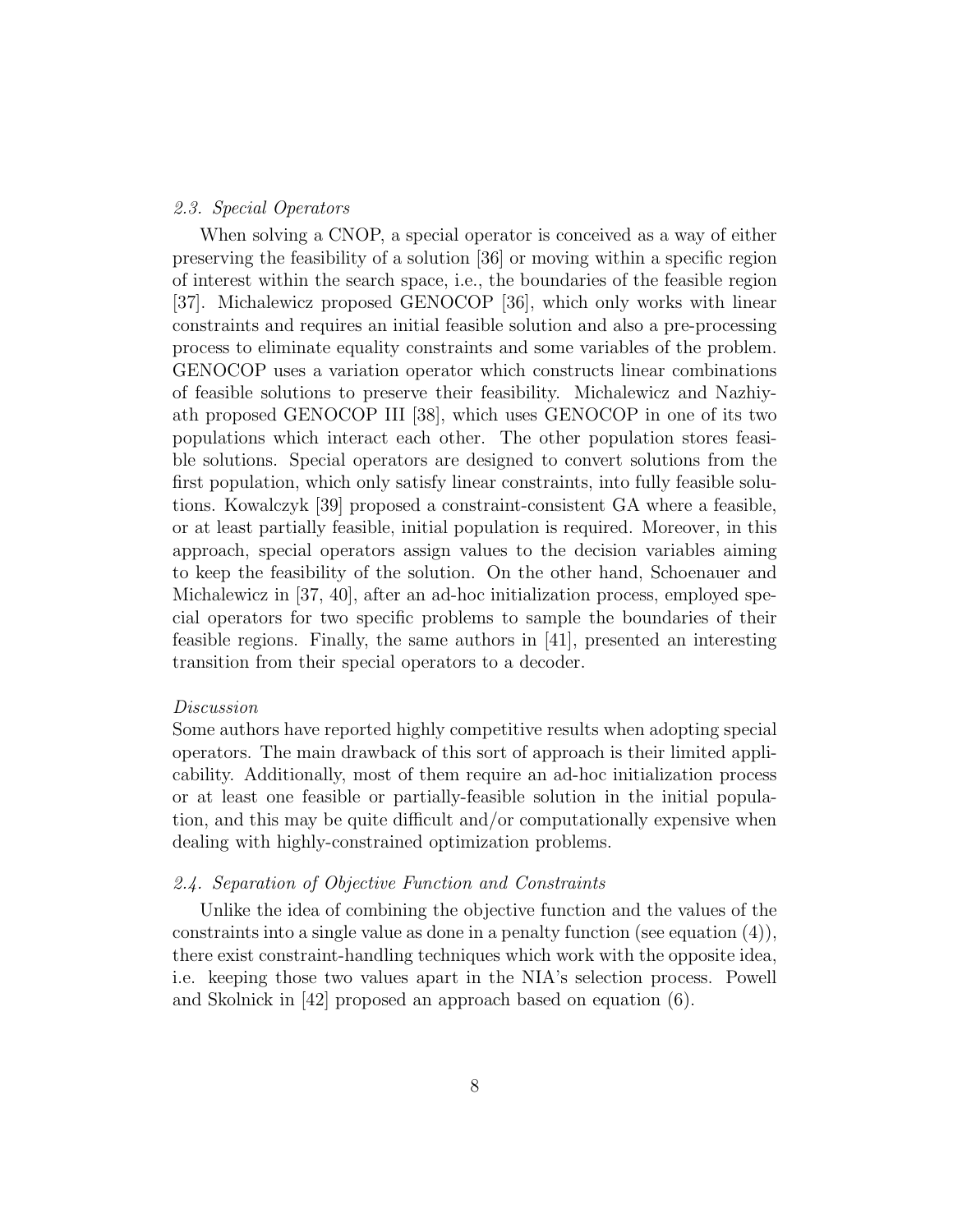### *2.3. Special Operators*

When solving a CNOP, a special operator is conceived as a way of either preserving the feasibility of a solution [36] or moving within a specific region of interest within the search space, i.e., the boundaries of the feasible region [37]. Michalewicz proposed GENOCOP [36], which only works with linear constraints and requires an initial feasible solution and also a pre-processing process to eliminate equality constraints and some variables of the problem. GENOCOP uses a variation operator which constructs linear combinations of feasible solutions to preserve their feasibility. Michalewicz and Nazhiyath proposed GENOCOP III [38], which uses GENOCOP in one of its two populations which interact each other. The other population stores feasible solutions. Special operators are designed to convert solutions from the first population, which only satisfy linear constraints, into fully feasible solutions. Kowalczyk [39] proposed a constraint-consistent GA where a feasible, or at least partially feasible, initial population is required. Moreover, in this approach, special operators assign values to the decision variables aiming to keep the feasibility of the solution. On the other hand, Schoenauer and Michalewicz in [37, 40], after an ad-hoc initialization process, employed special operators for two specific problems to sample the boundaries of their feasible regions. Finally, the same authors in [41], presented an interesting transition from their special operators to a decoder.

*Discussion*

Some authors have reported highly competitive results when adopting special operators. The main drawback of this sort of approach is their limited applicability. Additionally, most of them require an ad-hoc initialization process or at least one feasible or partially-feasible solution in the initial population, and this may be quite difficult and/or computationally expensive when dealing with highly-constrained optimization problems.

### *2.4. Separation of Objective Function and Constraints*

Unlike the idea of combining the objective function and the values of the constraints into a single value as done in a penalty function (see equation (4)), there exist constraint-handling techniques which work with the opposite idea, i.e. keeping those two values apart in the NIA's selection process. Powell and Skolnick in [42] proposed an approach based on equation (6).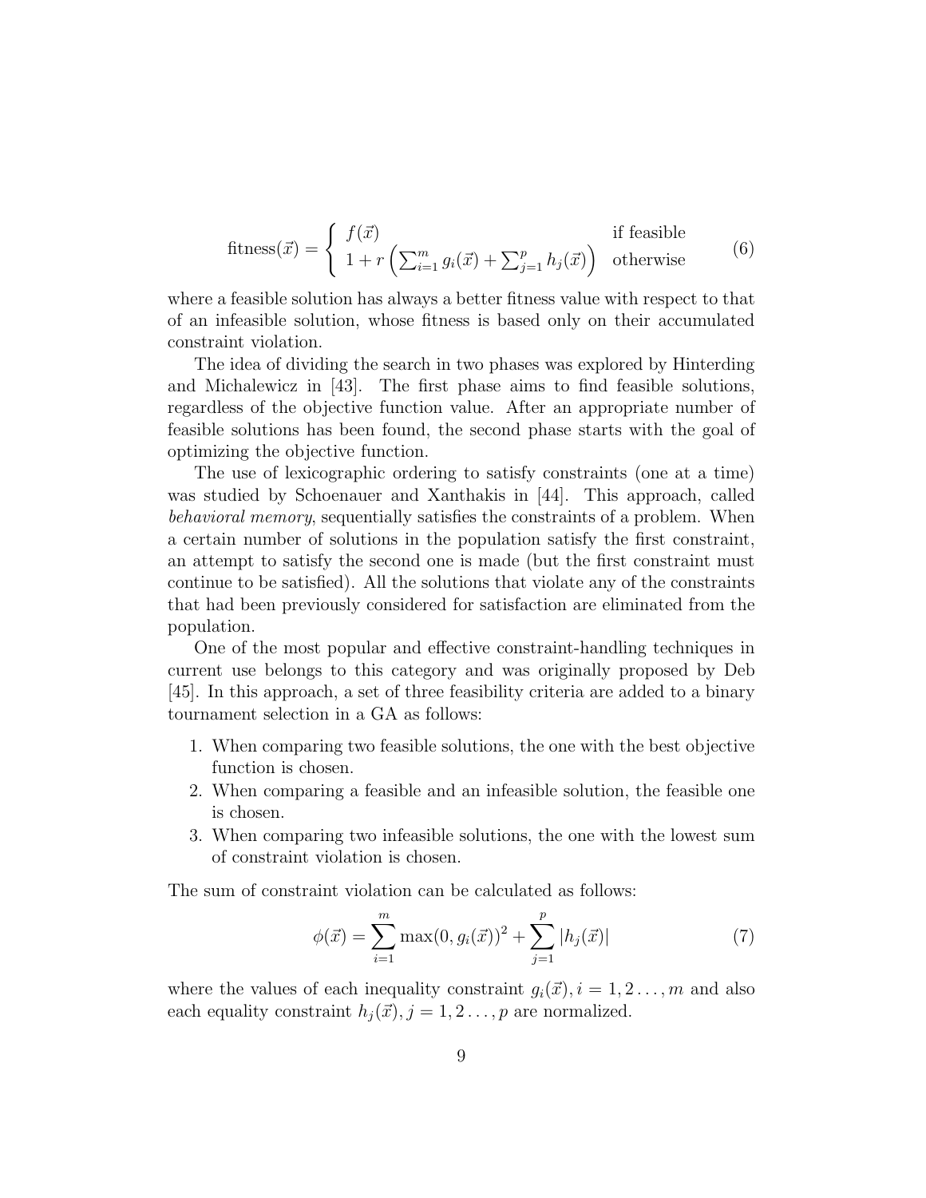$$
\text{fitness}(\vec{x}) = \begin{cases} f(\vec{x}) & \text{if feasible} \\ 1 + r\left(\sum_{i=1}^{m} g_i(\vec{x}) + \sum_{j=1}^{p} h_j(\vec{x})\right) & \text{otherwise} \end{cases} \tag{6}
$$

where a feasible solution has always a better fitness value with respect to that of an infeasible solution, whose fitness is based only on their accumulated constraint violation.

The idea of dividing the search in two phases was explored by Hinterding and Michalewicz in [43]. The first phase aims to find feasible solutions, regardless of the objective function value. After an appropriate number of feasible solutions has been found, the second phase starts with the goal of optimizing the objective function.

The use of lexicographic ordering to satisfy constraints (one at a time) was studied by Schoenauer and Xanthakis in [44]. This approach, called *behavioral memory*, sequentially satisfies the constraints of a problem. When a certain number of solutions in the population satisfy the first constraint, an attempt to satisfy the second one is made (but the first constraint must continue to be satisfied). All the solutions that violate any of the constraints that had been previously considered for satisfaction are eliminated from the population.

One of the most popular and effective constraint-handling techniques in current use belongs to this category and was originally proposed by Deb [45]. In this approach, a set of three feasibility criteria are added to a binary tournament selection in a GA as follows:

1. When comparing two feasible solutions, the one with the best objective function is chosen.
2. When comparing a feasible and an infeasible solution, the feasible one is chosen.
3. When comparing two infeasible solutions, the one with the lowest sum of constraint violation is chosen.

The sum of constraint violation can be calculated as follows:

$$
\phi(\vec{x}) = \sum_{i=1}^{m} \max(0, g_i(\vec{x}))^2 + \sum_{j=1}^{p} |h_j(\vec{x})| \tag{7}
$$

where the values of each inequality constraint $g_i(\vec{x}), i = 1, 2 \ldots, m$ and also each equality constraint $h_j(\vec{x}), j = 1, 2 \ldots, p$ are normalized.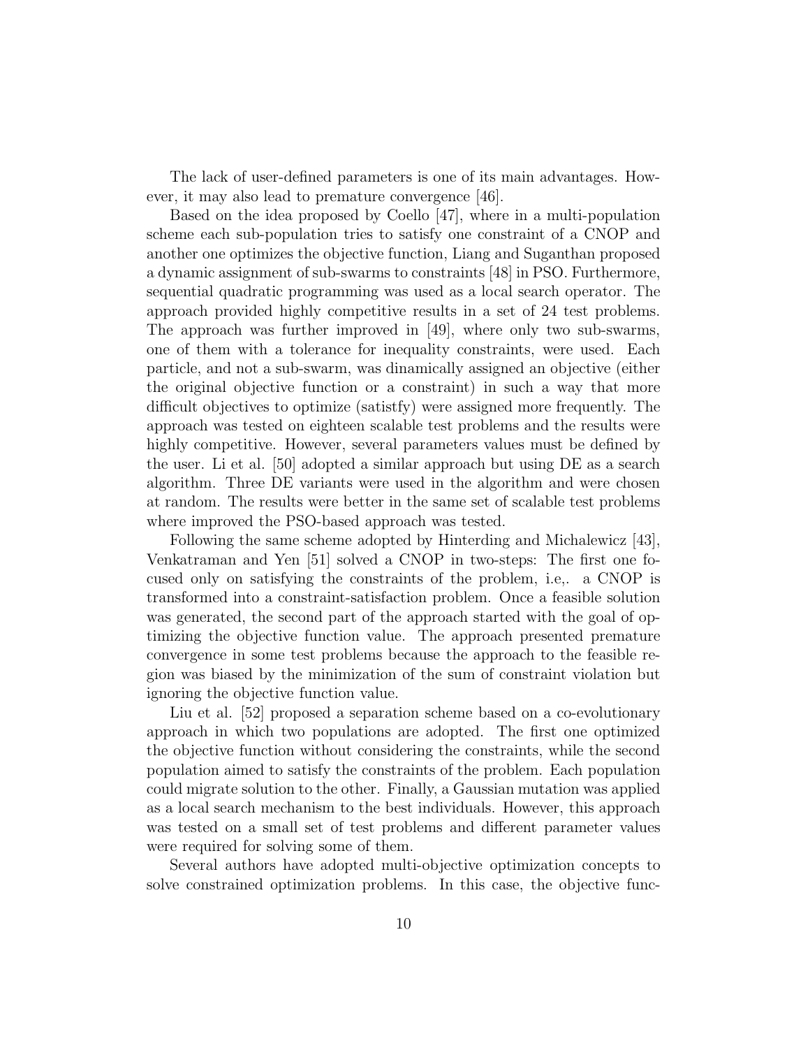The lack of user-defined parameters is one of its main advantages. However, it may also lead to premature convergence [46].

Based on the idea proposed by Coello [47], where in a multi-population scheme each sub-population tries to satisfy one constraint of a CNOP and another one optimizes the objective function, Liang and Suganthan proposed a dynamic assignment of sub-swarms to constraints [48] in PSO. Furthermore, sequential quadratic programming was used as a local search operator. The approach provided highly competitive results in a set of 24 test problems. The approach was further improved in [49], where only two sub-swarms, one of them with a tolerance for inequality constraints, were used. Each particle, and not a sub-swarm, was dinamically assigned an objective (either the original objective function or a constraint) in such a way that more difficult objectives to optimize (satistfy) were assigned more frequently. The approach was tested on eighteen scalable test problems and the results were highly competitive. However, several parameters values must be defined by the user. Li et al. [50] adopted a similar approach but using DE as a search algorithm. Three DE variants were used in the algorithm and were chosen at random. The results were better in the same set of scalable test problems where improved the PSO-based approach was tested.

Following the same scheme adopted by Hinterding and Michalewicz [43], Venkatraman and Yen [51] solved a CNOP in two-steps: The first one focused only on satisfying the constraints of the problem, i.e,. a CNOP is transformed into a constraint-satisfaction problem. Once a feasible solution was generated, the second part of the approach started with the goal of optimizing the objective function value. The approach presented premature convergence in some test problems because the approach to the feasible region was biased by the minimization of the sum of constraint violation but ignoring the objective function value.

Liu et al. [52] proposed a separation scheme based on a co-evolutionary approach in which two populations are adopted. The first one optimized the objective function without considering the constraints, while the second population aimed to satisfy the constraints of the problem. Each population could migrate solution to the other. Finally, a Gaussian mutation was applied as a local search mechanism to the best individuals. However, this approach was tested on a small set of test problems and different parameter values were required for solving some of them.

Several authors have adopted multi-objective optimization concepts to solve constrained optimization problems. In this case, the objective func-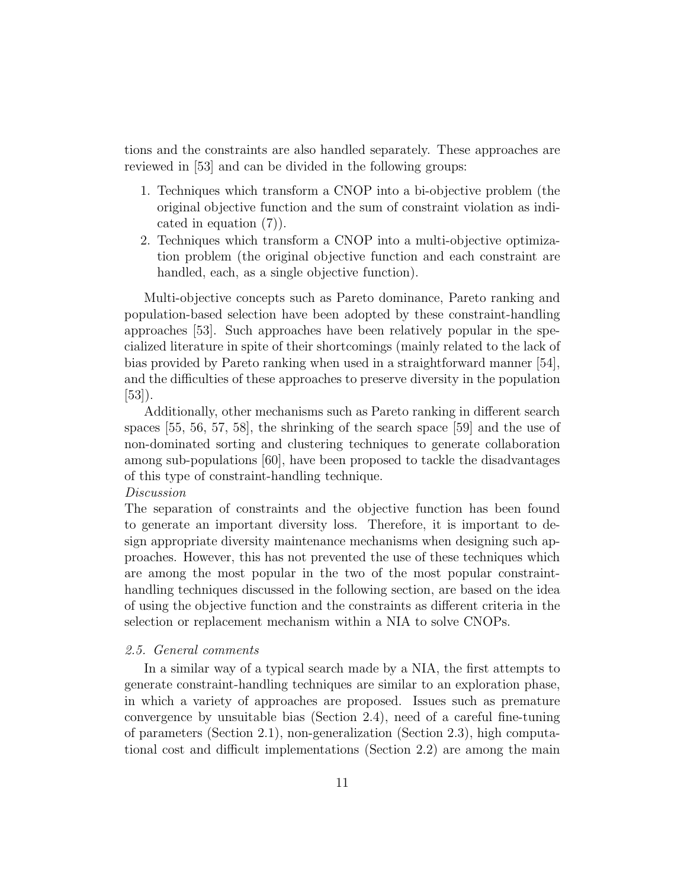tions and the constraints are also handled separately. These approaches are reviewed in [53] and can be divided in the following groups:

1. Techniques which transform a CNOP into a bi-objective problem (the original objective function and the sum of constraint violation as indicated in equation (7)).
2. Techniques which transform a CNOP into a multi-objective optimization problem (the original objective function and each constraint are handled, each, as a single objective function).

Multi-objective concepts such as Pareto dominance, Pareto ranking and population-based selection have been adopted by these constraint-handling approaches [53]. Such approaches have been relatively popular in the specialized literature in spite of their shortcomings (mainly related to the lack of bias provided by Pareto ranking when used in a straightforward manner [54], and the difficulties of these approaches to preserve diversity in the population [53]).

Additionally, other mechanisms such as Pareto ranking in different search spaces [55, 56, 57, 58], the shrinking of the search space [59] and the use of non-dominated sorting and clustering techniques to generate collaboration among sub-populations [60], have been proposed to tackle the disadvantages of this type of constraint-handling technique.

*Discussion*

The separation of constraints and the objective function has been found to generate an important diversity loss. Therefore, it is important to design appropriate diversity maintenance mechanisms when designing such approaches. However, this has not prevented the use of these techniques which are among the most popular in the two of the most popular constraint-handling techniques discussed in the following section, are based on the idea of using the objective function and the constraints as different criteria in the selection or replacement mechanism within a NIA to solve CNOPs.

### *2.5. General comments*

In a similar way of a typical search made by a NIA, the first attempts to generate constraint-handling techniques are similar to an exploration phase, in which a variety of approaches are proposed. Issues such as premature convergence by unsuitable bias (Section 2.4), need of a careful fine-tuning of parameters (Section 2.1), non-generalization (Section 2.3), high computational cost and difficult implementations (Section 2.2) are among the main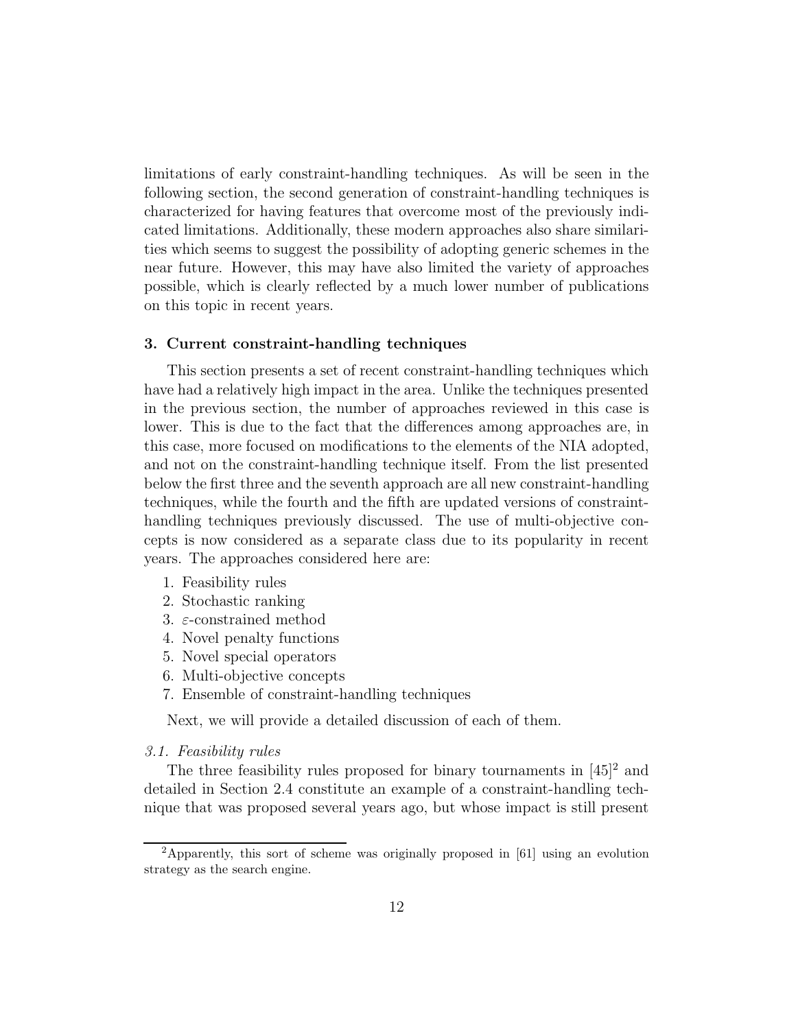limitations of early constraint-handling techniques. As will be seen in the following section, the second generation of constraint-handling techniques is characterized for having features that overcome most of the previously indicated limitations. Additionally, these modern approaches also share similarities which seems to suggest the possibility of adopting generic schemes in the near future. However, this may have also limited the variety of approaches possible, which is clearly reflected by a much lower number of publications on this topic in recent years.

## 3. Current constraint-handling techniques

This section presents a set of recent constraint-handling techniques which have had a relatively high impact in the area. Unlike the techniques presented in the previous section, the number of approaches reviewed in this case is lower. This is due to the fact that the differences among approaches are, in this case, more focused on modifications to the elements of the NIA adopted, and not on the constraint-handling technique itself. From the list presented below the first three and the seventh approach are all new constraint-handling techniques, while the fourth and the fifth are updated versions of constraint-handling techniques previously discussed. The use of multi-objective concepts is now considered as a separate class due to its popularity in recent years. The approaches considered here are:

1. Feasibility rules
2. Stochastic ranking
3. $\varepsilon$-constrained method
4. Novel penalty functions
5. Novel special operators
6. Multi-objective concepts
7. Ensemble of constraint-handling techniques

Next, we will provide a detailed discussion of each of them.

### *3.1. Feasibility rules*

The three feasibility rules proposed for binary tournaments in [45][2] and detailed in Section 2.4 constitute an example of a constraint-handling technique that was proposed several years ago, but whose impact is still present

[2] Apparently, this sort of scheme was originally proposed in [61] using an evolution strategy as the search engine.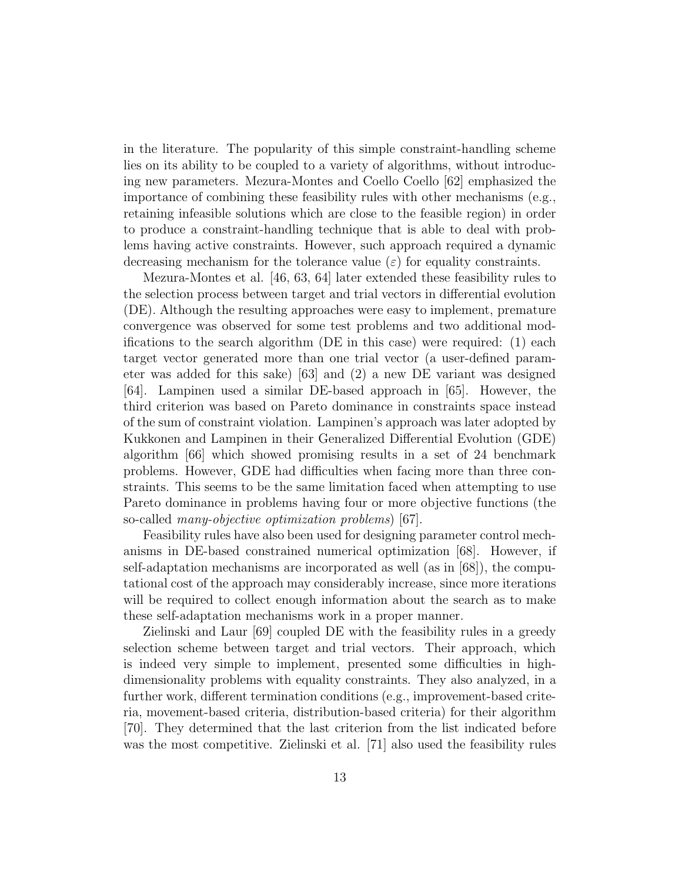in the literature. The popularity of this simple constraint-handling scheme lies on its ability to be coupled to a variety of algorithms, without introducing new parameters. Mezura-Montes and Coello Coello [62] emphasized the importance of combining these feasibility rules with other mechanisms (e.g., retaining infeasible solutions which are close to the feasible region) in order to produce a constraint-handling technique that is able to deal with problems having active constraints. However, such approach required a dynamic decreasing mechanism for the tolerance value ($\varepsilon$) for equality constraints.

Mezura-Montes et al. [46, 63, 64] later extended these feasibility rules to the selection process between target and trial vectors in differential evolution (DE). Although the resulting approaches were easy to implement, premature convergence was observed for some test problems and two additional modifications to the search algorithm (DE in this case) were required: (1) each target vector generated more than one trial vector (a user-defined parameter was added for this sake) [63] and (2) a new DE variant was designed [64]. Lampinen used a similar DE-based approach in [65]. However, the third criterion was based on Pareto dominance in constraints space instead of the sum of constraint violation. Lampinen's approach was later adopted by Kukkonen and Lampinen in their Generalized Differential Evolution (GDE) algorithm [66] which showed promising results in a set of 24 benchmark problems. However, GDE had difficulties when facing more than three constraints. This seems to be the same limitation faced when attempting to use Pareto dominance in problems having four or more objective functions (the so-called *many-objective optimization problems*) [67].

Feasibility rules have also been used for designing parameter control mechanisms in DE-based constrained numerical optimization [68]. However, if self-adaptation mechanisms are incorporated as well (as in [68]), the computational cost of the approach may considerably increase, since more iterations will be required to collect enough information about the search as to make these self-adaptation mechanisms work in a proper manner.

Zielinski and Laur [69] coupled DE with the feasibility rules in a greedy selection scheme between target and trial vectors. Their approach, which is indeed very simple to implement, presented some difficulties in high-dimensionality problems with equality constraints. They also analyzed, in a further work, different termination conditions (e.g., improvement-based criteria, movement-based criteria, distribution-based criteria) for their algorithm [70]. They determined that the last criterion from the list indicated before was the most competitive. Zielinski et al. [71] also used the feasibility rules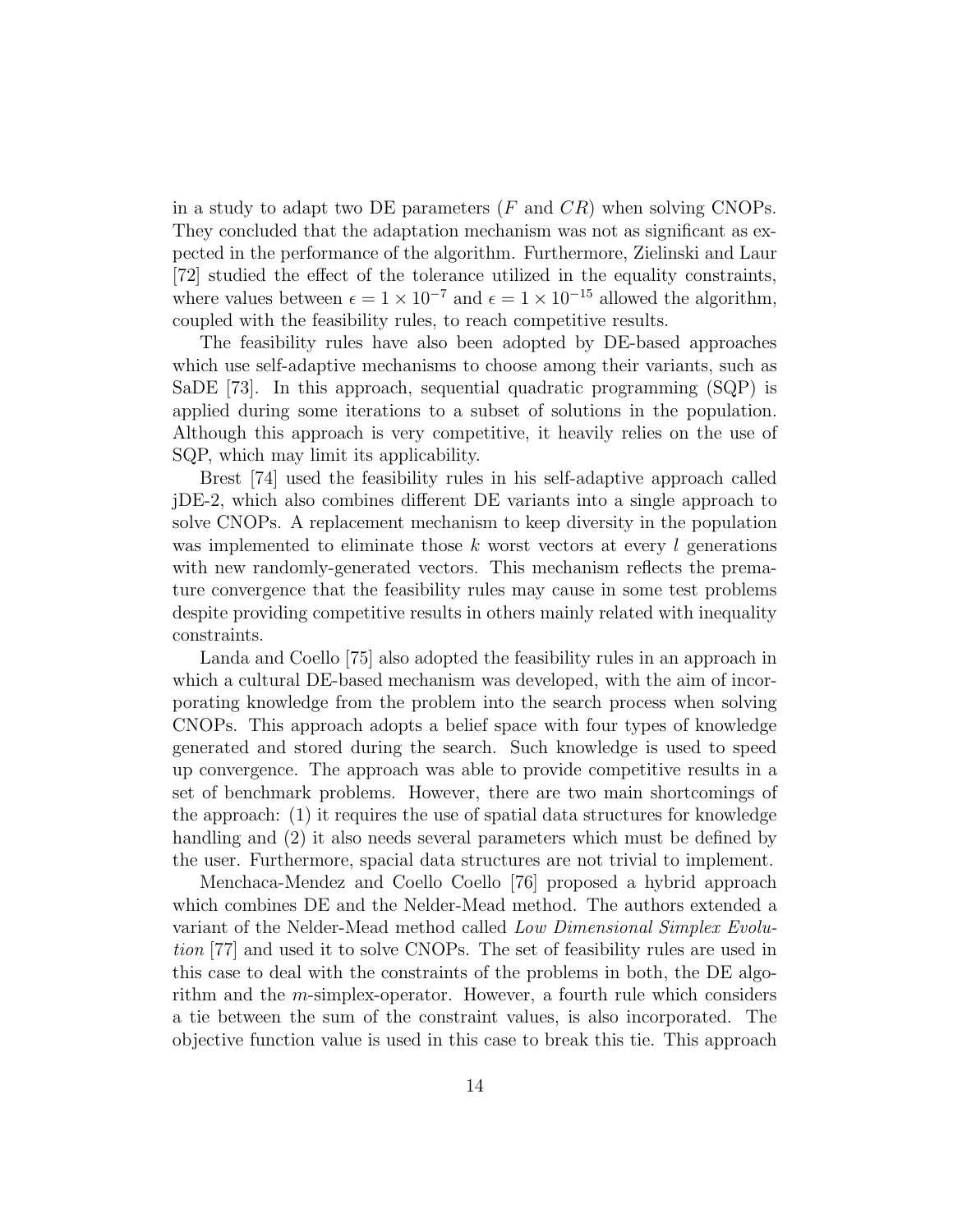in a study to adapt two DE parameters ($F$ and $CR$) when solving CNOPs. They concluded that the adaptation mechanism was not as significant as expected in the performance of the algorithm. Furthermore, Zielinski and Laur [72] studied the effect of the tolerance utilized in the equality constraints, where values between $\epsilon = 1 \times 10^{-7}$ and $\epsilon = 1 \times 10^{-15}$ allowed the algorithm, coupled with the feasibility rules, to reach competitive results.

The feasibility rules have also been adopted by DE-based approaches which use self-adaptive mechanisms to choose among their variants, such as SaDE [73]. In this approach, sequential quadratic programming (SQP) is applied during some iterations to a subset of solutions in the population. Although this approach is very competitive, it heavily relies on the use of SQP, which may limit its applicability.

Brest [74] used the feasibility rules in his self-adaptive approach called jDE-2, which also combines different DE variants into a single approach to solve CNOPs. A replacement mechanism to keep diversity in the population was implemented to eliminate those $k$ worst vectors at every $l$ generations with new randomly-generated vectors. This mechanism reflects the premature convergence that the feasibility rules may cause in some test problems despite providing competitive results in others mainly related with inequality constraints.

Landa and Coello [75] also adopted the feasibility rules in an approach in which a cultural DE-based mechanism was developed, with the aim of incorporating knowledge from the problem into the search process when solving CNOPs. This approach adopts a belief space with four types of knowledge generated and stored during the search. Such knowledge is used to speed up convergence. The approach was able to provide competitive results in a set of benchmark problems. However, there are two main shortcomings of the approach: (1) it requires the use of spatial data structures for knowledge handling and (2) it also needs several parameters which must be defined by the user. Furthermore, spacial data structures are not trivial to implement.

Menchaca-Mendez and Coello Coello [76] proposed a hybrid approach which combines DE and the Nelder-Mead method. The authors extended a variant of the Nelder-Mead method called *Low Dimensional Simplex Evolution* [77] and used it to solve CNOPs. The set of feasibility rules are used in this case to deal with the constraints of the problems in both, the DE algorithm and the $m$-simplex-operator. However, a fourth rule which considers a tie between the sum of the constraint values, is also incorporated. The objective function value is used in this case to break this tie. This approach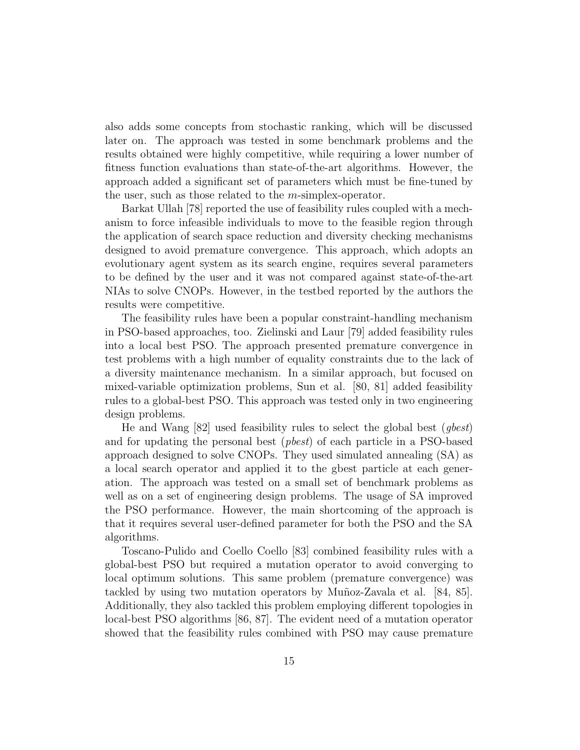also adds some concepts from stochastic ranking, which will be discussed later on. The approach was tested in some benchmark problems and the results obtained were highly competitive, while requiring a lower number of fitness function evaluations than state-of-the-art algorithms. However, the approach added a significant set of parameters which must be fine-tuned by the user, such as those related to the $m$-simplex-operator.

Barkat Ullah [78] reported the use of feasibility rules coupled with a mechanism to force infeasible individuals to move to the feasible region through the application of search space reduction and diversity checking mechanisms designed to avoid premature convergence. This approach, which adopts an evolutionary agent system as its search engine, requires several parameters to be defined by the user and it was not compared against state-of-the-art NIAs to solve CNOPs. However, in the testbed reported by the authors the results were competitive.

The feasibility rules have been a popular constraint-handling mechanism in PSO-based approaches, too. Zielinski and Laur [79] added feasibility rules into a local best PSO. The approach presented premature convergence in test problems with a high number of equality constraints due to the lack of a diversity maintenance mechanism. In a similar approach, but focused on mixed-variable optimization problems, Sun et al. [80, 81] added feasibility rules to a global-best PSO. This approach was tested only in two engineering design problems.

He and Wang [82] used feasibility rules to select the global best (*gbest*) and for updating the personal best (*pbest*) of each particle in a PSO-based approach designed to solve CNOPs. They used simulated annealing (SA) as a local search operator and applied it to the gbest particle at each generation. The approach was tested on a small set of benchmark problems as well as on a set of engineering design problems. The usage of SA improved the PSO performance. However, the main shortcoming of the approach is that it requires several user-defined parameter for both the PSO and the SA algorithms.

Toscano-Pulido and Coello Coello [83] combined feasibility rules with a global-best PSO but required a mutation operator to avoid converging to local optimum solutions. This same problem (premature convergence) was tackled by using two mutation operators by Muñoz-Zavala et al. [84, 85]. Additionally, they also tackled this problem employing different topologies in local-best PSO algorithms [86, 87]. The evident need of a mutation operator showed that the feasibility rules combined with PSO may cause premature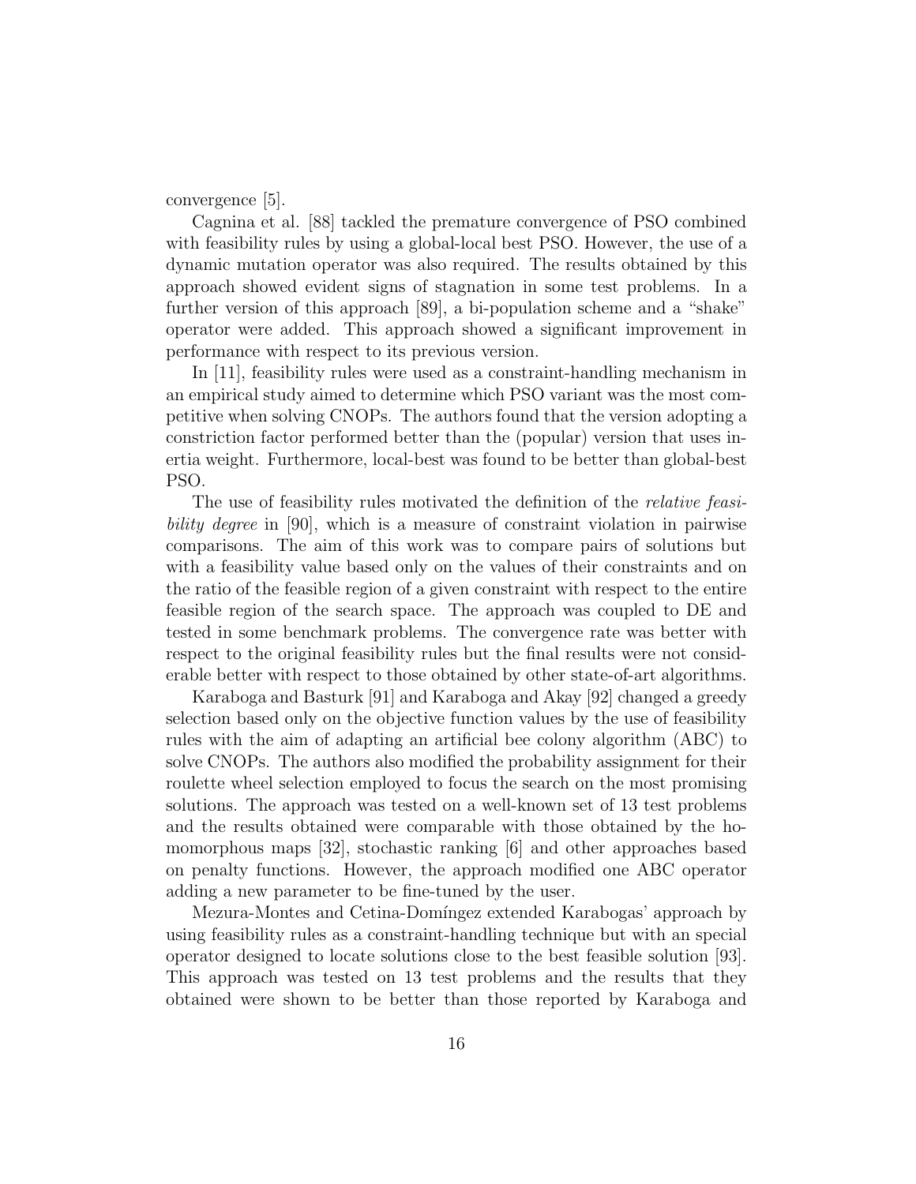convergence [5].

Cagnina et al. [88] tackled the premature convergence of PSO combined with feasibility rules by using a global-local best PSO. However, the use of a dynamic mutation operator was also required. The results obtained by this approach showed evident signs of stagnation in some test problems. In a further version of this approach [89], a bi-population scheme and a "shake" operator were added. This approach showed a significant improvement in performance with respect to its previous version.

In [11], feasibility rules were used as a constraint-handling mechanism in an empirical study aimed to determine which PSO variant was the most competitive when solving CNOPs. The authors found that the version adopting a constriction factor performed better than the (popular) version that uses inertia weight. Furthermore, local-best was found to be better than global-best PSO.

The use of feasibility rules motivated the definition of the *relative feasibility degree* in [90], which is a measure of constraint violation in pairwise comparisons. The aim of this work was to compare pairs of solutions but with a feasibility value based only on the values of their constraints and on the ratio of the feasible region of a given constraint with respect to the entire feasible region of the search space. The approach was coupled to DE and tested in some benchmark problems. The convergence rate was better with respect to the original feasibility rules but the final results were not considerable better with respect to those obtained by other state-of-art algorithms.

Karaboga and Basturk [91] and Karaboga and Akay [92] changed a greedy selection based only on the objective function values by the use of feasibility rules with the aim of adapting an artificial bee colony algorithm (ABC) to solve CNOPs. The authors also modified the probability assignment for their roulette wheel selection employed to focus the search on the most promising solutions. The approach was tested on a well-known set of 13 test problems and the results obtained were comparable with those obtained by the homomorphous maps [32], stochastic ranking [6] and other approaches based on penalty functions. However, the approach modified one ABC operator adding a new parameter to be fine-tuned by the user.

Mezura-Montes and Cetina-Domíngez extended Karabogas' approach by using feasibility rules as a constraint-handling technique but with an special operator designed to locate solutions close to the best feasible solution [93]. This approach was tested on 13 test problems and the results that they obtained were shown to be better than those reported by Karaboga and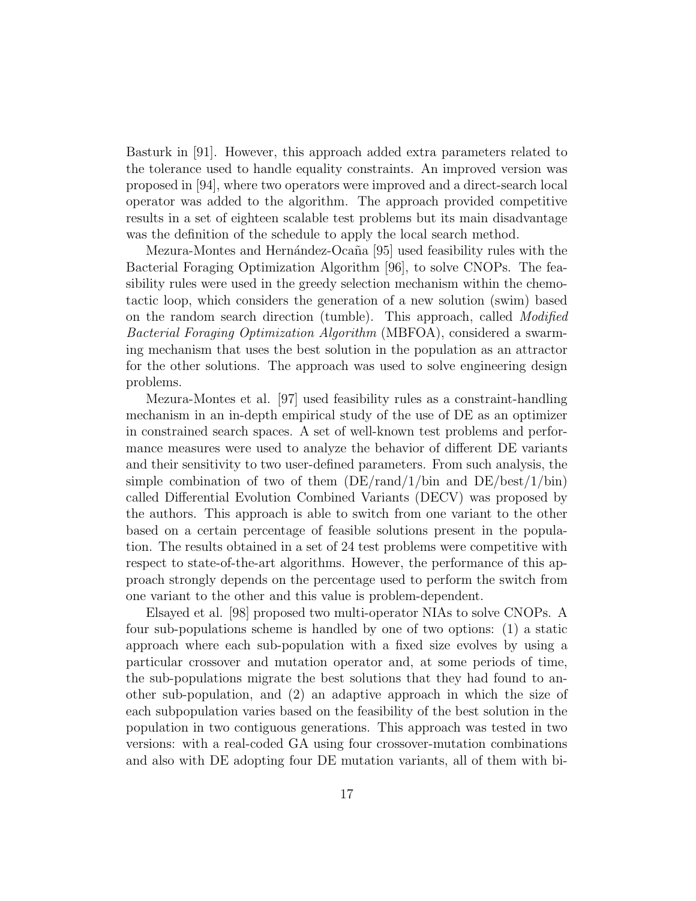Basturk in [91]. However, this approach added extra parameters related to the tolerance used to handle equality constraints. An improved version was proposed in [94], where two operators were improved and a direct-search local operator was added to the algorithm. The approach provided competitive results in a set of eighteen scalable test problems but its main disadvantage was the definition of the schedule to apply the local search method.

Mezura-Montes and Hernández-Ocaña [95] used feasibility rules with the Bacterial Foraging Optimization Algorithm [96], to solve CNOPs. The feasibility rules were used in the greedy selection mechanism within the chemotactic loop, which considers the generation of a new solution (swim) based on the random search direction (tumble). This approach, called *Modified Bacterial Foraging Optimization Algorithm* (MBFOA), considered a swarming mechanism that uses the best solution in the population as an attractor for the other solutions. The approach was used to solve engineering design problems.

Mezura-Montes et al. [97] used feasibility rules as a constraint-handling mechanism in an in-depth empirical study of the use of DE as an optimizer in constrained search spaces. A set of well-known test problems and performance measures were used to analyze the behavior of different DE variants and their sensitivity to two user-defined parameters. From such analysis, the simple combination of two of them (DE/rand/1/bin and DE/best/1/bin) called Differential Evolution Combined Variants (DECV) was proposed by the authors. This approach is able to switch from one variant to the other based on a certain percentage of feasible solutions present in the population. The results obtained in a set of 24 test problems were competitive with respect to state-of-the-art algorithms. However, the performance of this approach strongly depends on the percentage used to perform the switch from one variant to the other and this value is problem-dependent.

Elsayed et al. [98] proposed two multi-operator NIAs to solve CNOPs. A four sub-populations scheme is handled by one of two options: (1) a static approach where each sub-population with a fixed size evolves by using a particular crossover and mutation operator and, at some periods of time, the sub-populations migrate the best solutions that they had found to another sub-population, and (2) an adaptive approach in which the size of each subpopulation varies based on the feasibility of the best solution in the population in two contiguous generations. This approach was tested in two versions: with a real-coded GA using four crossover-mutation combinations and also with DE adopting four DE mutation variants, all of them with bi-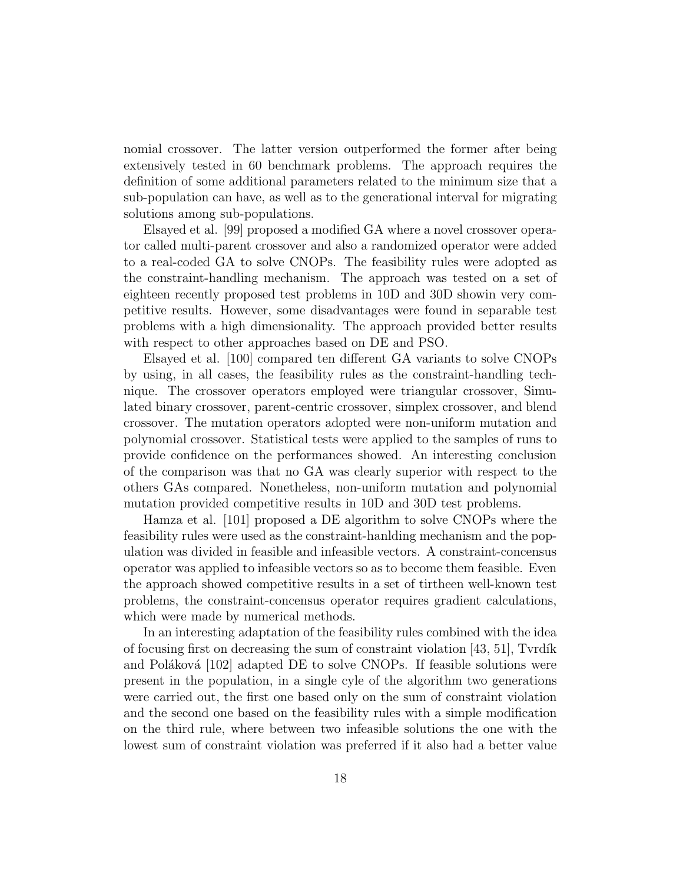nomial crossover. The latter version outperformed the former after being extensively tested in 60 benchmark problems. The approach requires the definition of some additional parameters related to the minimum size that a sub-population can have, as well as to the generational interval for migrating solutions among sub-populations.

Elsayed et al. [99] proposed a modified GA where a novel crossover operator called multi-parent crossover and also a randomized operator were added to a real-coded GA to solve CNOPs. The feasibility rules were adopted as the constraint-handling mechanism. The approach was tested on a set of eighteen recently proposed test problems in 10D and 30D showin very competitive results. However, some disadvantages were found in separable test problems with a high dimensionality. The approach provided better results with respect to other approaches based on DE and PSO.

Elsayed et al. [100] compared ten different GA variants to solve CNOPs by using, in all cases, the feasibility rules as the constraint-handling technique. The crossover operators employed were triangular crossover, Simulated binary crossover, parent-centric crossover, simplex crossover, and blend crossover. The mutation operators adopted were non-uniform mutation and polynomial crossover. Statistical tests were applied to the samples of runs to provide confidence on the performances showed. An interesting conclusion of the comparison was that no GA was clearly superior with respect to the others GAs compared. Nonetheless, non-uniform mutation and polynomial mutation provided competitive results in 10D and 30D test problems.

Hamza et al. [101] proposed a DE algorithm to solve CNOPs where the feasibility rules were used as the constraint-hanlding mechanism and the population was divided in feasible and infeasible vectors. A constraint-concensus operator was applied to infeasible vectors so as to become them feasible. Even the approach showed competitive results in a set of tirtheen well-known test problems, the constraint-concensus operator requires gradient calculations, which were made by numerical methods.

In an interesting adaptation of the feasibility rules combined with the idea of focusing first on decreasing the sum of constraint violation [43, 51], Tvrdík and Poláková [102] adapted DE to solve CNOPs. If feasible solutions were present in the population, in a single cycle of the algorithm two generations were carried out, the first one based only on the sum of constraint violation and the second one based on the feasibility rules with a simple modification on the third rule, where between two infeasible solutions the one with the lowest sum of constraint violation was preferred if it also had a better value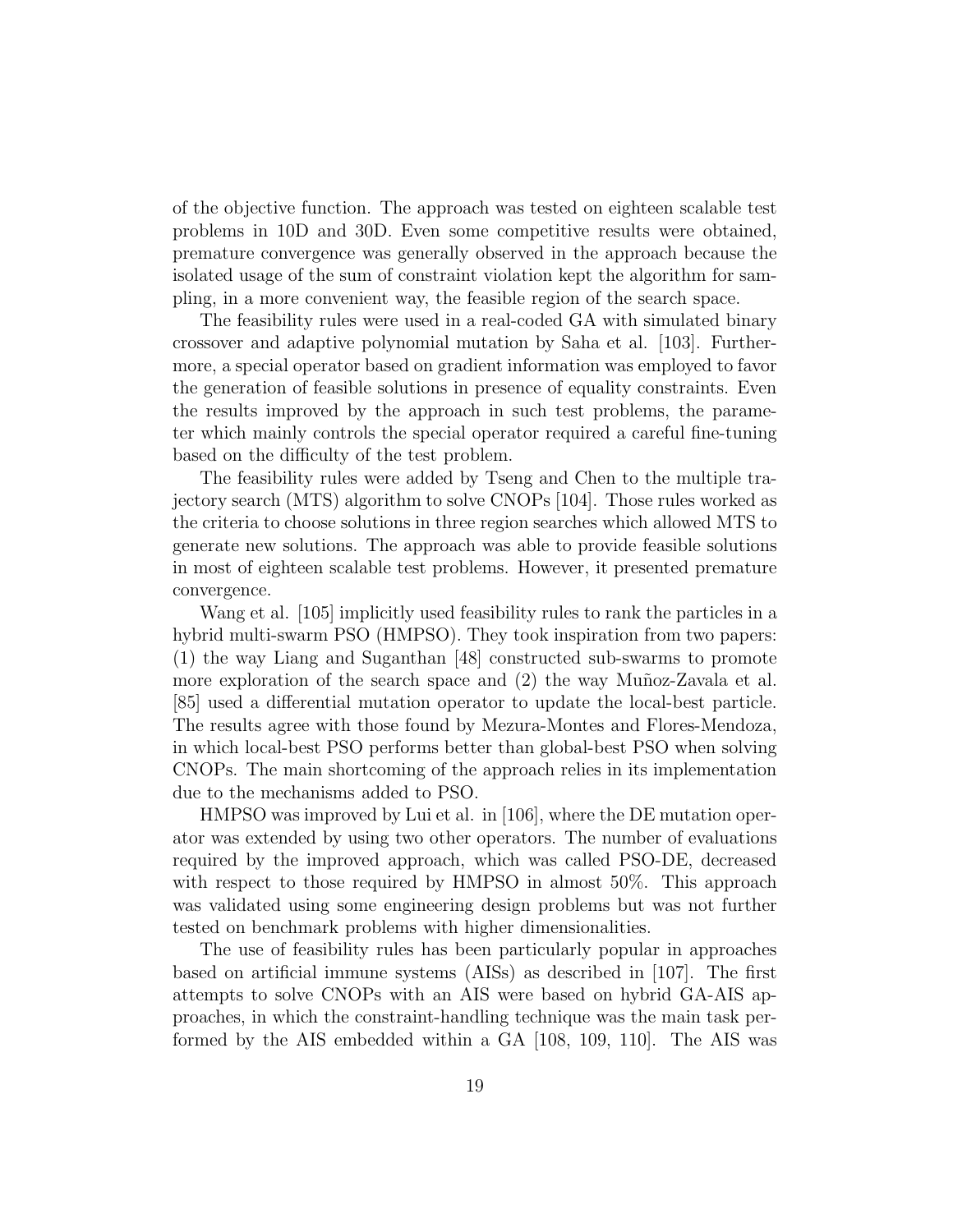of the objective function. The approach was tested on eighteen scalable test problems in 10D and 30D. Even some competitive results were obtained, premature convergence was generally observed in the approach because the isolated usage of the sum of constraint violation kept the algorithm for sampling, in a more convenient way, the feasible region of the search space.

The feasibility rules were used in a real-coded GA with simulated binary crossover and adaptive polynomial mutation by Saha et al. [103]. Furthermore, a special operator based on gradient information was employed to favor the generation of feasible solutions in presence of equality constraints. Even the results improved by the approach in such test problems, the parameter which mainly controls the special operator required a careful fine-tuning based on the difficulty of the test problem.

The feasibility rules were added by Tseng and Chen to the multiple trajectory search (MTS) algorithm to solve CNOPs [104]. Those rules worked as the criteria to choose solutions in three region searches which allowed MTS to generate new solutions. The approach was able to provide feasible solutions in most of eighteen scalable test problems. However, it presented premature convergence.

Wang et al. [105] implicitly used feasibility rules to rank the particles in a hybrid multi-swarm PSO (HMPSO). They took inspiration from two papers: (1) the way Liang and Suganthan [48] constructed sub-swarms to promote more exploration of the search space and (2) the way Muñoz-Zavala et al. [85] used a differential mutation operator to update the local-best particle. The results agree with those found by Mezura-Montes and Flores-Mendoza, in which local-best PSO performs better than global-best PSO when solving CNOPs. The main shortcoming of the approach relies in its implementation due to the mechanisms added to PSO.

HMPSO was improved by Lui et al. in [106], where the DE mutation operator was extended by using two other operators. The number of evaluations required by the improved approach, which was called PSO-DE, decreased with respect to those required by HMPSO in almost 50%. This approach was validated using some engineering design problems but was not further tested on benchmark problems with higher dimensionalities.

The use of feasibility rules has been particularly popular in approaches based on artificial immune systems (AISs) as described in [107]. The first attempts to solve CNOPs with an AIS were based on hybrid GA-AIS approaches, in which the constraint-handling technique was the main task performed by the AIS embedded within a GA [108, 109, 110]. The AIS was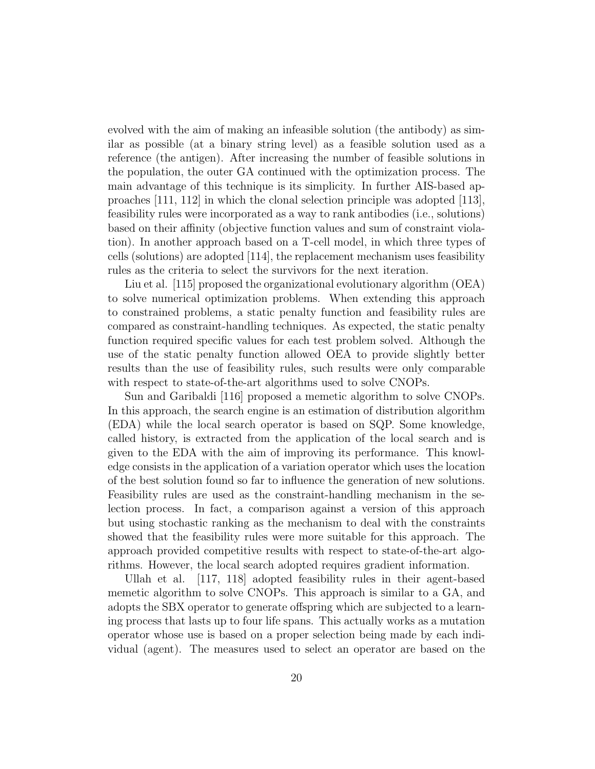evolved with the aim of making an infeasible solution (the antibody) as similar as possible (at a binary string level) as a feasible solution used as a reference (the antigen). After increasing the number of feasible solutions in the population, the outer GA continued with the optimization process. The main advantage of this technique is its simplicity. In further AIS-based approaches [111, 112] in which the clonal selection principle was adopted [113], feasibility rules were incorporated as a way to rank antibodies (i.e., solutions) based on their affinity (objective function values and sum of constraint violation). In another approach based on a T-cell model, in which three types of cells (solutions) are adopted [114], the replacement mechanism uses feasibility rules as the criteria to select the survivors for the next iteration.

Liu et al. [115] proposed the organizational evolutionary algorithm (OEA) to solve numerical optimization problems. When extending this approach to constrained problems, a static penalty function and feasibility rules are compared as constraint-handling techniques. As expected, the static penalty function required specific values for each test problem solved. Although the use of the static penalty function allowed OEA to provide slightly better results than the use of feasibility rules, such results were only comparable with respect to state-of-the-art algorithms used to solve CNOPs.

Sun and Garibaldi [116] proposed a memetic algorithm to solve CNOPs. In this approach, the search engine is an estimation of distribution algorithm (EDA) while the local search operator is based on SQP. Some knowledge, called history, is extracted from the application of the local search and is given to the EDA with the aim of improving its performance. This knowledge consists in the application of a variation operator which uses the location of the best solution found so far to influence the generation of new solutions. Feasibility rules are used as the constraint-handling mechanism in the selection process. In fact, a comparison against a version of this approach but using stochastic ranking as the mechanism to deal with the constraints showed that the feasibility rules were more suitable for this approach. The approach provided competitive results with respect to state-of-the-art algorithms. However, the local search adopted requires gradient information.

Ullah et al. [117, 118] adopted feasibility rules in their agent-based memetic algorithm to solve CNOPs. This approach is similar to a GA, and adopts the SBX operator to generate offspring which are subjected to a learning process that lasts up to four life spans. This actually works as a mutation operator whose use is based on a proper selection being made by each individual (agent). The measures used to select an operator are based on the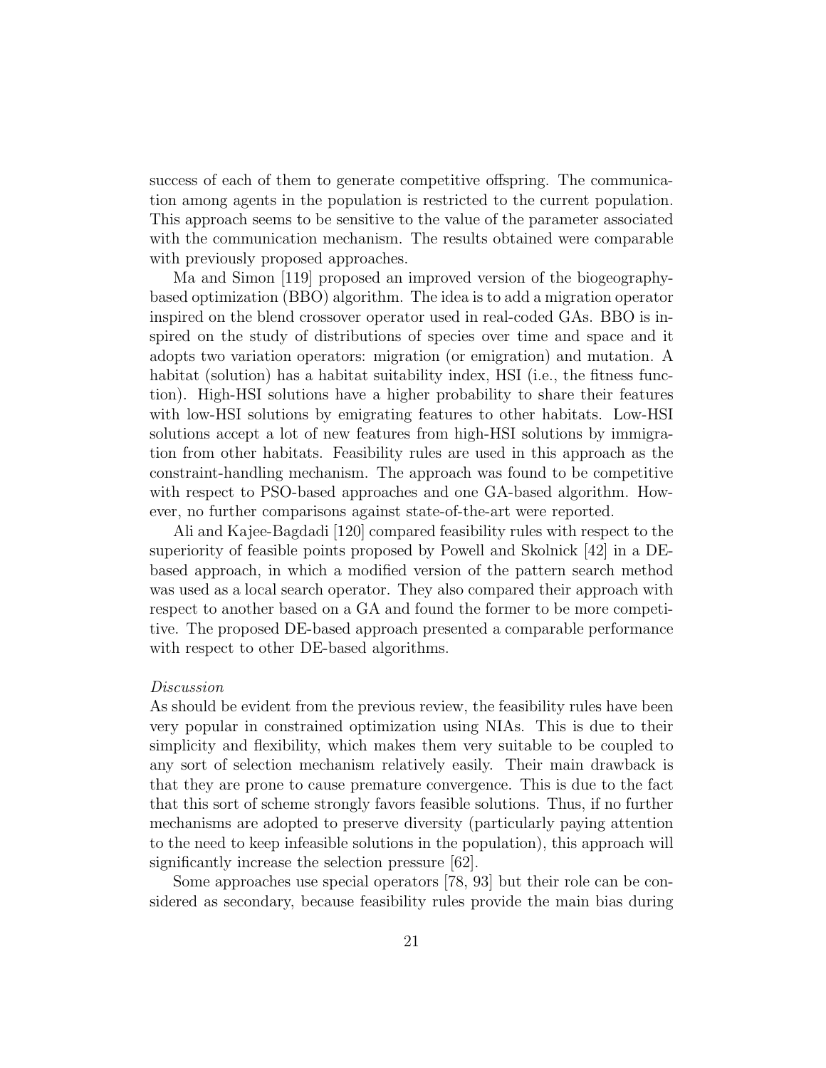success of each of them to generate competitive offspring. The communication among agents in the population is restricted to the current population. This approach seems to be sensitive to the value of the parameter associated with the communication mechanism. The results obtained were comparable with previously proposed approaches.

Ma and Simon [119] proposed an improved version of the biogeography-based optimization (BBO) algorithm. The idea is to add a migration operator inspired on the blend crossover operator used in real-coded GAs. BBO is inspired on the study of distributions of species over time and space and it adopts two variation operators: migration (or emigration) and mutation. A habitat (solution) has a habitat suitability index, HSI (i.e., the fitness function). High-HSI solutions have a higher probability to share their features with low-HSI solutions by emigrating features to other habitats. Low-HSI solutions accept a lot of new features from high-HSI solutions by immigration from other habitats. Feasibility rules are used in this approach as the constraint-handling mechanism. The approach was found to be competitive with respect to PSO-based approaches and one GA-based algorithm. However, no further comparisons against state-of-the-art were reported.

Ali and Kajee-Bagdadi [120] compared feasibility rules with respect to the superiority of feasible points proposed by Powell and Skolnick [42] in a DE-based approach, in which a modified version of the pattern search method was used as a local search operator. They also compared their approach with respect to another based on a GA and found the former to be more competitive. The proposed DE-based approach presented a comparable performance with respect to other DE-based algorithms.

*Discussion*

As should be evident from the previous review, the feasibility rules have been very popular in constrained optimization using NIAs. This is due to their simplicity and flexibility, which makes them very suitable to be coupled to any sort of selection mechanism relatively easily. Their main drawback is that they are prone to cause premature convergence. This is due to the fact that this sort of scheme strongly favors feasible solutions. Thus, if no further mechanisms are adopted to preserve diversity (particularly paying attention to the need to keep infeasible solutions in the population), this approach will significantly increase the selection pressure [62].

Some approaches use special operators [78, 93] but their role can be considered as secondary, because feasibility rules provide the main bias during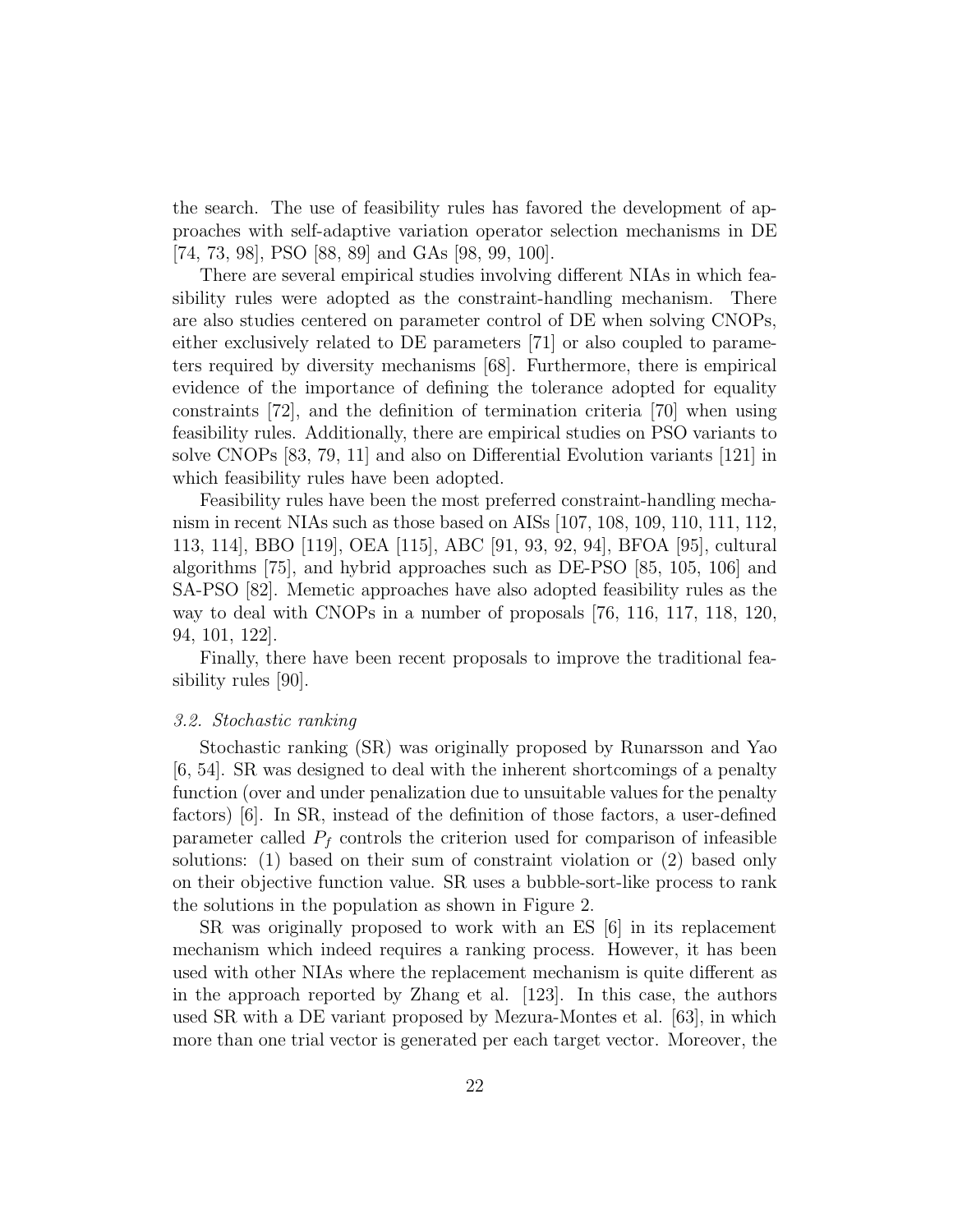the search. The use of feasibility rules has favored the development of approaches with self-adaptive variation operator selection mechanisms in DE [74, 73, 98], PSO [88, 89] and GAs [98, 99, 100].

There are several empirical studies involving different NIAs in which feasibility rules were adopted as the constraint-handling mechanism. There are also studies centered on parameter control of DE when solving CNOPs, either exclusively related to DE parameters [71] or also coupled to parameters required by diversity mechanisms [68]. Furthermore, there is empirical evidence of the importance of defining the tolerance adopted for equality constraints [72], and the definition of termination criteria [70] when using feasibility rules. Additionally, there are empirical studies on PSO variants to solve CNOPs [83, 79, 11] and also on Differential Evolution variants [121] in which feasibility rules have been adopted.

Feasibility rules have been the most preferred constraint-handling mechanism in recent NIAs such as those based on AISs [107, 108, 109, 110, 111, 112, 113, 114], BBO [119], OEA [115], ABC [91, 93, 92, 94], BFOA [95], cultural algorithms [75], and hybrid approaches such as DE-PSO [85, 105, 106] and SA-PSO [82]. Memetic approaches have also adopted feasibility rules as the way to deal with CNOPs in a number of proposals [76, 116, 117, 118, 120, 94, 101, 122].

Finally, there have been recent proposals to improve the traditional feasibility rules [90].

### *3.2. Stochastic ranking*

Stochastic ranking (SR) was originally proposed by Runarsson and Yao [6, 54]. SR was designed to deal with the inherent shortcomings of a penalty function (over and under penalization due to unsuitable values for the penalty factors) [6]. In SR, instead of the definition of those factors, a user-defined parameter called $P_f$ controls the criterion used for comparison of infeasible solutions: (1) based on their sum of constraint violation or (2) based only on their objective function value. SR uses a bubble-sort-like process to rank the solutions in the population as shown in Figure 2.

SR was originally proposed to work with an ES [6] in its replacement mechanism which indeed requires a ranking process. However, it has been used with other NIAs where the replacement mechanism is quite different as in the approach reported by Zhang et al. [123]. In this case, the authors used SR with a DE variant proposed by Mezura-Montes et al. [63], in which more than one trial vector is generated per each target vector. Moreover, the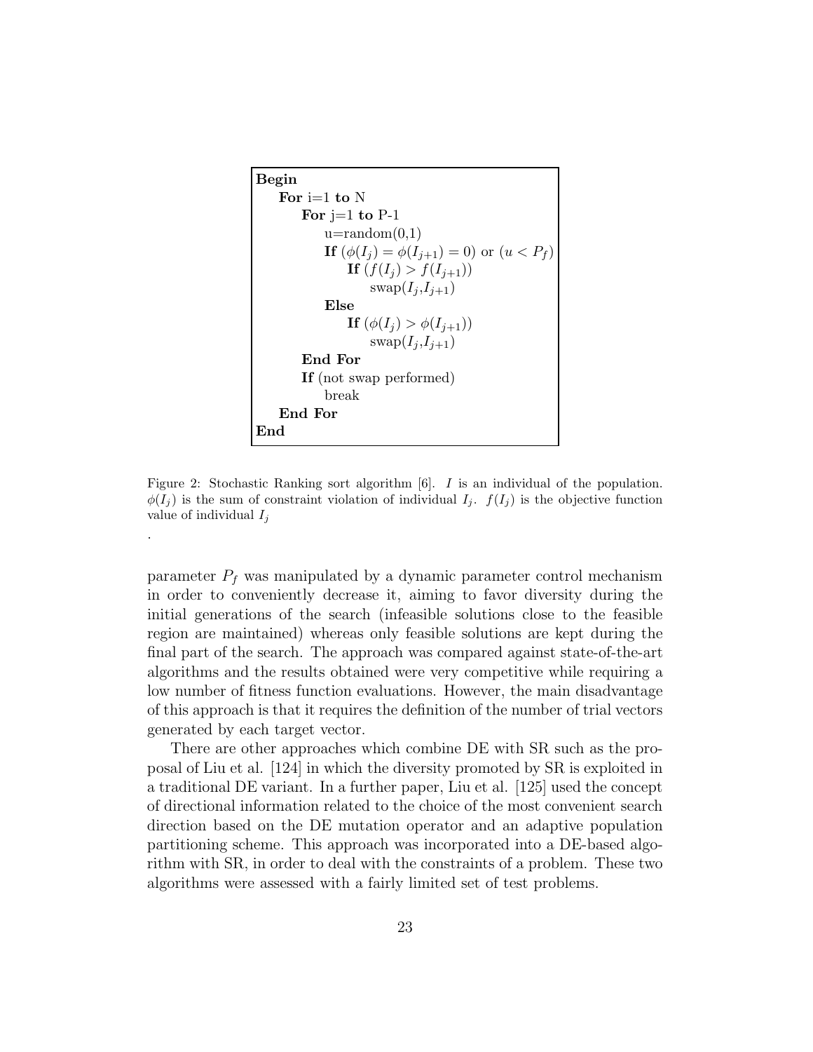```
Begin
    For i=1 to N
        For j=1 to P-1
            u=random(0,1)
            If (φ(I_j) = φ(I_{j+1}) = 0) or (u < P_f)
                If (f(I_j) > f(I_{j+1}))
                    swap(I_j,I_{j+1})
            Else
                If (φ(I_j) > φ(I_{j+1}))
                    swap(I_j,I_{j+1})
        End For
        If (not swap performed)
            break
    End For
End
```

Figure 2: Stochastic Ranking sort algorithm [6]. $I$ is an individual of the population. $\phi(I_j)$ is the sum of constraint violation of individual $I_j$. $f(I_j)$ is the objective function value of individual $I_j$

.

parameter $P_f$ was manipulated by a dynamic parameter control mechanism in order to conveniently decrease it, aiming to favor diversity during the initial generations of the search (infeasible solutions close to the feasible region are maintained) whereas only feasible solutions are kept during the final part of the search. The approach was compared against state-of-the-art algorithms and the results obtained were very competitive while requiring a low number of fitness function evaluations. However, the main disadvantage of this approach is that it requires the definition of the number of trial vectors generated by each target vector.

There are other approaches which combine DE with SR such as the proposal of Liu et al. [124] in which the diversity promoted by SR is exploited in a traditional DE variant. In a further paper, Liu et al. [125] used the concept of directional information related to the choice of the most convenient search direction based on the DE mutation operator and an adaptive population partitioning scheme. This approach was incorporated into a DE-based algorithm with SR, in order to deal with the constraints of a problem. These two algorithms were assessed with a fairly limited set of test problems.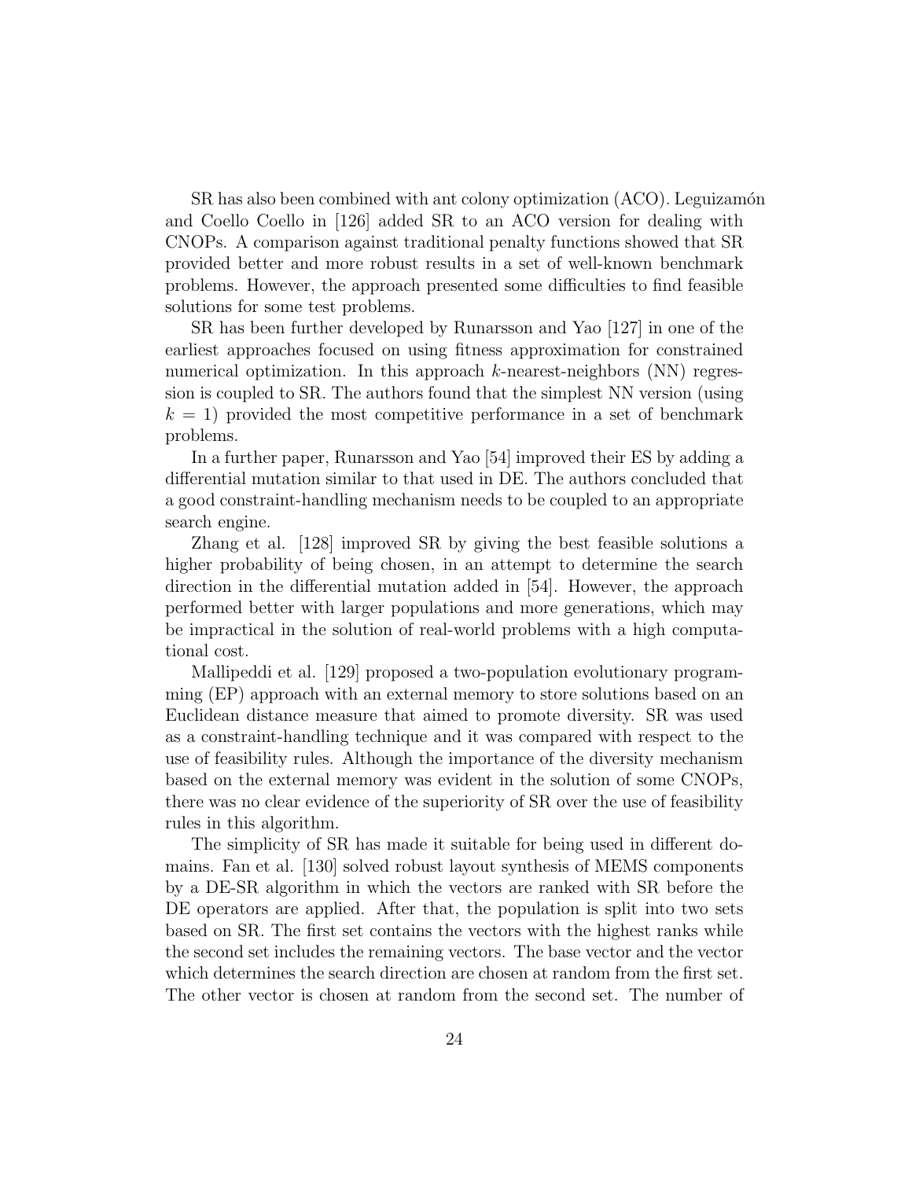SR has also been combined with ant colony optimization (ACO). Leguizamón and Coello Coello in [126] added SR to an ACO version for dealing with CNOPs. A comparison against traditional penalty functions showed that SR provided better and more robust results in a set of well-known benchmark problems. However, the approach presented some difficulties to find feasible solutions for some test problems.

SR has been further developed by Runarsson and Yao [127] in one of the earliest approaches focused on using fitness approximation for constrained numerical optimization. In this approach $k$-nearest-neighbors (NN) regression is coupled to SR. The authors found that the simplest NN version (using $k = 1$) provided the most competitive performance in a set of benchmark problems.

In a further paper, Runarsson and Yao [54] improved their ES by adding a differential mutation similar to that used in DE. The authors concluded that a good constraint-handling mechanism needs to be coupled to an appropriate search engine.

Zhang et al. [128] improved SR by giving the best feasible solutions a higher probability of being chosen, in an attempt to determine the search direction in the differential mutation added in [54]. However, the approach performed better with larger populations and more generations, which may be impractical in the solution of real-world problems with a high computational cost.

Mallipeddi et al. [129] proposed a two-population evolutionary programming (EP) approach with an external memory to store solutions based on an Euclidean distance measure that aimed to promote diversity. SR was used as a constraint-handling technique and it was compared with respect to the use of feasibility rules. Although the importance of the diversity mechanism based on the external memory was evident in the solution of some CNOPs, there was no clear evidence of the superiority of SR over the use of feasibility rules in this algorithm.

The simplicity of SR has made it suitable for being used in different domains. Fan et al. [130] solved robust layout synthesis of MEMS components by a DE-SR algorithm in which the vectors are ranked with SR before the DE operators are applied. After that, the population is split into two sets based on SR. The first set contains the vectors with the highest ranks while the second set includes the remaining vectors. The base vector and the vector which determines the search direction are chosen at random from the first set. The other vector is chosen at random from the second set. The number of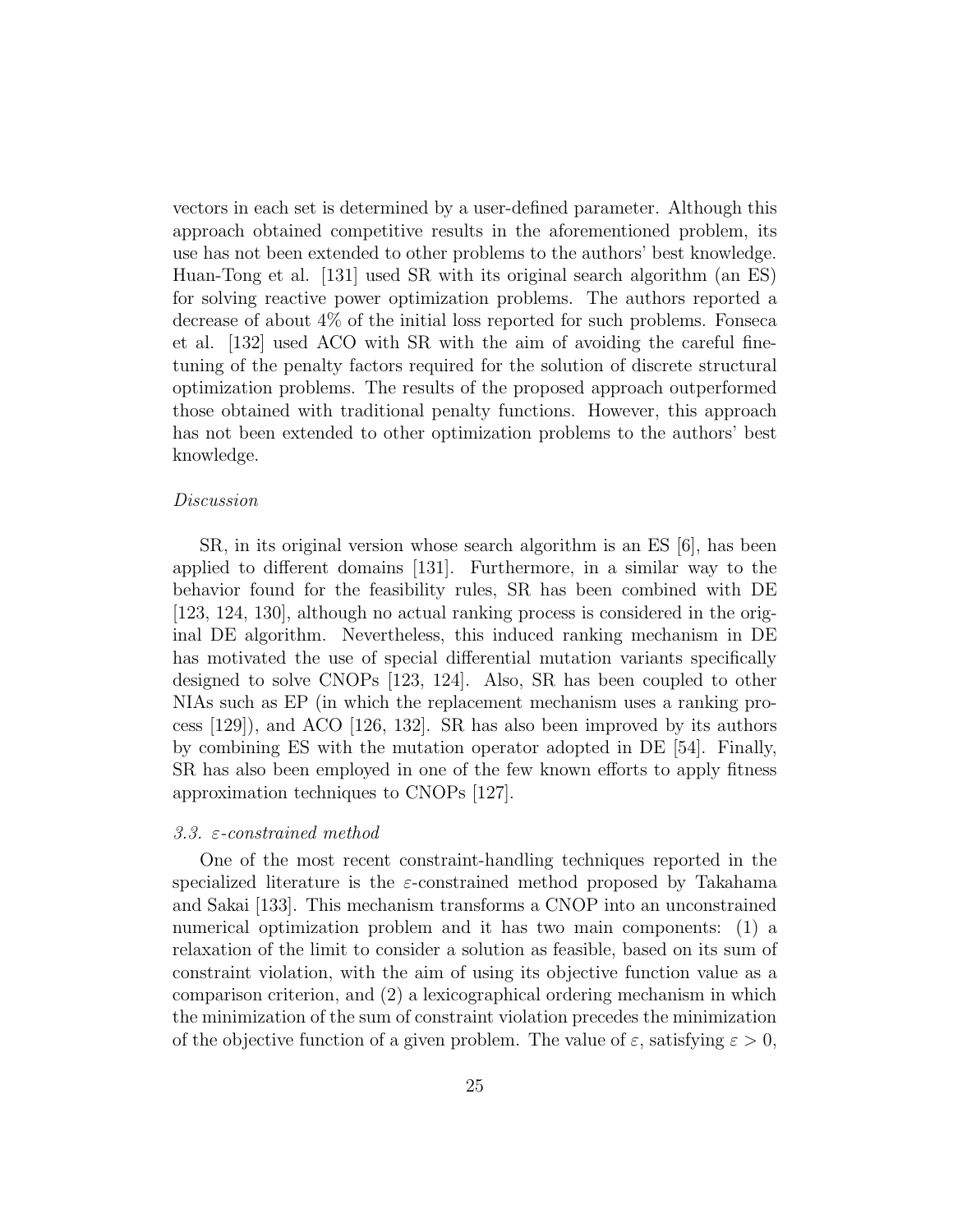vectors in each set is determined by a user-defined parameter. Although this approach obtained competitive results in the aforementioned problem, its use has not been extended to other problems to the authors' best knowledge. Huan-Tong et al. [131] used SR with its original search algorithm (an ES) for solving reactive power optimization problems. The authors reported a decrease of about 4% of the initial loss reported for such problems. Fonseca et al. [132] used ACO with SR with the aim of avoiding the careful fine-tuning of the penalty factors required for the solution of discrete structural optimization problems. The results of the proposed approach outperformed those obtained with traditional penalty functions. However, this approach has not been extended to other optimization problems to the authors' best knowledge.

*Discussion*

SR, in its original version whose search algorithm is an ES [6], has been applied to different domains [131]. Furthermore, in a similar way to the behavior found for the feasibility rules, SR has been combined with DE [123, 124, 130], although no actual ranking process is considered in the original DE algorithm. Nevertheless, this induced ranking mechanism in DE has motivated the use of special differential mutation variants specifically designed to solve CNOPs [123, 124]. Also, SR has been coupled to other NIAs such as EP (in which the replacement mechanism uses a ranking process [129]), and ACO [126, 132]. SR has also been improved by its authors by combining ES with the mutation operator adopted in DE [54]. Finally, SR has also been employed in one of the few known efforts to apply fitness approximation techniques to CNOPs [127].

### *3.3. $\varepsilon$-constrained method*

One of the most recent constraint-handling techniques reported in the specialized literature is the $\varepsilon$-constrained method proposed by Takahama and Sakai [133]. This mechanism transforms a CNOP into an unconstrained numerical optimization problem and it has two main components: (1) a relaxation of the limit to consider a solution as feasible, based on its sum of constraint violation, with the aim of using its objective function value as a comparison criterion, and (2) a lexicographical ordering mechanism in which the minimization of the sum of constraint violation precedes the minimization of the objective function of a given problem. The value of $\varepsilon$, satisfying $\varepsilon > 0$,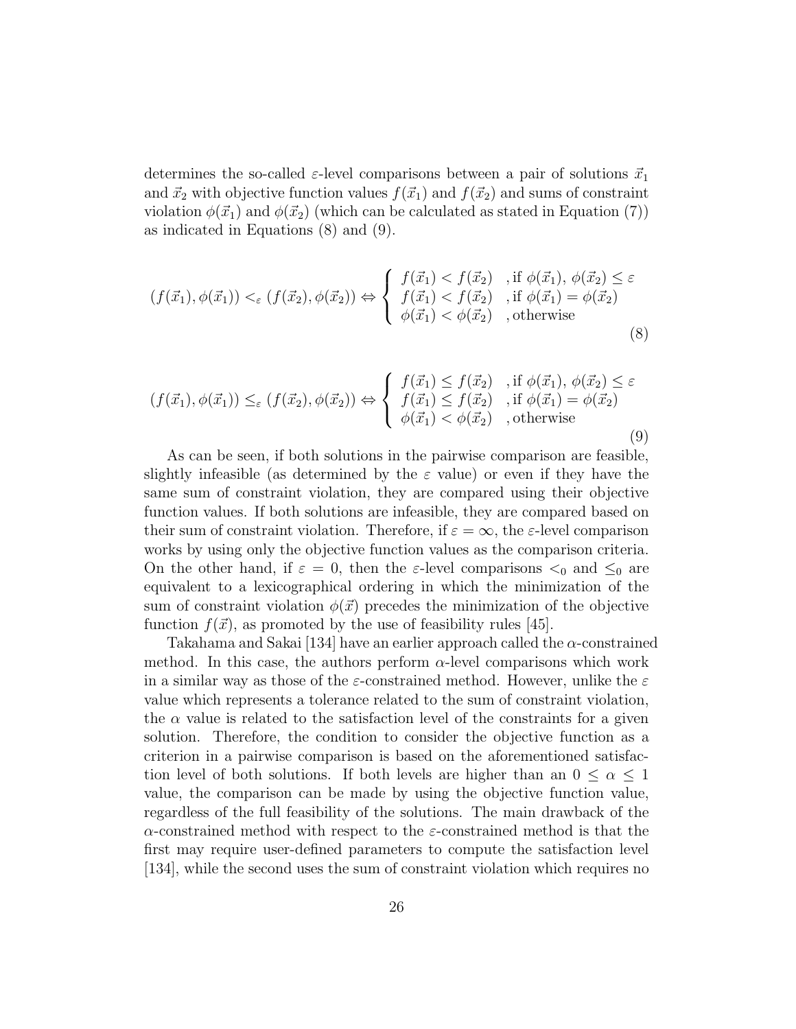determines the so-called $\varepsilon$-level comparisons between a pair of solutions $\vec{x}_1$ and $\vec{x}_2$ with objective function values $f(\vec{x}_1)$ and $f(\vec{x}_2)$ and sums of constraint violation $\phi(\vec{x}_1)$ and $\phi(\vec{x}_2)$ (which can be calculated as stated in Equation (7)) as indicated in Equations (8) and (9).

$$(f(\vec{x}_1), \phi(\vec{x}_1)) <_\varepsilon (f(\vec{x}_2), \phi(\vec{x}_2)) \Leftrightarrow \begin{cases} f(\vec{x}_1) < f(\vec{x}_2) & \text{, if } \phi(\vec{x}_1), \phi(\vec{x}_2) \leq \varepsilon \\ f(\vec{x}_1) < f(\vec{x}_2) & \text{, if } \phi(\vec{x}_1) = \phi(\vec{x}_2) \\ \phi(\vec{x}_1) < \phi(\vec{x}_2) & \text{, otherwise} \end{cases} \tag{8}$$

$$(f(\vec{x}_1), \phi(\vec{x}_1)) \leq_\varepsilon (f(\vec{x}_2), \phi(\vec{x}_2)) \Leftrightarrow \begin{cases} f(\vec{x}_1) \leq f(\vec{x}_2) & \text{, if } \phi(\vec{x}_1), \phi(\vec{x}_2) \leq \varepsilon \\ f(\vec{x}_1) \leq f(\vec{x}_2) & \text{, if } \phi(\vec{x}_1) = \phi(\vec{x}_2) \\ \phi(\vec{x}_1) < \phi(\vec{x}_2) & \text{, otherwise} \end{cases} \tag{9}$$

As can be seen, if both solutions in the pairwise comparison are feasible, slightly infeasible (as determined by the $\varepsilon$ value) or even if they have the same sum of constraint violation, they are compared using their objective function values. If both solutions are infeasible, they are compared based on their sum of constraint violation. Therefore, if $\varepsilon = \infty$, the $\varepsilon$-level comparison works by using only the objective function values as the comparison criteria. On the other hand, if $\varepsilon = 0$, then the $\varepsilon$-level comparisons $<_0$ and $\leq_0$ are equivalent to a lexicographical ordering in which the minimization of the sum of constraint violation $\phi(\vec{x})$ precedes the minimization of the objective function $f(\vec{x})$, as promoted by the use of feasibility rules [45].

Takahama and Sakai [134] have an earlier approach called the $\alpha$-constrained method. In this case, the authors perform $\alpha$-level comparisons which work in a similar way as those of the $\varepsilon$-constrained method. However, unlike the $\varepsilon$ value which represents a tolerance related to the sum of constraint violation, the $\alpha$ value is related to the satisfaction level of the constraints for a given solution. Therefore, the condition to consider the objective function as a criterion in a pairwise comparison is based on the aforementioned satisfaction level of both solutions. If both levels are higher than an $0 \leq \alpha \leq 1$ value, the comparison can be made by using the objective function value, regardless of the full feasibility of the solutions. The main drawback of the $\alpha$-constrained method with respect to the $\varepsilon$-constrained method is that the first may require user-defined parameters to compute the satisfaction level [134], while the second uses the sum of constraint violation which requires no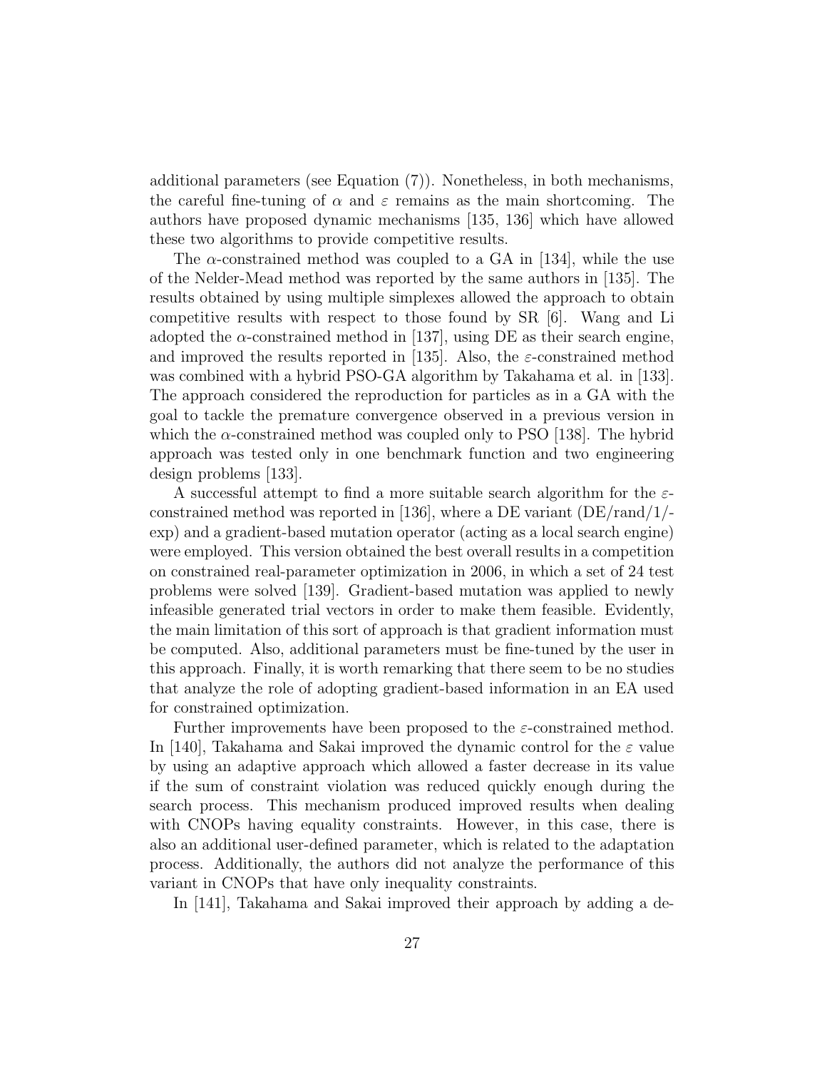additional parameters (see Equation (7)). Nonetheless, in both mechanisms, the careful fine-tuning of $\alpha$ and $\varepsilon$ remains as the main shortcoming. The authors have proposed dynamic mechanisms [135, 136] which have allowed these two algorithms to provide competitive results.

The $\alpha$-constrained method was coupled to a GA in [134], while the use of the Nelder-Mead method was reported by the same authors in [135]. The results obtained by using multiple simplexes allowed the approach to obtain competitive results with respect to those found by SR [6]. Wang and Li adopted the $\alpha$-constrained method in [137], using DE as their search engine, and improved the results reported in [135]. Also, the $\varepsilon$-constrained method was combined with a hybrid PSO-GA algorithm by Takahama et al. in [133]. The approach considered the reproduction for particles as in a GA with the goal to tackle the premature convergence observed in a previous version in which the $\alpha$-constrained method was coupled only to PSO [138]. The hybrid approach was tested only in one benchmark function and two engineering design problems [133].

A successful attempt to find a more suitable search algorithm for the $\varepsilon$-constrained method was reported in [136], where a DE variant (DE/rand/1/-exp) and a gradient-based mutation operator (acting as a local search engine) were employed. This version obtained the best overall results in a competition on constrained real-parameter optimization in 2006, in which a set of 24 test problems were solved [139]. Gradient-based mutation was applied to newly infeasible generated trial vectors in order to make them feasible. Evidently, the main limitation of this sort of approach is that gradient information must be computed. Also, additional parameters must be fine-tuned by the user in this approach. Finally, it is worth remarking that there seem to be no studies that analyze the role of adopting gradient-based information in an EA used for constrained optimization.

Further improvements have been proposed to the $\varepsilon$-constrained method. In [140], Takahama and Sakai improved the dynamic control for the $\varepsilon$ value by using an adaptive approach which allowed a faster decrease in its value if the sum of constraint violation was reduced quickly enough during the search process. This mechanism produced improved results when dealing with CNOPs having equality constraints. However, in this case, there is also an additional user-defined parameter, which is related to the adaptation process. Additionally, the authors did not analyze the performance of this variant in CNOPs that have only inequality constraints.

In [141], Takahama and Sakai improved their approach by adding a de-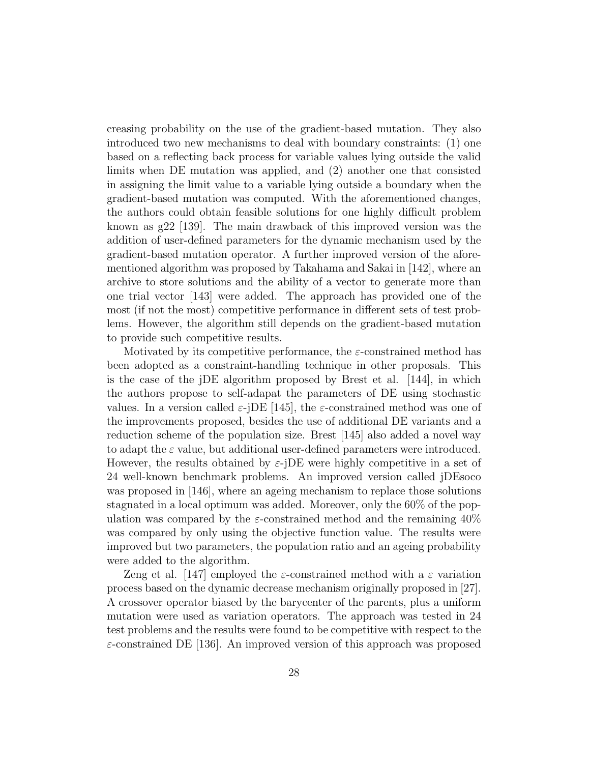creasing probability on the use of the gradient-based mutation. They also introduced two new mechanisms to deal with boundary constraints: (1) one based on a reflecting back process for variable values lying outside the valid limits when DE mutation was applied, and (2) another one that consisted in assigning the limit value to a variable lying outside a boundary when the gradient-based mutation was computed. With the aforementioned changes, the authors could obtain feasible solutions for one highly difficult problem known as g22 [139]. The main drawback of this improved version was the addition of user-defined parameters for the dynamic mechanism used by the gradient-based mutation operator. A further improved version of the aforementioned algorithm was proposed by Takahama and Sakai in [142], where an archive to store solutions and the ability of a vector to generate more than one trial vector [143] were added. The approach has provided one of the most (if not the most) competitive performance in different sets of test problems. However, the algorithm still depends on the gradient-based mutation to provide such competitive results.

Motivated by its competitive performance, the $\varepsilon$-constrained method has been adopted as a constraint-handling technique in other proposals. This is the case of the jDE algorithm proposed by Brest et al. [144], in which the authors propose to self-adapat the parameters of DE using stochastic values. In a version called $\varepsilon$-jDE [145], the $\varepsilon$-constrained method was one of the improvements proposed, besides the use of additional DE variants and a reduction scheme of the population size. Brest [145] also added a novel way to adapt the $\varepsilon$ value, but additional user-defined parameters were introduced. However, the results obtained by $\varepsilon$-jDE were highly competitive in a set of 24 well-known benchmark problems. An improved version called jDEsoco was proposed in [146], where an ageing mechanism to replace those solutions stagnated in a local optimum was added. Moreover, only the 60% of the population was compared by the $\varepsilon$-constrained method and the remaining 40% was compared by only using the objective function value. The results were improved but two parameters, the population ratio and an ageing probability were added to the algorithm.

Zeng et al. [147] employed the $\varepsilon$-constrained method with a $\varepsilon$ variation process based on the dynamic decrease mechanism originally proposed in [27]. A crossover operator biased by the barycenter of the parents, plus a uniform mutation were used as variation operators. The approach was tested in 24 test problems and the results were found to be competitive with respect to the $\varepsilon$-constrained DE [136]. An improved version of this approach was proposed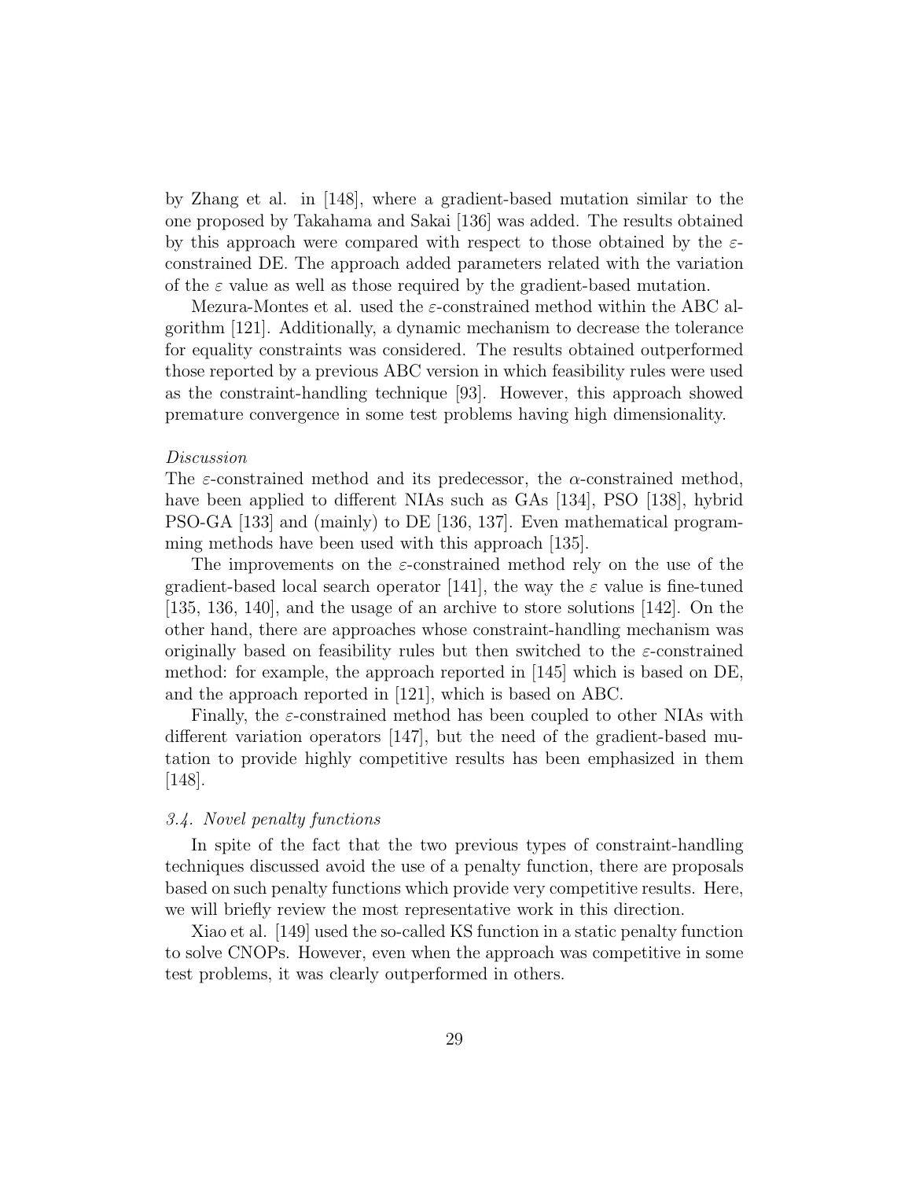by Zhang et al. in [148], where a gradient-based mutation similar to the one proposed by Takahama and Sakai [136] was added. The results obtained by this approach were compared with respect to those obtained by the $\varepsilon$-constrained DE. The approach added parameters related with the variation of the $\varepsilon$ value as well as those required by the gradient-based mutation.

Mezura-Montes et al. used the $\varepsilon$-constrained method within the ABC algorithm [121]. Additionally, a dynamic mechanism to decrease the tolerance for equality constraints was considered. The results obtained outperformed those reported by a previous ABC version in which feasibility rules were used as the constraint-handling technique [93]. However, this approach showed premature convergence in some test problems having high dimensionality.

*Discussion*

The $\varepsilon$-constrained method and its predecessor, the $\alpha$-constrained method, have been applied to different NIAs such as GAs [134], PSO [138], hybrid PSO-GA [133] and (mainly) to DE [136, 137]. Even mathematical programming methods have been used with this approach [135].

The improvements on the $\varepsilon$-constrained method rely on the use of the gradient-based local search operator [141], the way the $\varepsilon$ value is fine-tuned [135, 136, 140], and the usage of an archive to store solutions [142]. On the other hand, there are approaches whose constraint-handling mechanism was originally based on feasibility rules but then switched to the $\varepsilon$-constrained method: for example, the approach reported in [145] which is based on DE, and the approach reported in [121], which is based on ABC.

Finally, the $\varepsilon$-constrained method has been coupled to other NIAs with different variation operators [147], but the need of the gradient-based mutation to provide highly competitive results has been emphasized in them [148].

### *3.4. Novel penalty functions*

In spite of the fact that the two previous types of constraint-handling techniques discussed avoid the use of a penalty function, there are proposals based on such penalty functions which provide very competitive results. Here, we will briefly review the most representative work in this direction.

Xiao et al. [149] used the so-called KS function in a static penalty function to solve CNOPs. However, even when the approach was competitive in some test problems, it was clearly outperformed in others.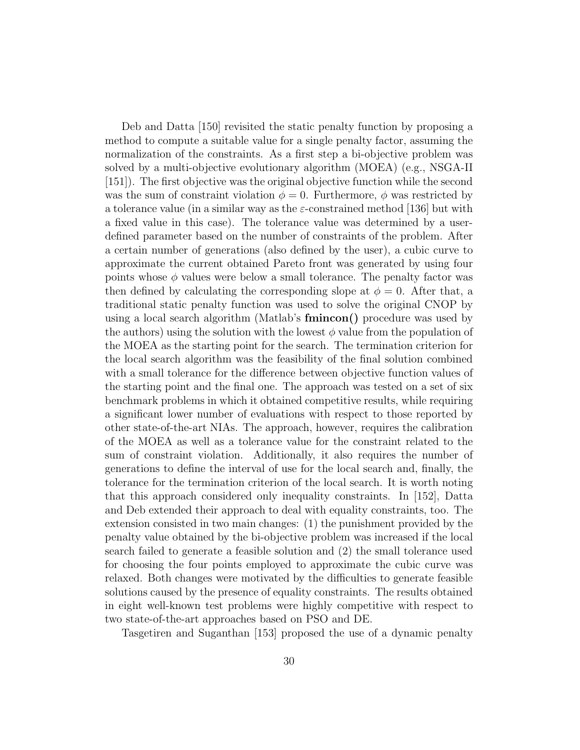Deb and Datta [150] revisited the static penalty function by proposing a method to compute a suitable value for a single penalty factor, assuming the normalization of the constraints. As a first step a bi-objective problem was solved by a multi-objective evolutionary algorithm (MOEA) (e.g., NSGA-II [151]). The first objective was the original objective function while the second was the sum of constraint violation $\phi = 0$. Furthermore, $\phi$ was restricted by a tolerance value (in a similar way as the $\varepsilon$-constrained method [136] but with a fixed value in this case). The tolerance value was determined by a user-defined parameter based on the number of constraints of the problem. After a certain number of generations (also defined by the user), a cubic curve to approximate the current obtained Pareto front was generated by using four points whose $\phi$ values were below a small tolerance. The penalty factor was then defined by calculating the corresponding slope at $\phi = 0$. After that, a traditional static penalty function was used to solve the original CNOP by using a local search algorithm (Matlab's **fmincon()** procedure was used by the authors) using the solution with the lowest $\phi$ value from the population of the MOEA as the starting point for the search. The termination criterion for the local search algorithm was the feasibility of the final solution combined with a small tolerance for the difference between objective function values of the starting point and the final one. The approach was tested on a set of six benchmark problems in which it obtained competitive results, while requiring a significant lower number of evaluations with respect to those reported by other state-of-the-art NIAs. The approach, however, requires the calibration of the MOEA as well as a tolerance value for the constraint related to the sum of constraint violation. Additionally, it also requires the number of generations to define the interval of use for the local search and, finally, the tolerance for the termination criterion of the local search. It is worth noting that this approach considered only inequality constraints. In [152], Datta and Deb extended their approach to deal with equality constraints, too. The extension consisted in two main changes: (1) the punishment provided by the penalty value obtained by the bi-objective problem was increased if the local search failed to generate a feasible solution and (2) the small tolerance used for choosing the four points employed to approximate the cubic curve was relaxed. Both changes were motivated by the difficulties to generate feasible solutions caused by the presence of equality constraints. The results obtained in eight well-known test problems were highly competitive with respect to two state-of-the-art approaches based on PSO and DE.

Tasgetiren and Suganthan [153] proposed the use of a dynamic penalty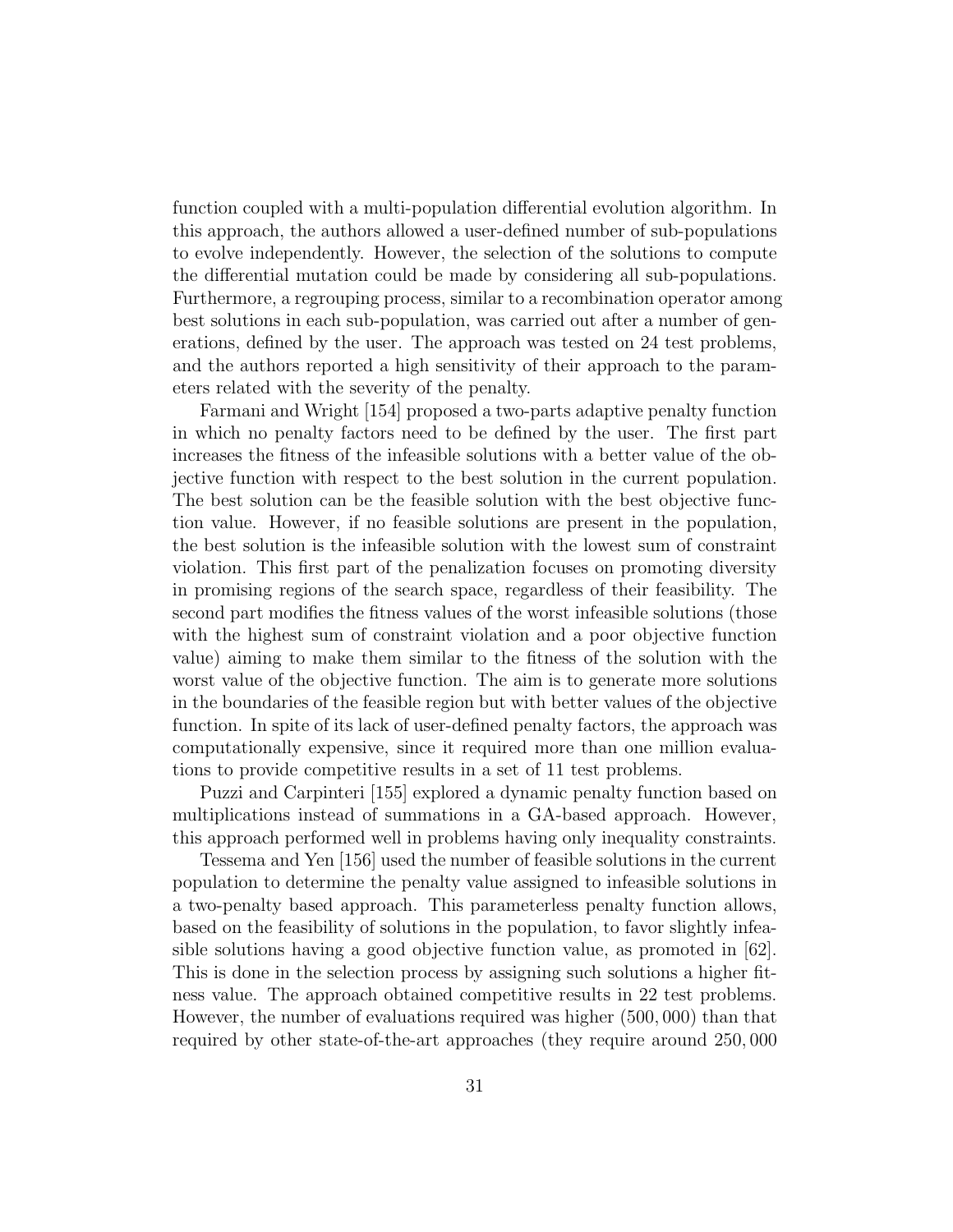function coupled with a multi-population differential evolution algorithm. In this approach, the authors allowed a user-defined number of sub-populations to evolve independently. However, the selection of the solutions to compute the differential mutation could be made by considering all sub-populations. Furthermore, a regrouping process, similar to a recombination operator among best solutions in each sub-population, was carried out after a number of generations, defined by the user. The approach was tested on 24 test problems, and the authors reported a high sensitivity of their approach to the parameters related with the severity of the penalty.

Farmani and Wright [154] proposed a two-parts adaptive penalty function in which no penalty factors need to be defined by the user. The first part increases the fitness of the infeasible solutions with a better value of the objective function with respect to the best solution in the current population. The best solution can be the feasible solution with the best objective function value. However, if no feasible solutions are present in the population, the best solution is the infeasible solution with the lowest sum of constraint violation. This first part of the penalization focuses on promoting diversity in promising regions of the search space, regardless of their feasibility. The second part modifies the fitness values of the worst infeasible solutions (those with the highest sum of constraint violation and a poor objective function value) aiming to make them similar to the fitness of the solution with the worst value of the objective function. The aim is to generate more solutions in the boundaries of the feasible region but with better values of the objective function. In spite of its lack of user-defined penalty factors, the approach was computationally expensive, since it required more than one million evaluations to provide competitive results in a set of 11 test problems.

Puzzi and Carpinteri [155] explored a dynamic penalty function based on multiplications instead of summations in a GA-based approach. However, this approach performed well in problems having only inequality constraints.

Tessema and Yen [156] used the number of feasible solutions in the current population to determine the penalty value assigned to infeasible solutions in a two-penalty based approach. This parameterless penalty function allows, based on the feasibility of solutions in the population, to favor slightly infeasible solutions having a good objective function value, as promoted in [62]. This is done in the selection process by assigning such solutions a higher fitness value. The approach obtained competitive results in 22 test problems. However, the number of evaluations required was higher (500,000) than that required by other state-of-the-art approaches (they require around 250,000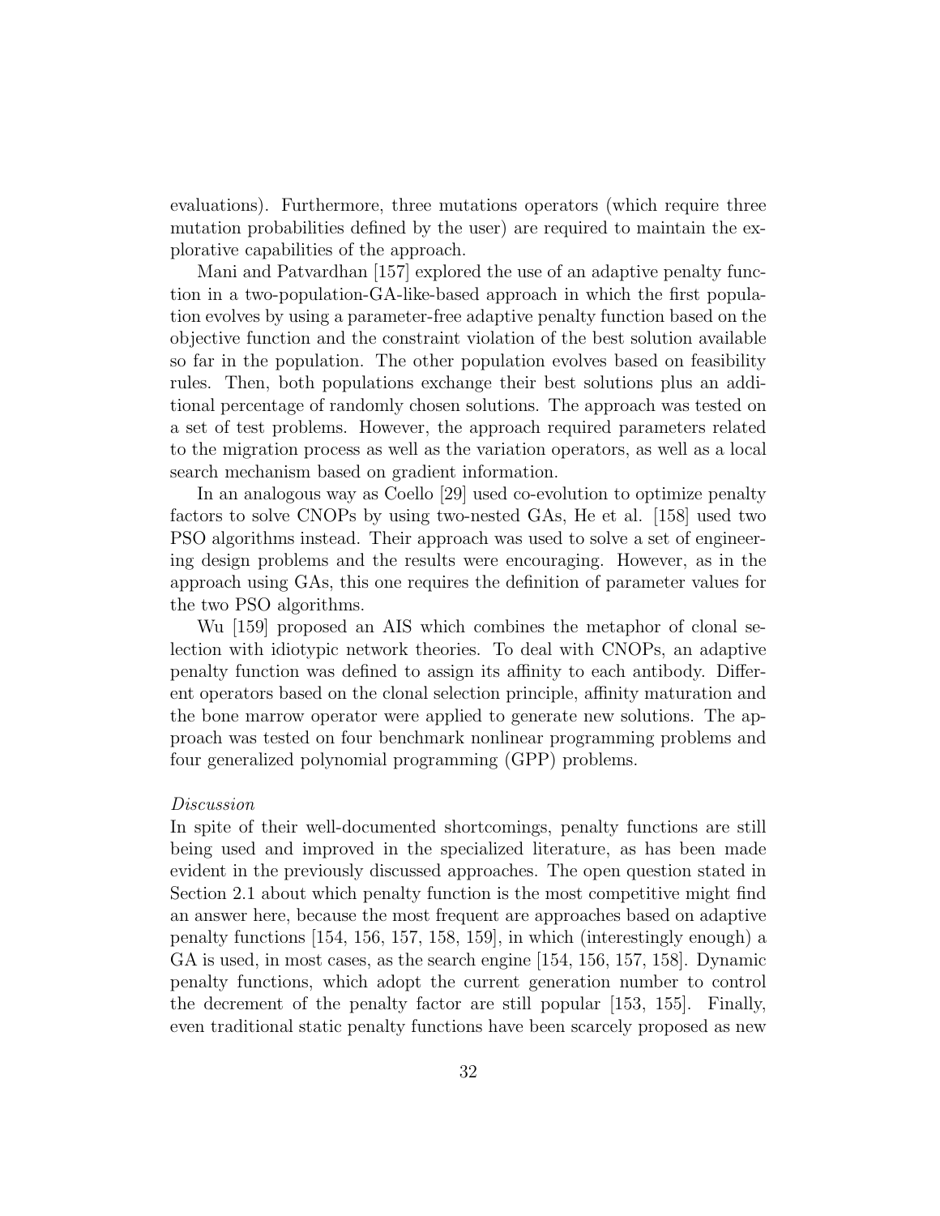evaluations). Furthermore, three mutations operators (which require three mutation probabilities defined by the user) are required to maintain the explorative capabilities of the approach.

Mani and Patvardhan [157] explored the use of an adaptive penalty function in a two-population-GA-like-based approach in which the first population evolves by using a parameter-free adaptive penalty function based on the objective function and the constraint violation of the best solution available so far in the population. The other population evolves based on feasibility rules. Then, both populations exchange their best solutions plus an additional percentage of randomly chosen solutions. The approach was tested on a set of test problems. However, the approach required parameters related to the migration process as well as the variation operators, as well as a local search mechanism based on gradient information.

In an analogous way as Coello [29] used co-evolution to optimize penalty factors to solve CNOPs by using two-nested GAs, He et al. [158] used two PSO algorithms instead. Their approach was used to solve a set of engineering design problems and the results were encouraging. However, as in the approach using GAs, this one requires the definition of parameter values for the two PSO algorithms.

Wu [159] proposed an AIS which combines the metaphor of clonal selection with idiotypic network theories. To deal with CNOPs, an adaptive penalty function was defined to assign its affinity to each antibody. Different operators based on the clonal selection principle, affinity maturation and the bone marrow operator were applied to generate new solutions. The approach was tested on four benchmark nonlinear programming problems and four generalized polynomial programming (GPP) problems.

*Discussion*

In spite of their well-documented shortcomings, penalty functions are still being used and improved in the specialized literature, as has been made evident in the previously discussed approaches. The open question stated in Section 2.1 about which penalty function is the most competitive might find an answer here, because the most frequent are approaches based on adaptive penalty functions [154, 156, 157, 158, 159], in which (interestingly enough) a GA is used, in most cases, as the search engine [154, 156, 157, 158]. Dynamic penalty functions, which adopt the current generation number to control the decrement of the penalty factor are still popular [153, 155]. Finally, even traditional static penalty functions have been scarcely proposed as new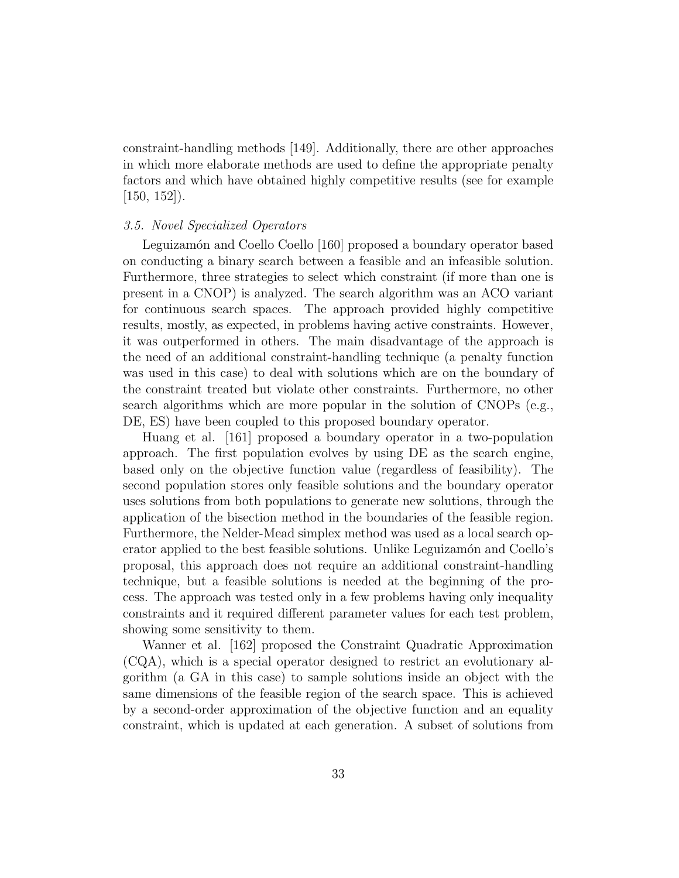constraint-handling methods [149]. Additionally, there are other approaches in which more elaborate methods are used to define the appropriate penalty factors and which have obtained highly competitive results (see for example [150, 152]).

### *3.5. Novel Specialized Operators*

Leguizamón and Coello Coello [160] proposed a boundary operator based on conducting a binary search between a feasible and an infeasible solution. Furthermore, three strategies to select which constraint (if more than one is present in a CNOP) is analyzed. The search algorithm was an ACO variant for continuous search spaces. The approach provided highly competitive results, mostly, as expected, in problems having active constraints. However, it was outperformed in others. The main disadvantage of the approach is the need of an additional constraint-handling technique (a penalty function was used in this case) to deal with solutions which are on the boundary of the constraint treated but violate other constraints. Furthermore, no other search algorithms which are more popular in the solution of CNOPs (e.g., DE, ES) have been coupled to this proposed boundary operator.

Huang et al. [161] proposed a boundary operator in a two-population approach. The first population evolves by using DE as the search engine, based only on the objective function value (regardless of feasibility). The second population stores only feasible solutions and the boundary operator uses solutions from both populations to generate new solutions, through the application of the bisection method in the boundaries of the feasible region. Furthermore, the Nelder-Mead simplex method was used as a local search operator applied to the best feasible solutions. Unlike Leguizamón and Coello's proposal, this approach does not require an additional constraint-handling technique, but a feasible solutions is needed at the beginning of the process. The approach was tested only in a few problems having only inequality constraints and it required different parameter values for each test problem, showing some sensitivity to them.

Wanner et al. [162] proposed the Constraint Quadratic Approximation (CQA), which is a special operator designed to restrict an evolutionary algorithm (a GA in this case) to sample solutions inside an object with the same dimensions of the feasible region of the search space. This is achieved by a second-order approximation of the objective function and an equality constraint, which is updated at each generation. A subset of solutions from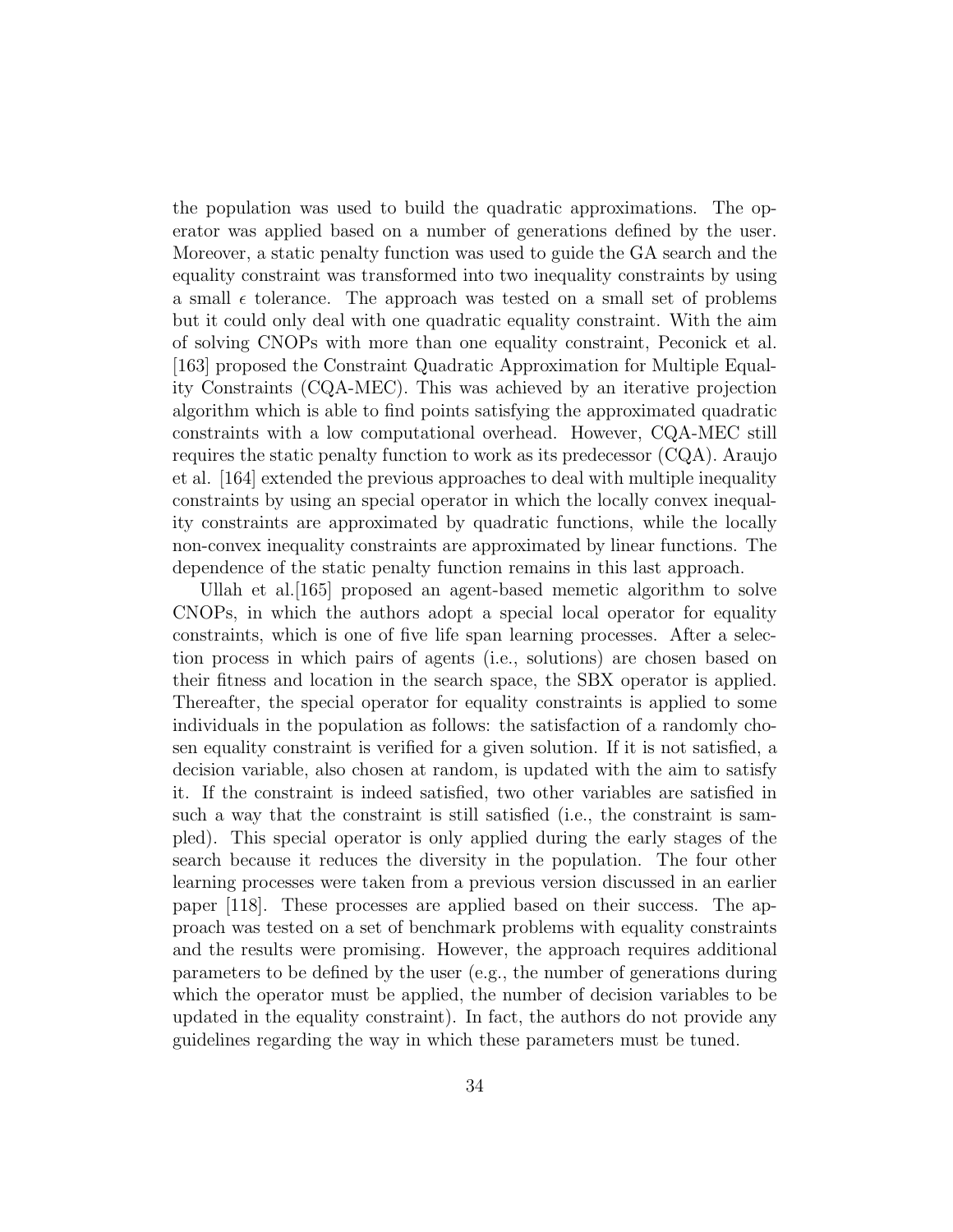the population was used to build the quadratic approximations. The operator was applied based on a number of generations defined by the user. Moreover, a static penalty function was used to guide the GA search and the equality constraint was transformed into two inequality constraints by using a small $\epsilon$ tolerance. The approach was tested on a small set of problems but it could only deal with one quadratic equality constraint. With the aim of solving CNOPs with more than one equality constraint, Peconick et al. [163] proposed the Constraint Quadratic Approximation for Multiple Equality Constraints (CQA-MEC). This was achieved by an iterative projection algorithm which is able to find points satisfying the approximated quadratic constraints with a low computational overhead. However, CQA-MEC still requires the static penalty function to work as its predecessor (CQA). Araujo et al. [164] extended the previous approaches to deal with multiple inequality constraints by using an special operator in which the locally convex inequality constraints are approximated by quadratic functions, while the locally non-convex inequality constraints are approximated by linear functions. The dependence of the static penalty function remains in this last approach.

Ullah et al.[165] proposed an agent-based memetic algorithm to solve CNOPs, in which the authors adopt a special local operator for equality constraints, which is one of five life span learning processes. After a selection process in which pairs of agents (i.e., solutions) are chosen based on their fitness and location in the search space, the SBX operator is applied. Thereafter, the special operator for equality constraints is applied to some individuals in the population as follows: the satisfaction of a randomly chosen equality constraint is verified for a given solution. If it is not satisfied, a decision variable, also chosen at random, is updated with the aim to satisfy it. If the constraint is indeed satisfied, two other variables are satisfied in such a way that the constraint is still satisfied (i.e., the constraint is sampled). This special operator is only applied during the early stages of the search because it reduces the diversity in the population. The four other learning processes were taken from a previous version discussed in an earlier paper [118]. These processes are applied based on their success. The approach was tested on a set of benchmark problems with equality constraints and the results were promising. However, the approach requires additional parameters to be defined by the user (e.g., the number of generations during which the operator must be applied, the number of decision variables to be updated in the equality constraint). In fact, the authors do not provide any guidelines regarding the way in which these parameters must be tuned.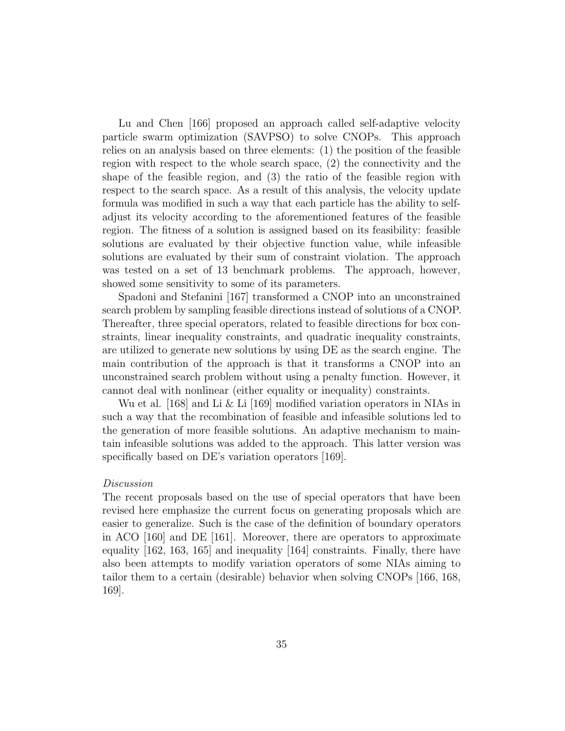Lu and Chen [166] proposed an approach called self-adaptive velocity particle swarm optimization (SAVPSO) to solve CNOPs. This approach relies on an analysis based on three elements: (1) the position of the feasible region with respect to the whole search space, (2) the connectivity and the shape of the feasible region, and (3) the ratio of the feasible region with respect to the search space. As a result of this analysis, the velocity update formula was modified in such a way that each particle has the ability to self-adjust its velocity according to the aforementioned features of the feasible region. The fitness of a solution is assigned based on its feasibility: feasible solutions are evaluated by their objective function value, while infeasible solutions are evaluated by their sum of constraint violation. The approach was tested on a set of 13 benchmark problems. The approach, however, showed some sensitivity to some of its parameters.

Spadoni and Stefanini [167] transformed a CNOP into an unconstrained search problem by sampling feasible directions instead of solutions of a CNOP. Thereafter, three special operators, related to feasible directions for box constraints, linear inequality constraints, and quadratic inequality constraints, are utilized to generate new solutions by using DE as the search engine. The main contribution of the approach is that it transforms a CNOP into an unconstrained search problem without using a penalty function. However, it cannot deal with nonlinear (either equality or inequality) constraints.

Wu et al. [168] and Li & Li [169] modified variation operators in NIAs in such a way that the recombination of feasible and infeasible solutions led to the generation of more feasible solutions. An adaptive mechanism to maintain infeasible solutions was added to the approach. This latter version was specifically based on DE's variation operators [169].

*Discussion*

The recent proposals based on the use of special operators that have been revised here emphasize the current focus on generating proposals which are easier to generalize. Such is the case of the definition of boundary operators in ACO [160] and DE [161]. Moreover, there are operators to approximate equality [162, 163, 165] and inequality [164] constraints. Finally, there have also been attempts to modify variation operators of some NIAs aiming to tailor them to a certain (desirable) behavior when solving CNOPs [166, 168, 169].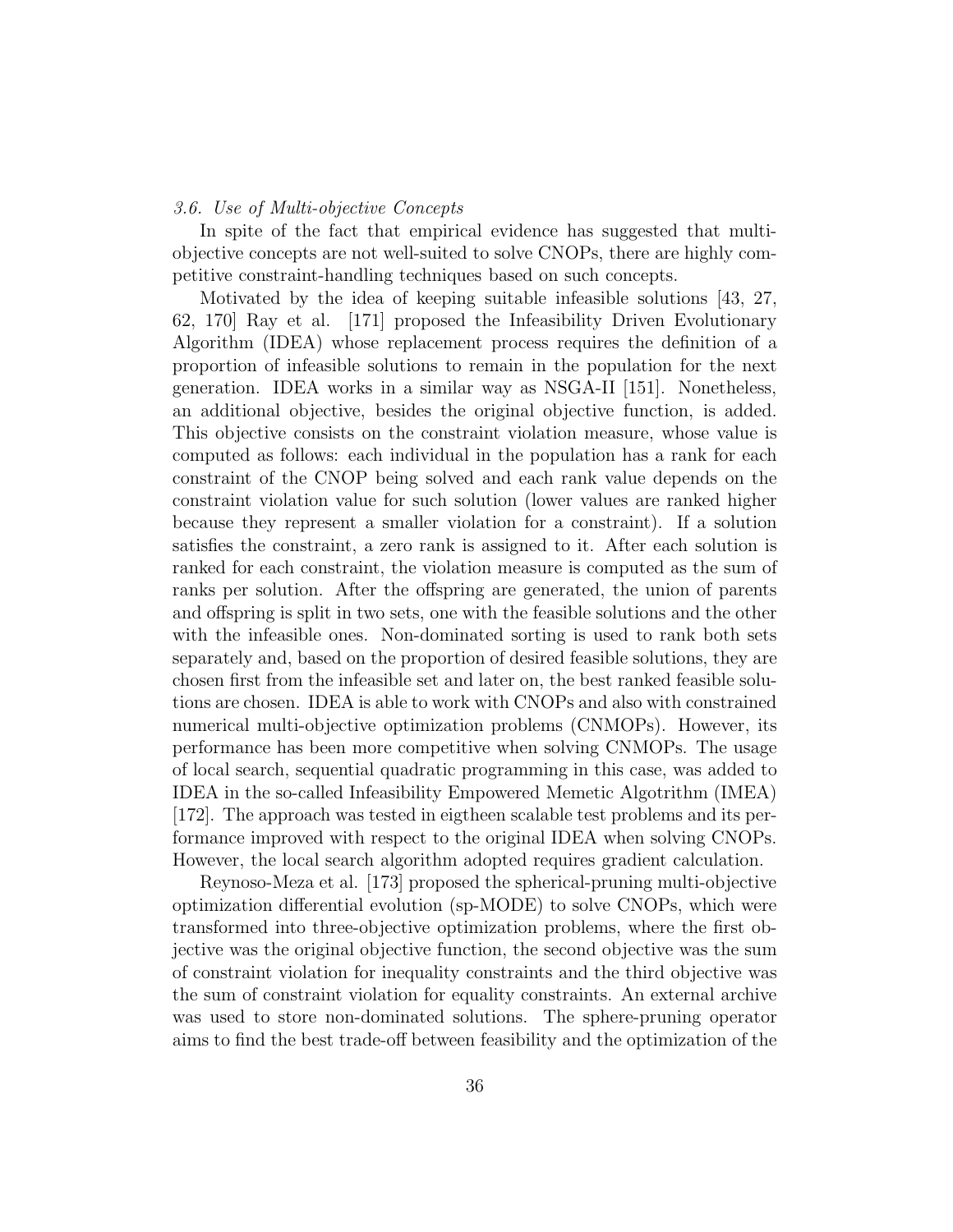### *3.6. Use of Multi-objective Concepts*

In spite of the fact that empirical evidence has suggested that multi-objective concepts are not well-suited to solve CNOPs, there are highly competitive constraint-handling techniques based on such concepts.

Motivated by the idea of keeping suitable infeasible solutions [43, 27, 62, 170] Ray et al. [171] proposed the Infeasibility Driven Evolutionary Algorithm (IDEA) whose replacement process requires the definition of a proportion of infeasible solutions to remain in the population for the next generation. IDEA works in a similar way as NSGA-II [151]. Nonetheless, an additional objective, besides the original objective function, is added. This objective consists on the constraint violation measure, whose value is computed as follows: each individual in the population has a rank for each constraint of the CNOP being solved and each rank value depends on the constraint violation value for such solution (lower values are ranked higher because they represent a smaller violation for a constraint). If a solution satisfies the constraint, a zero rank is assigned to it. After each solution is ranked for each constraint, the violation measure is computed as the sum of ranks per solution. After the offspring are generated, the union of parents and offspring is split in two sets, one with the feasible solutions and the other with the infeasible ones. Non-dominated sorting is used to rank both sets separately and, based on the proportion of desired feasible solutions, they are chosen first from the infeasible set and later on, the best ranked feasible solutions are chosen. IDEA is able to work with CNOPs and also with constrained numerical multi-objective optimization problems (CNMOPs). However, its performance has been more competitive when solving CNMOPs. The usage of local search, sequential quadratic programming in this case, was added to IDEA in the so-called Infeasibility Empowered Memetic Algotrithm (IMEA) [172]. The approach was tested in eigtheen scalable test problems and its performance improved with respect to the original IDEA when solving CNOPs. However, the local search algorithm adopted requires gradient calculation.

Reynoso-Meza et al. [173] proposed the spherical-pruning multi-objective optimization differential evolution (sp-MODE) to solve CNOPs, which were transformed into three-objective optimization problems, where the first objective was the original objective function, the second objective was the sum of constraint violation for inequality constraints and the third objective was the sum of constraint violation for equality constraints. An external archive was used to store non-dominated solutions. The sphere-pruning operator aims to find the best trade-off between feasibility and the optimization of the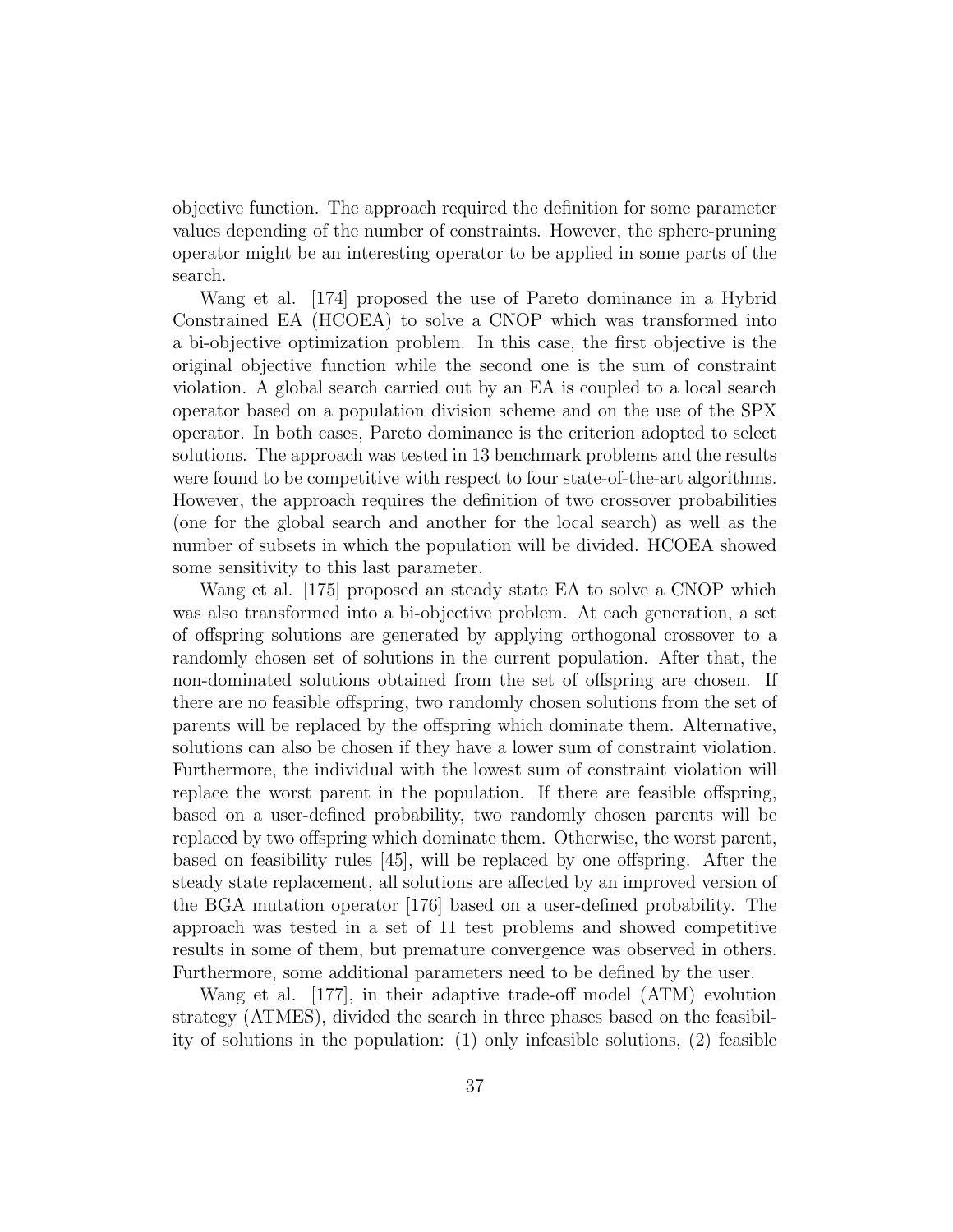objective function. The approach required the definition for some parameter values depending of the number of constraints. However, the sphere-pruning operator might be an interesting operator to be applied in some parts of the search.

Wang et al. [174] proposed the use of Pareto dominance in a Hybrid Constrained EA (HCOEA) to solve a CNOP which was transformed into a bi-objective optimization problem. In this case, the first objective is the original objective function while the second one is the sum of constraint violation. A global search carried out by an EA is coupled to a local search operator based on a population division scheme and on the use of the SPX operator. In both cases, Pareto dominance is the criterion adopted to select solutions. The approach was tested in 13 benchmark problems and the results were found to be competitive with respect to four state-of-the-art algorithms. However, the approach requires the definition of two crossover probabilities (one for the global search and another for the local search) as well as the number of subsets in which the population will be divided. HCOEA showed some sensitivity to this last parameter.

Wang et al. [175] proposed an steady state EA to solve a CNOP which was also transformed into a bi-objective problem. At each generation, a set of offspring solutions are generated by applying orthogonal crossover to a randomly chosen set of solutions in the current population. After that, the non-dominated solutions obtained from the set of offspring are chosen. If there are no feasible offspring, two randomly chosen solutions from the set of parents will be replaced by the offspring which dominate them. Alternative, solutions can also be chosen if they have a lower sum of constraint violation. Furthermore, the individual with the lowest sum of constraint violation will replace the worst parent in the population. If there are feasible offspring, based on a user-defined probability, two randomly chosen parents will be replaced by two offspring which dominate them. Otherwise, the worst parent, based on feasibility rules [45], will be replaced by one offspring. After the steady state replacement, all solutions are affected by an improved version of the BGA mutation operator [176] based on a user-defined probability. The approach was tested in a set of 11 test problems and showed competitive results in some of them, but premature convergence was observed in others. Furthermore, some additional parameters need to be defined by the user.

Wang et al. [177], in their adaptive trade-off model (ATM) evolution strategy (ATMES), divided the search in three phases based on the feasibility of solutions in the population: (1) only infeasible solutions, (2) feasible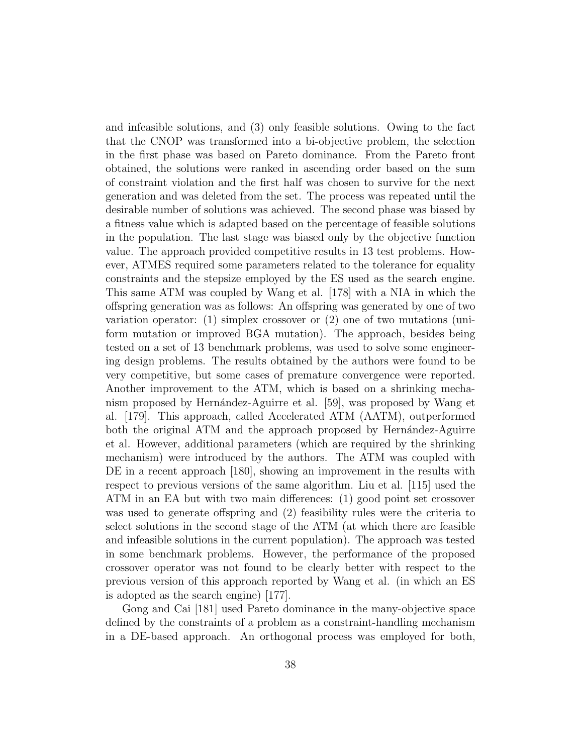and infeasible solutions, and (3) only feasible solutions. Owing to the fact that the CNOP was transformed into a bi-objective problem, the selection in the first phase was based on Pareto dominance. From the Pareto front obtained, the solutions were ranked in ascending order based on the sum of constraint violation and the first half was chosen to survive for the next generation and was deleted from the set. The process was repeated until the desirable number of solutions was achieved. The second phase was biased by a fitness value which is adapted based on the percentage of feasible solutions in the population. The last stage was biased only by the objective function value. The approach provided competitive results in 13 test problems. However, ATMES required some parameters related to the tolerance for equality constraints and the stepsize employed by the ES used as the search engine. This same ATM was coupled by Wang et al. [178] with a NIA in which the offspring generation was as follows: An offspring was generated by one of two variation operator: (1) simplex crossover or (2) one of two mutations (uniform mutation or improved BGA mutation). The approach, besides being tested on a set of 13 benchmark problems, was used to solve some engineering design problems. The results obtained by the authors were found to be very competitive, but some cases of premature convergence were reported. Another improvement to the ATM, which is based on a shrinking mechanism proposed by Hernández-Aguirre et al. [59], was proposed by Wang et al. [179]. This approach, called Accelerated ATM (AATM), outperformed both the original ATM and the approach proposed by Hernández-Aguirre et al. However, additional parameters (which are required by the shrinking mechanism) were introduced by the authors. The ATM was coupled with DE in a recent approach [180], showing an improvement in the results with respect to previous versions of the same algorithm. Liu et al. [115] used the ATM in an EA but with two main differences: (1) good point set crossover was used to generate offspring and (2) feasibility rules were the criteria to select solutions in the second stage of the ATM (at which there are feasible and infeasible solutions in the current population). The approach was tested in some benchmark problems. However, the performance of the proposed crossover operator was not found to be clearly better with respect to the previous version of this approach reported by Wang et al. (in which an ES is adopted as the search engine) [177].

Gong and Cai [181] used Pareto dominance in the many-objective space defined by the constraints of a problem as a constraint-handling mechanism in a DE-based approach. An orthogonal process was employed for both,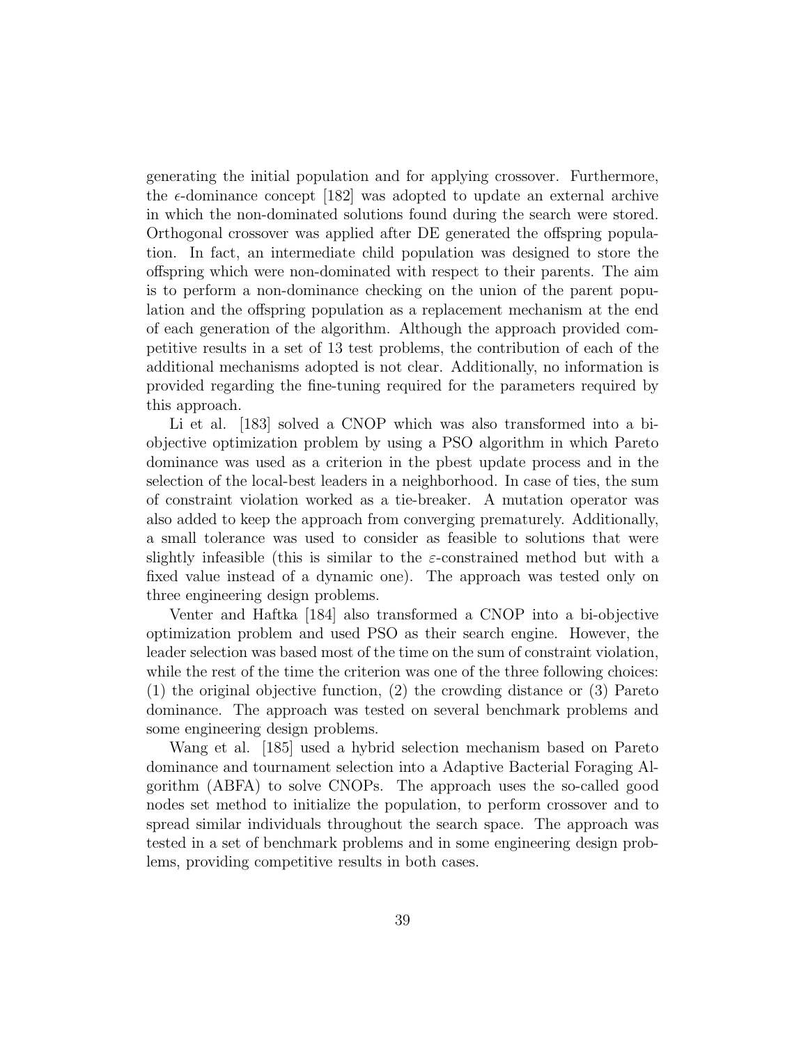generating the initial population and for applying crossover. Furthermore, the $\epsilon$-dominance concept [182] was adopted to update an external archive in which the non-dominated solutions found during the search were stored. Orthogonal crossover was applied after DE generated the offspring population. In fact, an intermediate child population was designed to store the offspring which were non-dominated with respect to their parents. The aim is to perform a non-dominance checking on the union of the parent population and the offspring population as a replacement mechanism at the end of each generation of the algorithm. Although the approach provided competitive results in a set of 13 test problems, the contribution of each of the additional mechanisms adopted is not clear. Additionally, no information is provided regarding the fine-tuning required for the parameters required by this approach.

Li et al. [183] solved a CNOP which was also transformed into a bi-objective optimization problem by using a PSO algorithm in which Pareto dominance was used as a criterion in the pbest update process and in the selection of the local-best leaders in a neighborhood. In case of ties, the sum of constraint violation worked as a tie-breaker. A mutation operator was also added to keep the approach from converging prematurely. Additionally, a small tolerance was used to consider as feasible to solutions that were slightly infeasible (this is similar to the $\varepsilon$-constrained method but with a fixed value instead of a dynamic one). The approach was tested only on three engineering design problems.

Venter and Haftka [184] also transformed a CNOP into a bi-objective optimization problem and used PSO as their search engine. However, the leader selection was based most of the time on the sum of constraint violation, while the rest of the time the criterion was one of the three following choices: (1) the original objective function, (2) the crowding distance or (3) Pareto dominance. The approach was tested on several benchmark problems and some engineering design problems.

Wang et al. [185] used a hybrid selection mechanism based on Pareto dominance and tournament selection into a Adaptive Bacterial Foraging Algorithm (ABFA) to solve CNOPs. The approach uses the so-called good nodes set method to initialize the population, to perform crossover and to spread similar individuals throughout the search space. The approach was tested in a set of benchmark problems and in some engineering design problems, providing competitive results in both cases.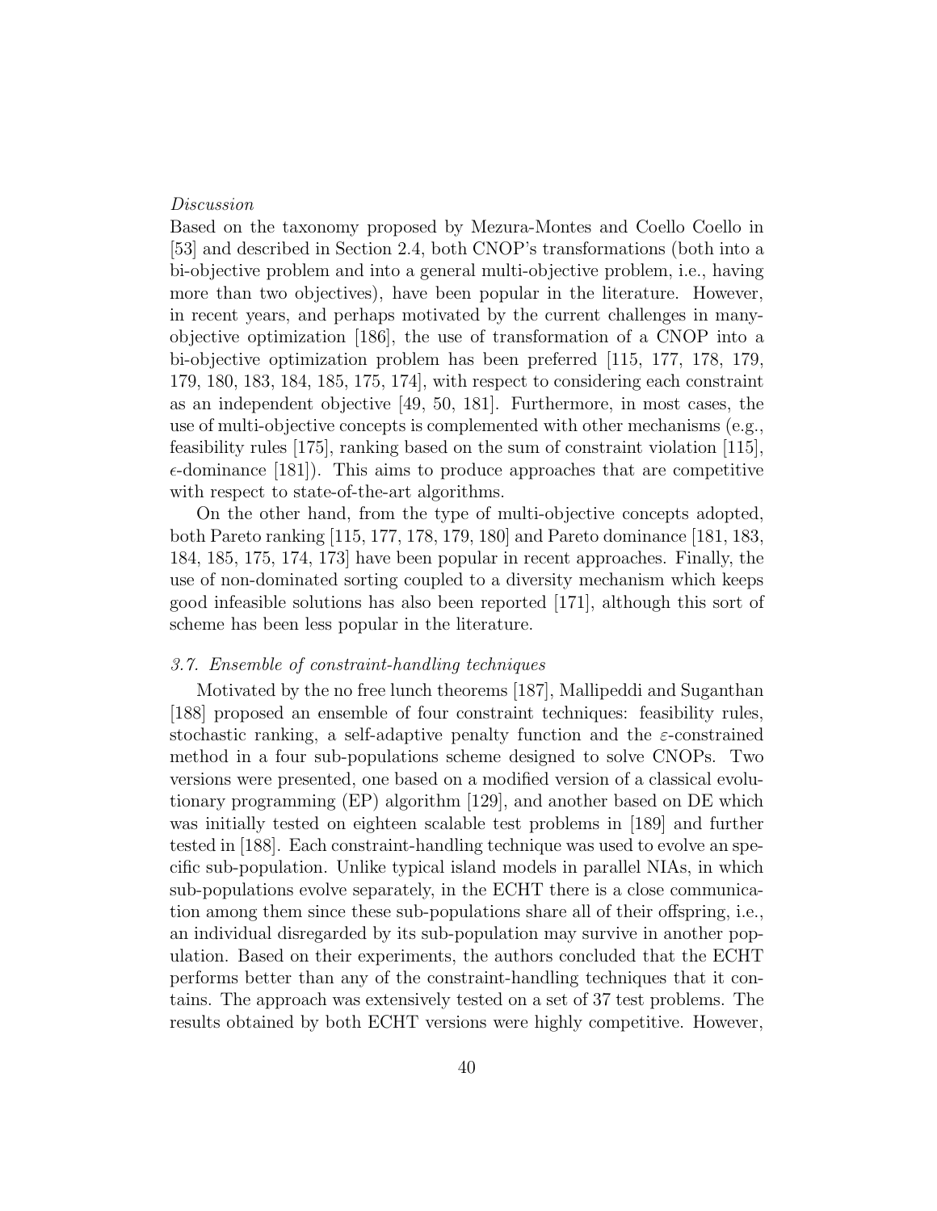*Discussion*
Based on the taxonomy proposed by Mezura-Montes and Coello Coello in [53] and described in Section 2.4, both CNOP's transformations (both into a bi-objective problem and into a general multi-objective problem, i.e., having more than two objectives), have been popular in the literature. However, in recent years, and perhaps motivated by the current challenges in many-objective optimization [186], the use of transformation of a CNOP into a bi-objective optimization problem has been preferred [115, 177, 178, 179, 179, 180, 183, 184, 185, 175, 174], with respect to considering each constraint as an independent objective [49, 50, 181]. Furthermore, in most cases, the use of multi-objective concepts is complemented with other mechanisms (e.g., feasibility rules [175], ranking based on the sum of constraint violation [115], $\epsilon$-dominance [181]). This aims to produce approaches that are competitive with respect to state-of-the-art algorithms.

On the other hand, from the type of multi-objective concepts adopted, both Pareto ranking [115, 177, 178, 179, 180] and Pareto dominance [181, 183, 184, 185, 175, 174, 173] have been popular in recent approaches. Finally, the use of non-dominated sorting coupled to a diversity mechanism which keeps good infeasible solutions has also been reported [171], although this sort of scheme has been less popular in the literature.

### *3.7. Ensemble of constraint-handling techniques*

Motivated by the no free lunch theorems [187], Mallipeddi and Suganthan [188] proposed an ensemble of four constraint techniques: feasibility rules, stochastic ranking, a self-adaptive penalty function and the $\varepsilon$-constrained method in a four sub-populations scheme designed to solve CNOPs. Two versions were presented, one based on a modified version of a classical evolutionary programming (EP) algorithm [129], and another based on DE which was initially tested on eighteen scalable test problems in [189] and further tested in [188]. Each constraint-handling technique was used to evolve an specific sub-population. Unlike typical island models in parallel NIAs, in which sub-populations evolve separately, in the ECHT there is a close communication among them since these sub-populations share all of their offspring, i.e., an individual disregarded by its sub-population may survive in another population. Based on their experiments, the authors concluded that the ECHT performs better than any of the constraint-handling techniques that it contains. The approach was extensively tested on a set of 37 test problems. The results obtained by both ECHT versions were highly competitive. However,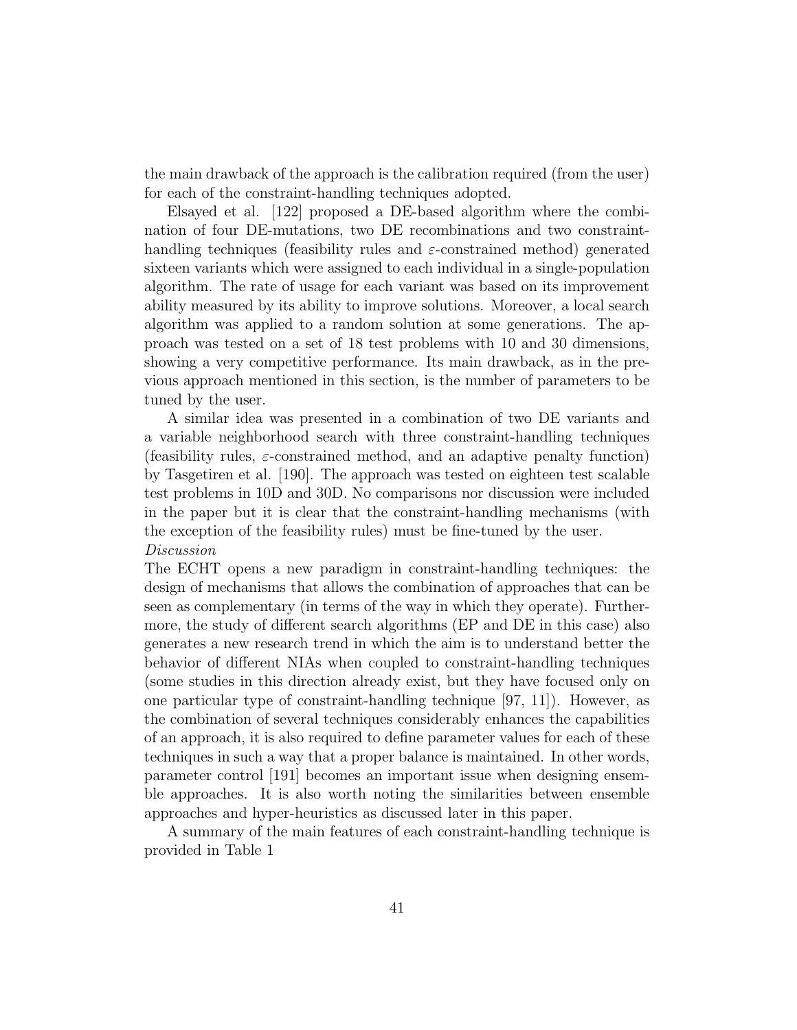the main drawback of the approach is the calibration required (from the user) for each of the constraint-handling techniques adopted.

Elsayed et al. [122] proposed a DE-based algorithm where the combination of four DE-mutations, two DE recombinations and two constraint-handling techniques (feasibility rules and $\varepsilon$-constrained method) generated sixteen variants which were assigned to each individual in a single-population algorithm. The rate of usage for each variant was based on its improvement ability measured by its ability to improve solutions. Moreover, a local search algorithm was applied to a random solution at some generations. The approach was tested on a set of 18 test problems with 10 and 30 dimensions, showing a very competitive performance. Its main drawback, as in the previous approach mentioned in this section, is the number of parameters to be tuned by the user.

A similar idea was presented in a combination of two DE variants and a variable neighborhood search with three constraint-handling techniques (feasibility rules, $\varepsilon$-constrained method, and an adaptive penalty function) by Tasgetiren et al. [190]. The approach was tested on eighteen test scalable test problems in 10D and 30D. No comparisons nor discussion were included in the paper but it is clear that the constraint-handling mechanisms (with the exception of the feasibility rules) must be fine-tuned by the user.

*Discussion*

The ECHT opens a new paradigm in constraint-handling techniques: the design of mechanisms that allows the combination of approaches that can be seen as complementary (in terms of the way in which they operate). Furthermore, the study of different search algorithms (EP and DE in this case) also generates a new research trend in which the aim is to understand better the behavior of different NIAs when coupled to constraint-handling techniques (some studies in this direction already exist, but they have focused only on one particular type of constraint-handling technique [97, 11]). However, as the combination of several techniques considerably enhances the capabilities of an approach, it is also required to define parameter values for each of these techniques in such a way that a proper balance is maintained. In other words, parameter control [191] becomes an important issue when designing ensemble approaches. It is also worth noting the similarities between ensemble approaches and hyper-heuristics as discussed later in this paper.

A summary of the main features of each constraint-handling technique is provided in Table 1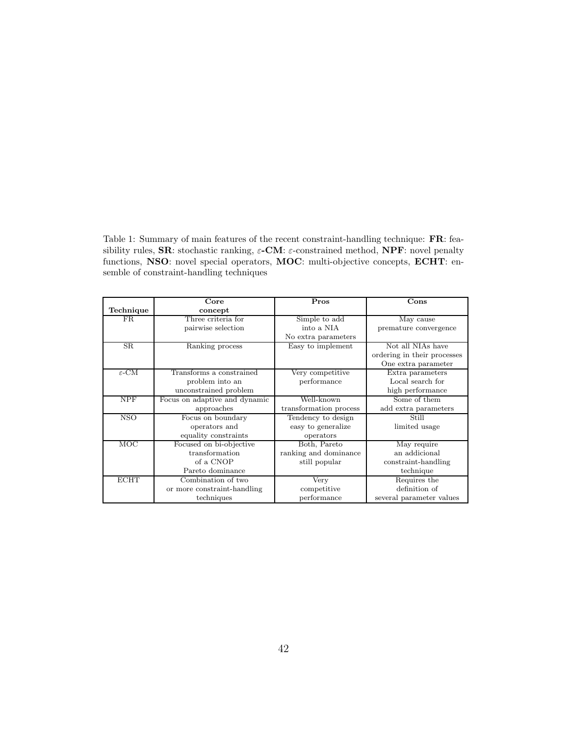Table 1: Summary of main features of the recent constraint-handling technique: **FR**: feasibility rules, **SR**: stochastic ranking, $\varepsilon$**-CM**: $\varepsilon$-constrained method, **NPF**: novel penalty functions, **NSO**: novel special operators, **MOC**: multi-objective concepts, **ECHT**: ensemble of constraint-handling techniques

| Technique | Core concept | Pros | Cons |
|---|---|---|---|
| FR | Three criteria for pairwise selection | Simple to add into a NIA No extra parameters | May cause premature convergence |
| SR | Ranking process | Easy to implement | Not all NIAs have ordering in their processes One extra parameter |
| $\varepsilon$-CM | Transforms a constrained problem into an unconstrained problem | Very competitive performance | Extra parameters Local search for high performance |
| NPF | Focus on adaptive and dynamic approaches | Well-known transformation process | Some of them add extra parameters |
| NSO | Focus on boundary operators and equality constraints | Tendency to design easy to generalize operators | Still limited usage |
| MOC | Focused on bi-objective transformation of a CNOP Pareto dominance | Both, Pareto ranking and dominance still popular | May require an addicional constraint-handling technique |
| ECHT | Combination of two or more constraint-handling techniques | Very competitive performance | Requires the definition of several parameter values |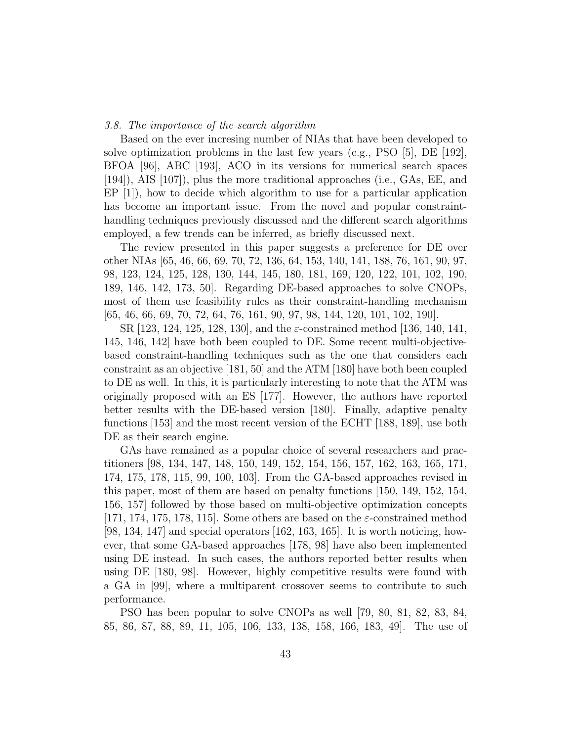### 3.8. The importance of the search algorithm

Based on the ever incresing number of NIAs that have been developed to solve optimization problems in the last few years (e.g., PSO [5], DE [192], BFOA [96], ABC [193], ACO in its versions for numerical search spaces [194]), AIS [107]), plus the more traditional approaches (i.e., GAs, EE, and EP [1]), how to decide which algorithm to use for a particular application has become an important issue. From the novel and popular constraint-handling techniques previously discussed and the different search algorithms employed, a few trends can be inferred, as briefly discussed next.

The review presented in this paper suggests a preference for DE over other NIAs [65, 46, 66, 69, 70, 72, 136, 64, 153, 140, 141, 188, 76, 161, 90, 97, 98, 123, 124, 125, 128, 130, 144, 145, 180, 181, 169, 120, 122, 101, 102, 190, 189, 146, 142, 173, 50]. Regarding DE-based approaches to solve CNOPs, most of them use feasibility rules as their constraint-handling mechanism [65, 46, 66, 69, 70, 72, 64, 76, 161, 90, 97, 98, 144, 120, 101, 102, 190].

SR [123, 124, 125, 128, 130], and the $\varepsilon$-constrained method [136, 140, 141, 145, 146, 142] have both been coupled to DE. Some recent multi-objective-based constraint-handling techniques such as the one that considers each constraint as an objective [181, 50] and the ATM [180] have both been coupled to DE as well. In this, it is particularly interesting to note that the ATM was originally proposed with an ES [177]. However, the authors have reported better results with the DE-based version [180]. Finally, adaptive penalty functions [153] and the most recent version of the ECHT [188, 189], use both DE as their search engine.

GAs have remained as a popular choice of several researchers and practitioners [98, 134, 147, 148, 150, 149, 152, 154, 156, 157, 162, 163, 165, 171, 174, 175, 178, 115, 99, 100, 103]. From the GA-based approaches revised in this paper, most of them are based on penalty functions [150, 149, 152, 154, 156, 157] followed by those based on multi-objective optimization concepts [171, 174, 175, 178, 115]. Some others are based on the $\varepsilon$-constrained method [98, 134, 147] and special operators [162, 163, 165]. It is worth noticing, however, that some GA-based approaches [178, 98] have also been implemented using DE instead. In such cases, the authors reported better results when using DE [180, 98]. However, highly competitive results were found with a GA in [99], where a multiparent crossover seems to contribute to such performance.

PSO has been popular to solve CNOPs as well [79, 80, 81, 82, 83, 84, 85, 86, 87, 88, 89, 11, 105, 106, 133, 138, 158, 166, 183, 49]. The use of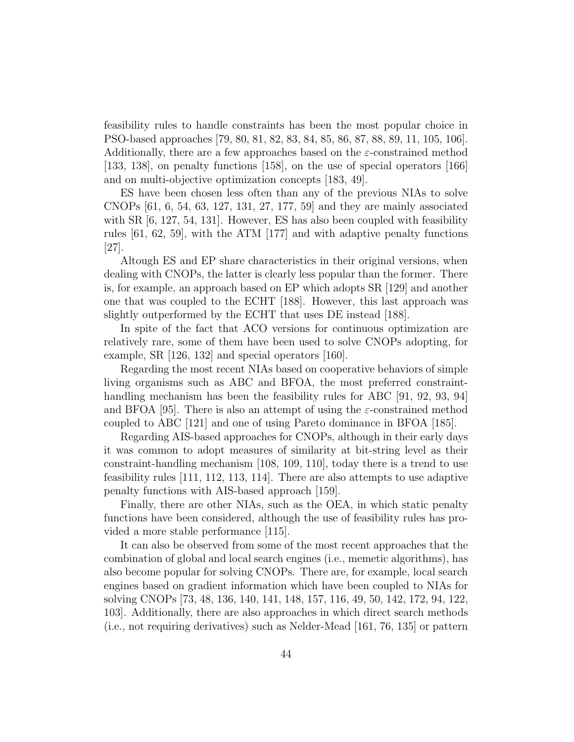feasibility rules to handle constraints has been the most popular choice in PSO-based approaches [79, 80, 81, 82, 83, 84, 85, 86, 87, 88, 89, 11, 105, 106]. Additionally, there are a few approaches based on the $\varepsilon$-constrained method [133, 138], on penalty functions [158], on the use of special operators [166] and on multi-objective optimization concepts [183, 49].

ES have been chosen less often than any of the previous NIAs to solve CNOPs [61, 6, 54, 63, 127, 131, 27, 177, 59] and they are mainly associated with SR [6, 127, 54, 131]. However, ES has also been coupled with feasibility rules [61, 62, 59], with the ATM [177] and with adaptive penalty functions [27].

Altough ES and EP share characteristics in their original versions, when dealing with CNOPs, the latter is clearly less popular than the former. There is, for example, an approach based on EP which adopts SR [129] and another one that was coupled to the ECHT [188]. However, this last approach was slightly outperformed by the ECHT that uses DE instead [188].

In spite of the fact that ACO versions for continuous optimization are relatively rare, some of them have been used to solve CNOPs adopting, for example, SR [126, 132] and special operators [160].

Regarding the most recent NIAs based on cooperative behaviors of simple living organisms such as ABC and BFOA, the most preferred constraint-handling mechanism has been the feasibility rules for ABC [91, 92, 93, 94] and BFOA [95]. There is also an attempt of using the $\varepsilon$-constrained method coupled to ABC [121] and one of using Pareto dominance in BFOA [185].

Regarding AIS-based approaches for CNOPs, although in their early days it was common to adopt measures of similarity at bit-string level as their constraint-handling mechanism [108, 109, 110], today there is a trend to use feasibility rules [111, 112, 113, 114]. There are also attempts to use adaptive penalty functions with AIS-based approach [159].

Finally, there are other NIAs, such as the OEA, in which static penalty functions have been considered, although the use of feasibility rules has provided a more stable performance [115].

It can also be observed from some of the most recent approaches that the combination of global and local search engines (i.e., memetic algorithms), has also become popular for solving CNOPs. There are, for example, local search engines based on gradient information which have been coupled to NIAs for solving CNOPs [73, 48, 136, 140, 141, 148, 157, 116, 49, 50, 142, 172, 94, 122, 103]. Additionally, there are also approaches in which direct search methods (i.e., not requiring derivatives) such as Nelder-Mead [161, 76, 135] or pattern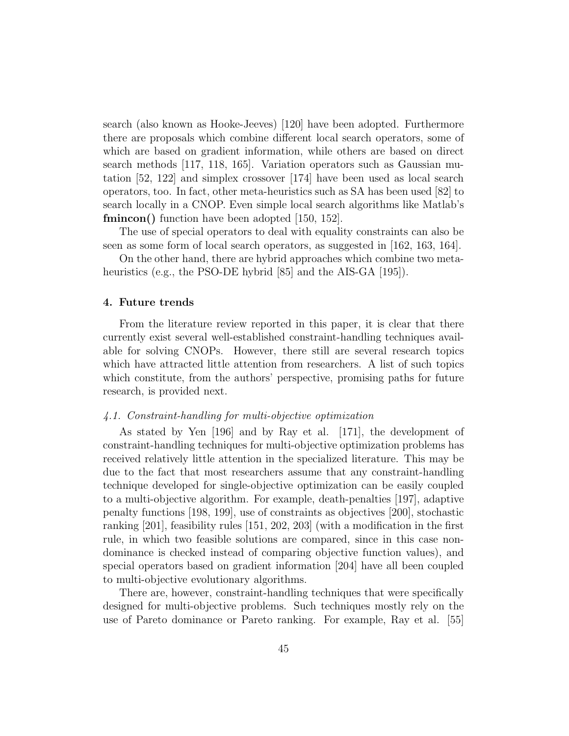search (also known as Hooke-Jeeves) [120] have been adopted. Furthermore there are proposals which combine different local search operators, some of which are based on gradient information, while others are based on direct search methods [117, 118, 165]. Variation operators such as Gaussian mutation [52, 122] and simplex crossover [174] have been used as local search operators, too. In fact, other meta-heuristics such as SA has been used [82] to search locally in a CNOP. Even simple local search algorithms like Matlab's **fmincon()** function have been adopted [150, 152].

The use of special operators to deal with equality constraints can also be seen as some form of local search operators, as suggested in [162, 163, 164].

On the other hand, there are hybrid approaches which combine two meta-heuristics (e.g., the PSO-DE hybrid [85] and the AIS-GA [195]).

## 4. Future trends

From the literature review reported in this paper, it is clear that there currently exist several well-established constraint-handling techniques available for solving CNOPs. However, there still are several research topics which have attracted little attention from researchers. A list of such topics which constitute, from the authors' perspective, promising paths for future research, is provided next.

### *4.1. Constraint-handling for multi-objective optimization*

As stated by Yen [196] and by Ray et al. [171], the development of constraint-handling techniques for multi-objective optimization problems has received relatively little attention in the specialized literature. This may be due to the fact that most researchers assume that any constraint-handling technique developed for single-objective optimization can be easily coupled to a multi-objective algorithm. For example, death-penalties [197], adaptive penalty functions [198, 199], use of constraints as objectives [200], stochastic ranking [201], feasibility rules [151, 202, 203] (with a modification in the first rule, in which two feasible solutions are compared, since in this case non-dominance is checked instead of comparing objective function values), and special operators based on gradient information [204] have all been coupled to multi-objective evolutionary algorithms.

There are, however, constraint-handling techniques that were specifically designed for multi-objective problems. Such techniques mostly rely on the use of Pareto dominance or Pareto ranking. For example, Ray et al. [55]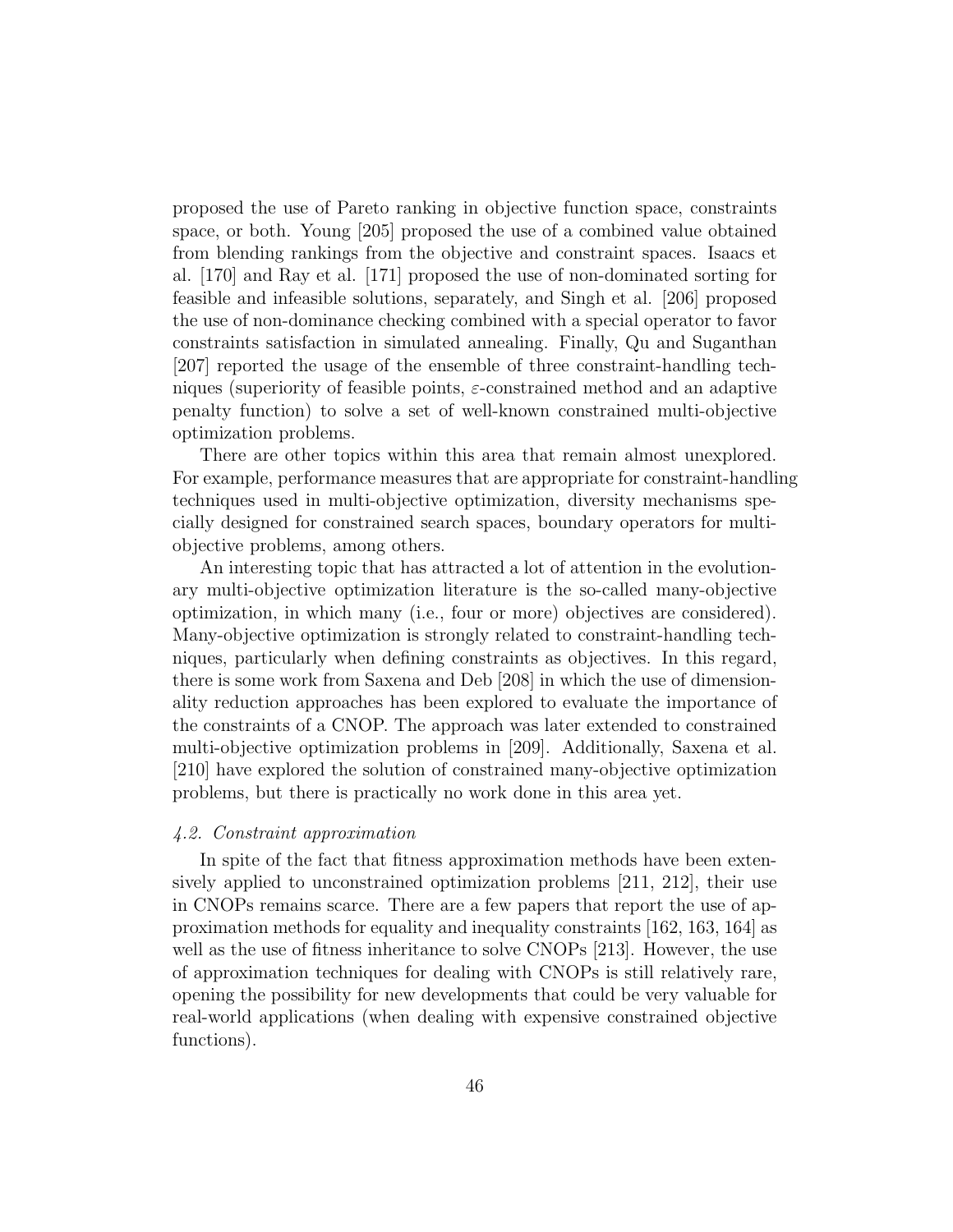proposed the use of Pareto ranking in objective function space, constraints space, or both. Young [205] proposed the use of a combined value obtained from blending rankings from the objective and constraint spaces. Isaacs et al. [170] and Ray et al. [171] proposed the use of non-dominated sorting for feasible and infeasible solutions, separately, and Singh et al. [206] proposed the use of non-dominance checking combined with a special operator to favor constraints satisfaction in simulated annealing. Finally, Qu and Suganthan [207] reported the usage of the ensemble of three constraint-handling techniques (superiority of feasible points, $\varepsilon$-constrained method and an adaptive penalty function) to solve a set of well-known constrained multi-objective optimization problems.

There are other topics within this area that remain almost unexplored. For example, performance measures that are appropriate for constraint-handling techniques used in multi-objective optimization, diversity mechanisms specially designed for constrained search spaces, boundary operators for multi-objective problems, among others.

An interesting topic that has attracted a lot of attention in the evolutionary multi-objective optimization literature is the so-called many-objective optimization, in which many (i.e., four or more) objectives are considered). Many-objective optimization is strongly related to constraint-handling techniques, particularly when defining constraints as objectives. In this regard, there is some work from Saxena and Deb [208] in which the use of dimensionality reduction approaches has been explored to evaluate the importance of the constraints of a CNOP. The approach was later extended to constrained multi-objective optimization problems in [209]. Additionally, Saxena et al. [210] have explored the solution of constrained many-objective optimization problems, but there is practically no work done in this area yet.

### *4.2. Constraint approximation*

In spite of the fact that fitness approximation methods have been extensively applied to unconstrained optimization problems [211, 212], their use in CNOPs remains scarce. There are a few papers that report the use of approximation methods for equality and inequality constraints [162, 163, 164] as well as the use of fitness inheritance to solve CNOPs [213]. However, the use of approximation techniques for dealing with CNOPs is still relatively rare, opening the possibility for new developments that could be very valuable for real-world applications (when dealing with expensive constrained objective functions).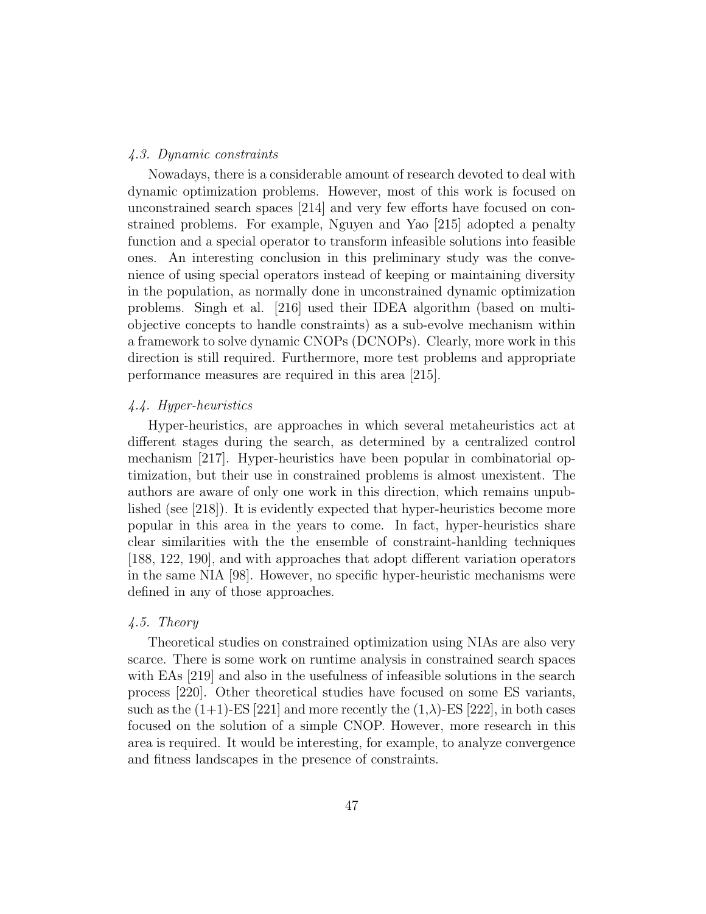### *4.3. Dynamic constraints*

Nowadays, there is a considerable amount of research devoted to deal with dynamic optimization problems. However, most of this work is focused on unconstrained search spaces [214] and very few efforts have focused on constrained problems. For example, Nguyen and Yao [215] adopted a penalty function and a special operator to transform infeasible solutions into feasible ones. An interesting conclusion in this preliminary study was the convenience of using special operators instead of keeping or maintaining diversity in the population, as normally done in unconstrained dynamic optimization problems. Singh et al. [216] used their IDEA algorithm (based on multi-objective concepts to handle constraints) as a sub-evolve mechanism within a framework to solve dynamic CNOPs (DCNOPs). Clearly, more work in this direction is still required. Furthermore, more test problems and appropriate performance measures are required in this area [215].

### *4.4. Hyper-heuristics*

Hyper-heuristics, are approaches in which several metaheuristics act at different stages during the search, as determined by a centralized control mechanism [217]. Hyper-heuristics have been popular in combinatorial optimization, but their use in constrained problems is almost unexistent. The authors are aware of only one work in this direction, which remains unpublished (see [218]). It is evidently expected that hyper-heuristics become more popular in this area in the years to come. In fact, hyper-heuristics share clear similarities with the the ensemble of constraint-hanlding techniques [188, 122, 190], and with approaches that adopt different variation operators in the same NIA [98]. However, no specific hyper-heuristic mechanisms were defined in any of those approaches.

### *4.5. Theory*

Theoretical studies on constrained optimization using NIAs are also very scarce. There is some work on runtime analysis in constrained search spaces with EAs [219] and also in the usefulness of infeasible solutions in the search process [220]. Other theoretical studies have focused on some ES variants, such as the (1+1)-ES [221] and more recently the (1,$\lambda$)-ES [222], in both cases focused on the solution of a simple CNOP. However, more research in this area is required. It would be interesting, for example, to analyze convergence and fitness landscapes in the presence of constraints.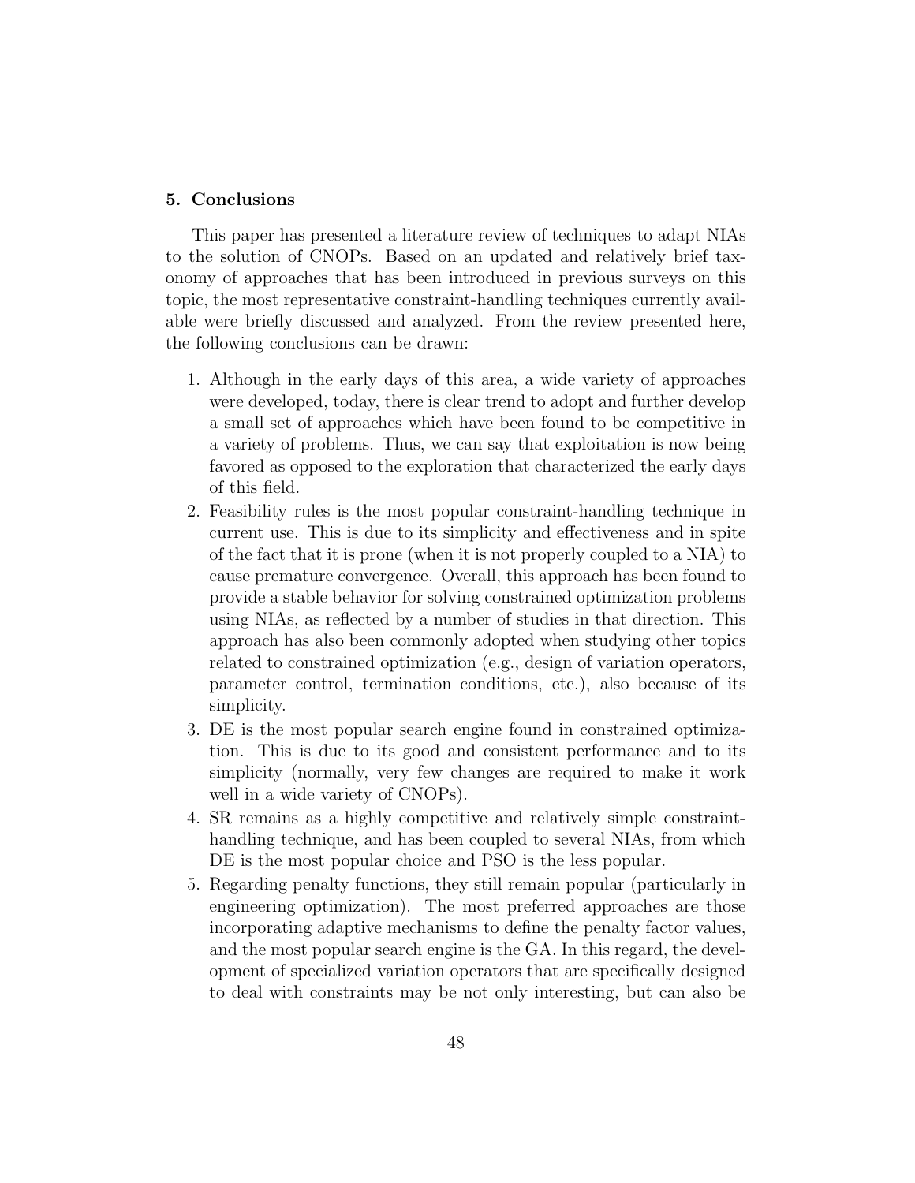## 5. Conclusions

This paper has presented a literature review of techniques to adapt NIAs to the solution of CNOPs. Based on an updated and relatively brief taxonomy of approaches that has been introduced in previous surveys on this topic, the most representative constraint-handling techniques currently available were briefly discussed and analyzed. From the review presented here, the following conclusions can be drawn:

1. Although in the early days of this area, a wide variety of approaches were developed, today, there is clear trend to adopt and further develop a small set of approaches which have been found to be competitive in a variety of problems. Thus, we can say that exploitation is now being favored as opposed to the exploration that characterized the early days of this field.
2. Feasibility rules is the most popular constraint-handling technique in current use. This is due to its simplicity and effectiveness and in spite of the fact that it is prone (when it is not properly coupled to a NIA) to cause premature convergence. Overall, this approach has been found to provide a stable behavior for solving constrained optimization problems using NIAs, as reflected by a number of studies in that direction. This approach has also been commonly adopted when studying other topics related to constrained optimization (e.g., design of variation operators, parameter control, termination conditions, etc.), also because of its simplicity.
3. DE is the most popular search engine found in constrained optimization. This is due to its good and consistent performance and to its simplicity (normally, very few changes are required to make it work well in a wide variety of CNOPs).
4. SR remains as a highly competitive and relatively simple constraint-handling technique, and has been coupled to several NIAs, from which DE is the most popular choice and PSO is the less popular.
5. Regarding penalty functions, they still remain popular (particularly in engineering optimization). The most preferred approaches are those incorporating adaptive mechanisms to define the penalty factor values, and the most popular search engine is the GA. In this regard, the development of specialized variation operators that are specifically designed to deal with constraints may be not only interesting, but can also be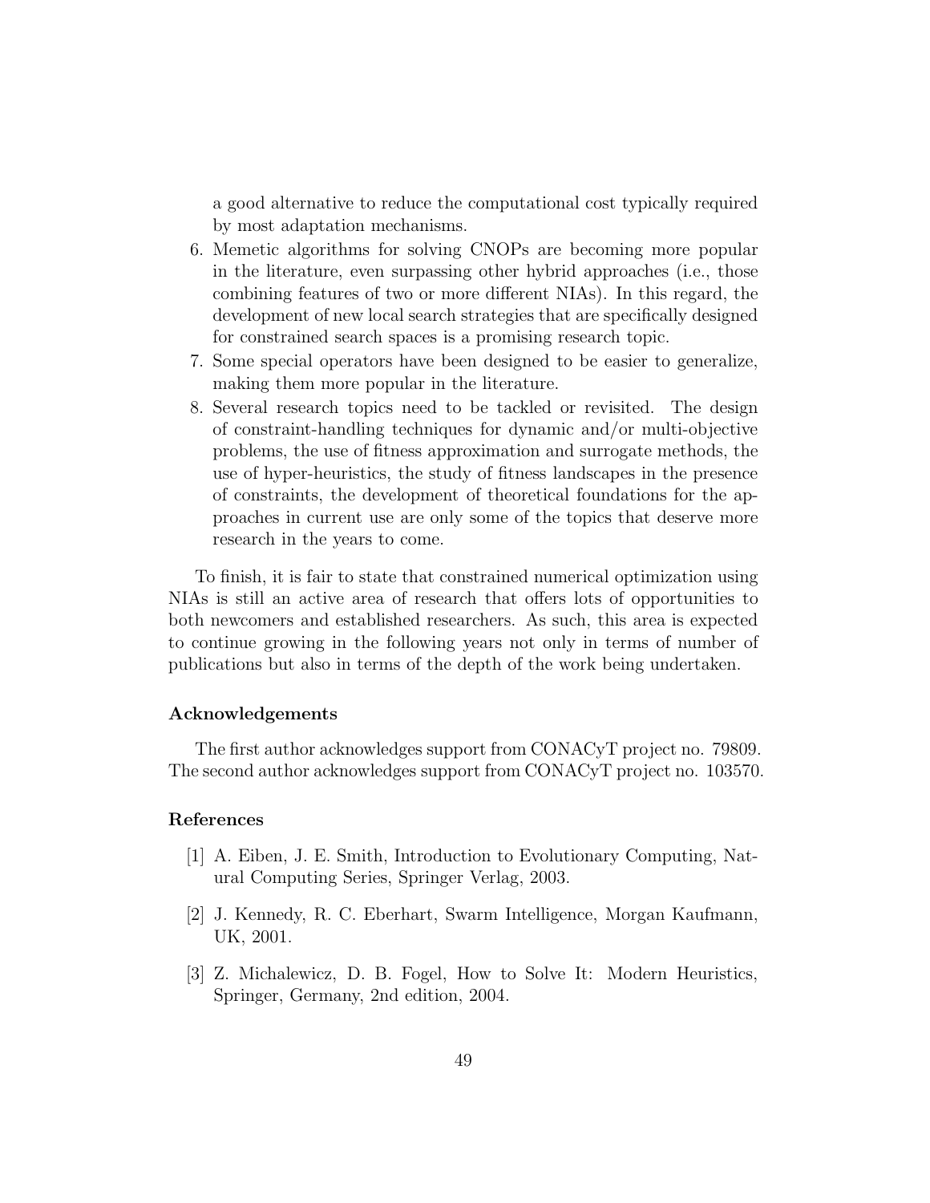a good alternative to reduce the computational cost typically required by most adaptation mechanisms.

6. Memetic algorithms for solving CNOPs are becoming more popular in the literature, even surpassing other hybrid approaches (i.e., those combining features of two or more different NIAs). In this regard, the development of new local search strategies that are specifically designed for constrained search spaces is a promising research topic.
7. Some special operators have been designed to be easier to generalize, making them more popular in the literature.
8. Several research topics need to be tackled or revisited. The design of constraint-handling techniques for dynamic and/or multi-objective problems, the use of fitness approximation and surrogate methods, the use of hyper-heuristics, the study of fitness landscapes in the presence of constraints, the development of theoretical foundations for the approaches in current use are only some of the topics that deserve more research in the years to come.

To finish, it is fair to state that constrained numerical optimization using NIAs is still an active area of research that offers lots of opportunities to both newcomers and established researchers. As such, this area is expected to continue growing in the following years not only in terms of number of publications but also in terms of the depth of the work being undertaken.

### Acknowledgements

The first author acknowledges support from CONACyT project no. 79809. The second author acknowledges support from CONACyT project no. 103570.

### References

[1] A. Eiben, J. E. Smith, Introduction to Evolutionary Computing, Natural Computing Series, Springer Verlag, 2003.

[2] J. Kennedy, R. C. Eberhart, Swarm Intelligence, Morgan Kaufmann, UK, 2001.

[3] Z. Michalewicz, D. B. Fogel, How to Solve It: Modern Heuristics, Springer, Germany, 2nd edition, 2004.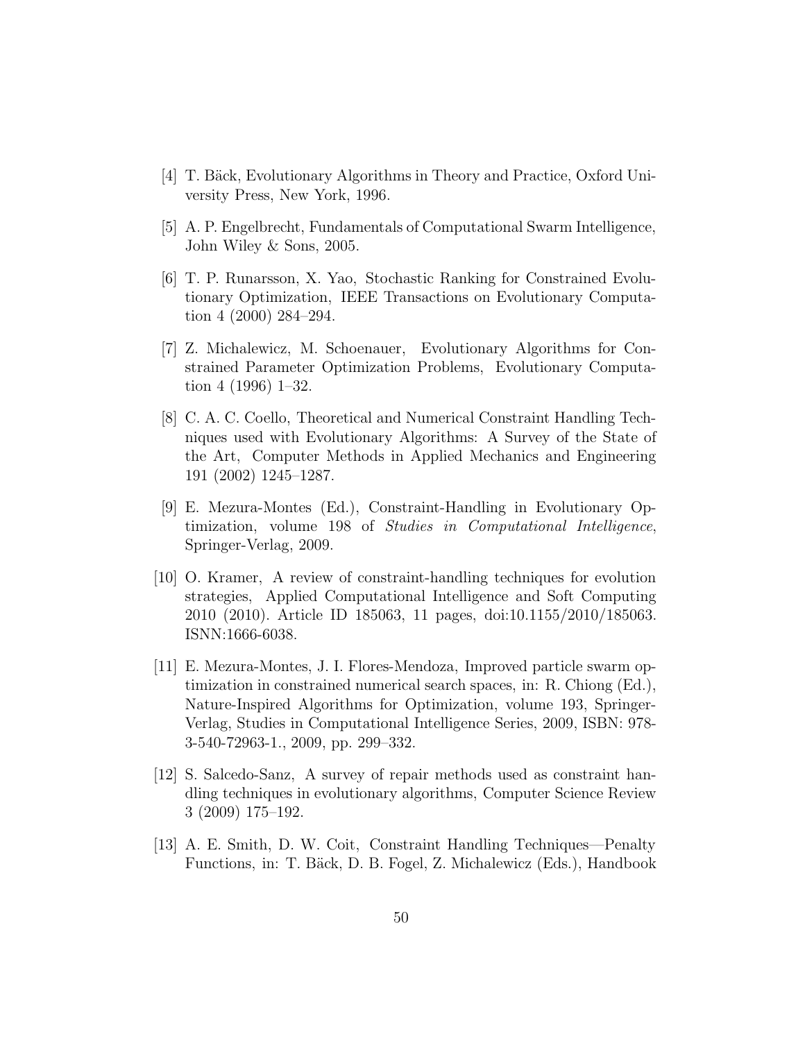[4] T. Bäck, Evolutionary Algorithms in Theory and Practice, Oxford University Press, New York, 1996.

[5] A. P. Engelbrecht, Fundamentals of Computational Swarm Intelligence, John Wiley & Sons, 2005.

[6] T. P. Runarsson, X. Yao, Stochastic Ranking for Constrained Evolutionary Optimization, IEEE Transactions on Evolutionary Computation 4 (2000) 284–294.

[7] Z. Michalewicz, M. Schoenauer, Evolutionary Algorithms for Constrained Parameter Optimization Problems, Evolutionary Computation 4 (1996) 1–32.

[8] C. A. C. Coello, Theoretical and Numerical Constraint Handling Techniques used with Evolutionary Algorithms: A Survey of the State of the Art, Computer Methods in Applied Mechanics and Engineering 191 (2002) 1245–1287.

[9] E. Mezura-Montes (Ed.), Constraint-Handling in Evolutionary Optimization, volume 198 of *Studies in Computational Intelligence*, Springer-Verlag, 2009.

[10] O. Kramer, A review of constraint-handling techniques for evolution strategies, Applied Computational Intelligence and Soft Computing 2010 (2010). Article ID 185063, 11 pages, doi:10.1155/2010/185063. ISNN:1666-6038.

[11] E. Mezura-Montes, J. I. Flores-Mendoza, Improved particle swarm optimization in constrained numerical search spaces, in: R. Chiong (Ed.), Nature-Inspired Algorithms for Optimization, volume 193, Springer-Verlag, Studies in Computational Intelligence Series, 2009, ISBN: 978-3-540-72963-1., 2009, pp. 299–332.

[12] S. Salcedo-Sanz, A survey of repair methods used as constraint handling techniques in evolutionary algorithms, Computer Science Review 3 (2009) 175–192.

[13] A. E. Smith, D. W. Coit, Constraint Handling Techniques—Penalty Functions, in: T. Bäck, D. B. Fogel, Z. Michalewicz (Eds.), Handbook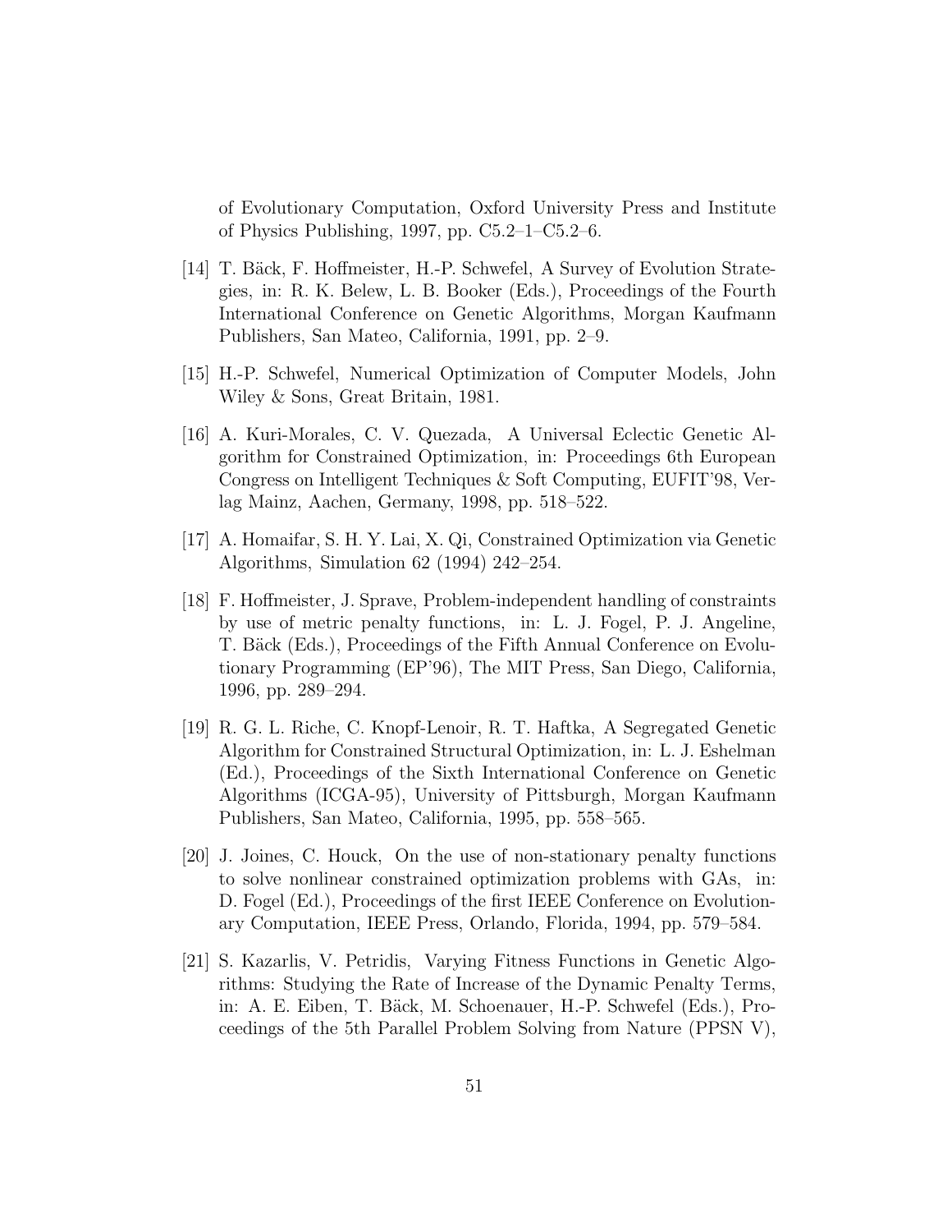of Evolutionary Computation, Oxford University Press and Institute of Physics Publishing, 1997, pp. C5.2–1–C5.2–6.

[14] T. Bäck, F. Hoffmeister, H.-P. Schwefel, A Survey of Evolution Strategies, in: R. K. Belew, L. B. Booker (Eds.), Proceedings of the Fourth International Conference on Genetic Algorithms, Morgan Kaufmann Publishers, San Mateo, California, 1991, pp. 2–9.

[15] H.-P. Schwefel, Numerical Optimization of Computer Models, John Wiley & Sons, Great Britain, 1981.

[16] A. Kuri-Morales, C. V. Quezada, A Universal Eclectic Genetic Algorithm for Constrained Optimization, in: Proceedings 6th European Congress on Intelligent Techniques & Soft Computing, EUFIT'98, Verlag Mainz, Aachen, Germany, 1998, pp. 518–522.

[17] A. Homaifar, S. H. Y. Lai, X. Qi, Constrained Optimization via Genetic Algorithms, Simulation 62 (1994) 242–254.

[18] F. Hoffmeister, J. Sprave, Problem-independent handling of constraints by use of metric penalty functions, in: L. J. Fogel, P. J. Angeline, T. Bäck (Eds.), Proceedings of the Fifth Annual Conference on Evolutionary Programming (EP'96), The MIT Press, San Diego, California, 1996, pp. 289–294.

[19] R. G. L. Riche, C. Knopf-Lenoir, R. T. Haftka, A Segregated Genetic Algorithm for Constrained Structural Optimization, in: L. J. Eshelman (Ed.), Proceedings of the Sixth International Conference on Genetic Algorithms (ICGA-95), University of Pittsburgh, Morgan Kaufmann Publishers, San Mateo, California, 1995, pp. 558–565.

[20] J. Joines, C. Houck, On the use of non-stationary penalty functions to solve nonlinear constrained optimization problems with GAs, in: D. Fogel (Ed.), Proceedings of the first IEEE Conference on Evolutionary Computation, IEEE Press, Orlando, Florida, 1994, pp. 579–584.

[21] S. Kazarlis, V. Petridis, Varying Fitness Functions in Genetic Algorithms: Studying the Rate of Increase of the Dynamic Penalty Terms, in: A. E. Eiben, T. Bäck, M. Schoenauer, H.-P. Schwefel (Eds.), Proceedings of the 5th Parallel Problem Solving from Nature (PPSN V),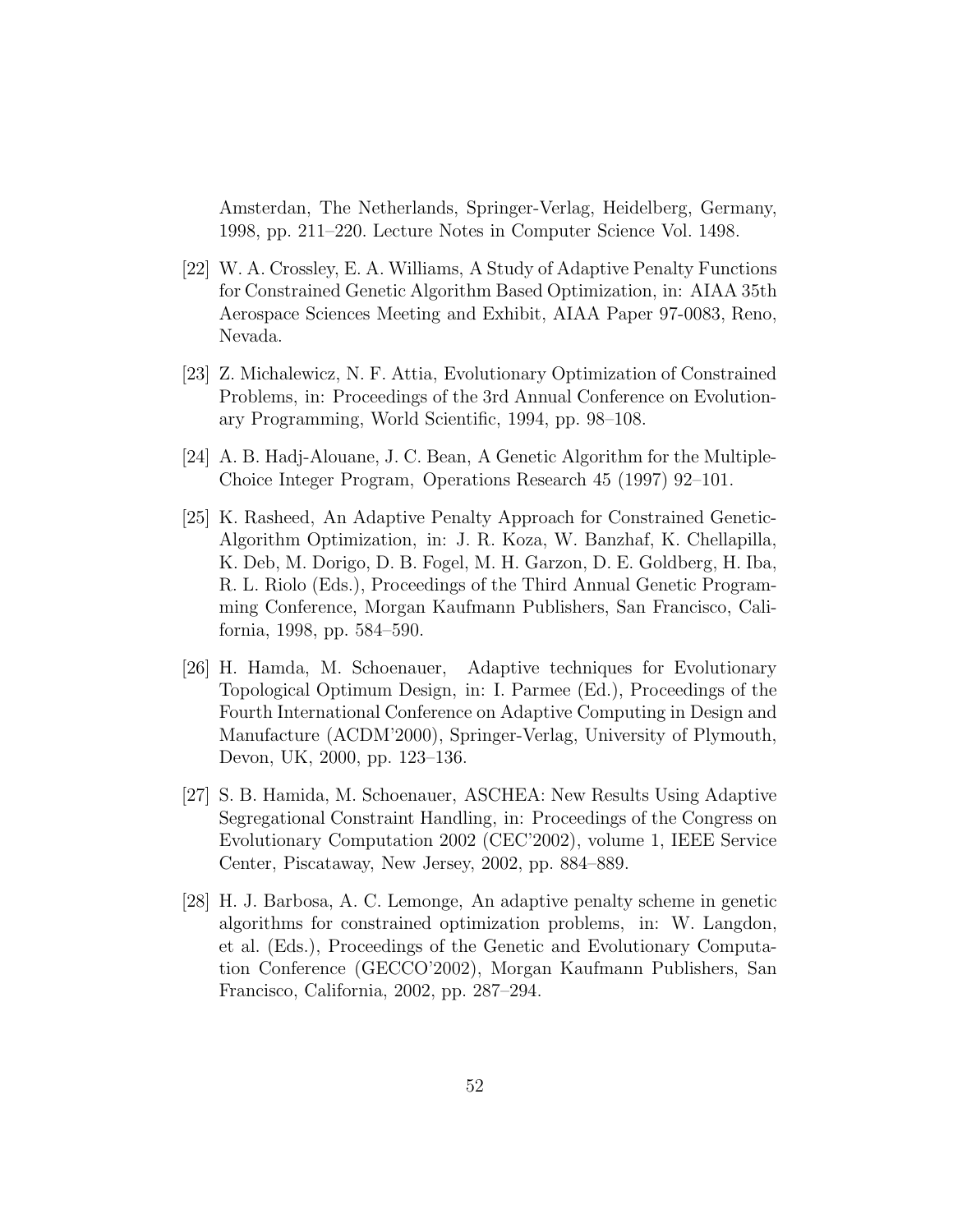Amsterdan, The Netherlands, Springer-Verlag, Heidelberg, Germany, 1998, pp. 211–220. Lecture Notes in Computer Science Vol. 1498.

[22] W. A. Crossley, E. A. Williams, A Study of Adaptive Penalty Functions for Constrained Genetic Algorithm Based Optimization, in: AIAA 35th Aerospace Sciences Meeting and Exhibit, AIAA Paper 97-0083, Reno, Nevada.

[23] Z. Michalewicz, N. F. Attia, Evolutionary Optimization of Constrained Problems, in: Proceedings of the 3rd Annual Conference on Evolutionary Programming, World Scientific, 1994, pp. 98–108.

[24] A. B. Hadj-Alouane, J. C. Bean, A Genetic Algorithm for the Multiple-Choice Integer Program, Operations Research 45 (1997) 92–101.

[25] K. Rasheed, An Adaptive Penalty Approach for Constrained Genetic-Algorithm Optimization, in: J. R. Koza, W. Banzhaf, K. Chellapilla, K. Deb, M. Dorigo, D. B. Fogel, M. H. Garzon, D. E. Goldberg, H. Iba, R. L. Riolo (Eds.), Proceedings of the Third Annual Genetic Programming Conference, Morgan Kaufmann Publishers, San Francisco, California, 1998, pp. 584–590.

[26] H. Hamda, M. Schoenauer, Adaptive techniques for Evolutionary Topological Optimum Design, in: I. Parmee (Ed.), Proceedings of the Fourth International Conference on Adaptive Computing in Design and Manufacture (ACDM'2000), Springer-Verlag, University of Plymouth, Devon, UK, 2000, pp. 123–136.

[27] S. B. Hamida, M. Schoenauer, ASCHEA: New Results Using Adaptive Segregational Constraint Handling, in: Proceedings of the Congress on Evolutionary Computation 2002 (CEC'2002), volume 1, IEEE Service Center, Piscataway, New Jersey, 2002, pp. 884–889.

[28] H. J. Barbosa, A. C. Lemonge, An adaptive penalty scheme in genetic algorithms for constrained optimization problems, in: W. Langdon, et al. (Eds.), Proceedings of the Genetic and Evolutionary Computation Conference (GECCO'2002), Morgan Kaufmann Publishers, San Francisco, California, 2002, pp. 287–294.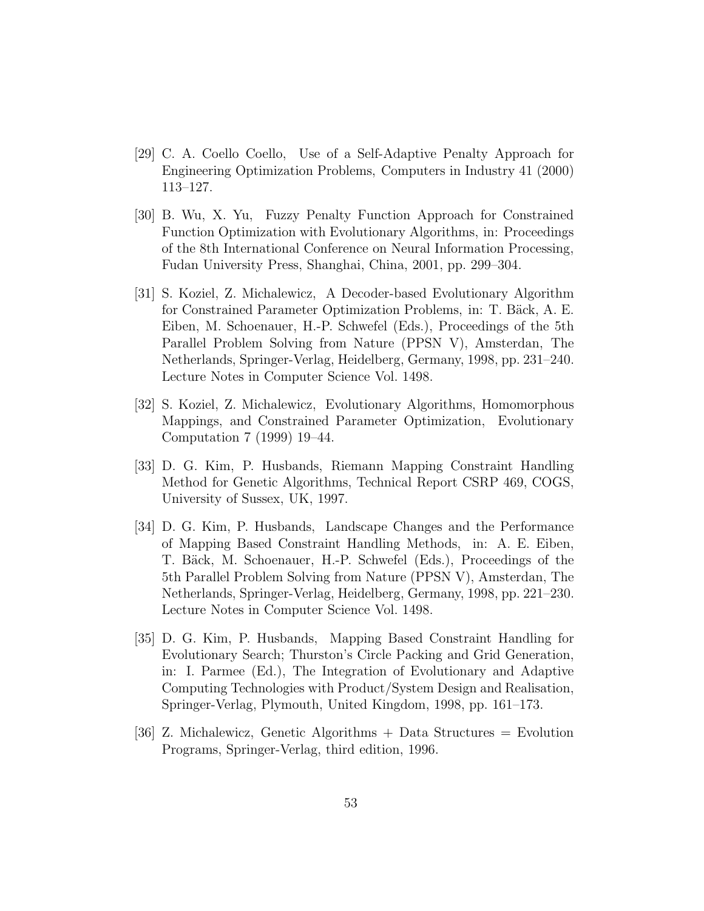[29] C. A. Coello Coello, Use of a Self-Adaptive Penalty Approach for Engineering Optimization Problems, Computers in Industry 41 (2000) 113–127.

[30] B. Wu, X. Yu, Fuzzy Penalty Function Approach for Constrained Function Optimization with Evolutionary Algorithms, in: Proceedings of the 8th International Conference on Neural Information Processing, Fudan University Press, Shanghai, China, 2001, pp. 299–304.

[31] S. Koziel, Z. Michalewicz, A Decoder-based Evolutionary Algorithm for Constrained Parameter Optimization Problems, in: T. Bäck, A. E. Eiben, M. Schoenauer, H.-P. Schwefel (Eds.), Proceedings of the 5th Parallel Problem Solving from Nature (PPSN V), Amsterdan, The Netherlands, Springer-Verlag, Heidelberg, Germany, 1998, pp. 231–240. Lecture Notes in Computer Science Vol. 1498.

[32] S. Koziel, Z. Michalewicz, Evolutionary Algorithms, Homomorphous Mappings, and Constrained Parameter Optimization, Evolutionary Computation 7 (1999) 19–44.

[33] D. G. Kim, P. Husbands, Riemann Mapping Constraint Handling Method for Genetic Algorithms, Technical Report CSRP 469, COGS, University of Sussex, UK, 1997.

[34] D. G. Kim, P. Husbands, Landscape Changes and the Performance of Mapping Based Constraint Handling Methods, in: A. E. Eiben, T. Bäck, M. Schoenauer, H.-P. Schwefel (Eds.), Proceedings of the 5th Parallel Problem Solving from Nature (PPSN V), Amsterdan, The Netherlands, Springer-Verlag, Heidelberg, Germany, 1998, pp. 221–230. Lecture Notes in Computer Science Vol. 1498.

[35] D. G. Kim, P. Husbands, Mapping Based Constraint Handling for Evolutionary Search; Thurston's Circle Packing and Grid Generation, in: I. Parmee (Ed.), The Integration of Evolutionary and Adaptive Computing Technologies with Product/System Design and Realisation, Springer-Verlag, Plymouth, United Kingdom, 1998, pp. 161–173.

[36] Z. Michalewicz, Genetic Algorithms + Data Structures = Evolution Programs, Springer-Verlag, third edition, 1996.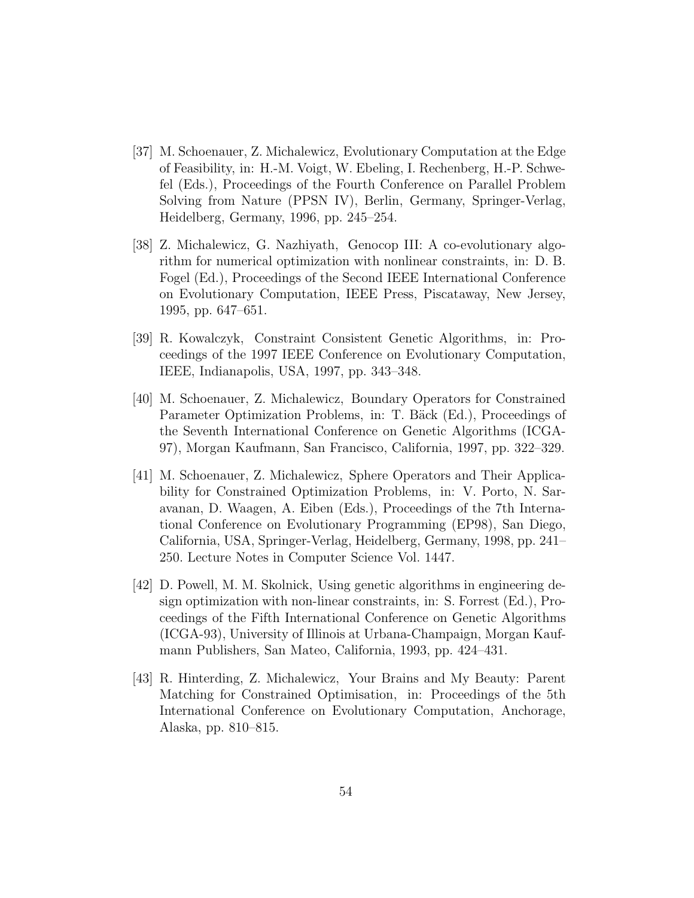[37] M. Schoenauer, Z. Michalewicz, Evolutionary Computation at the Edge of Feasibility, in: H.-M. Voigt, W. Ebeling, I. Rechenberg, H.-P. Schwefel (Eds.), Proceedings of the Fourth Conference on Parallel Problem Solving from Nature (PPSN IV), Berlin, Germany, Springer-Verlag, Heidelberg, Germany, 1996, pp. 245–254.

[38] Z. Michalewicz, G. Nazhiyath, Genocop III: A co-evolutionary algorithm for numerical optimization with nonlinear constraints, in: D. B. Fogel (Ed.), Proceedings of the Second IEEE International Conference on Evolutionary Computation, IEEE Press, Piscataway, New Jersey, 1995, pp. 647–651.

[39] R. Kowalczyk, Constraint Consistent Genetic Algorithms, in: Proceedings of the 1997 IEEE Conference on Evolutionary Computation, IEEE, Indianapolis, USA, 1997, pp. 343–348.

[40] M. Schoenauer, Z. Michalewicz, Boundary Operators for Constrained Parameter Optimization Problems, in: T. Bäck (Ed.), Proceedings of the Seventh International Conference on Genetic Algorithms (ICGA-97), Morgan Kaufmann, San Francisco, California, 1997, pp. 322–329.

[41] M. Schoenauer, Z. Michalewicz, Sphere Operators and Their Applicability for Constrained Optimization Problems, in: V. Porto, N. Saravanan, D. Waagen, A. Eiben (Eds.), Proceedings of the 7th International Conference on Evolutionary Programming (EP98), San Diego, California, USA, Springer-Verlag, Heidelberg, Germany, 1998, pp. 241–250. Lecture Notes in Computer Science Vol. 1447.

[42] D. Powell, M. M. Skolnick, Using genetic algorithms in engineering design optimization with non-linear constraints, in: S. Forrest (Ed.), Proceedings of the Fifth International Conference on Genetic Algorithms (ICGA-93), University of Illinois at Urbana-Champaign, Morgan Kaufmann Publishers, San Mateo, California, 1993, pp. 424–431.

[43] R. Hinterding, Z. Michalewicz, Your Brains and My Beauty: Parent Matching for Constrained Optimisation, in: Proceedings of the 5th International Conference on Evolutionary Computation, Anchorage, Alaska, pp. 810–815.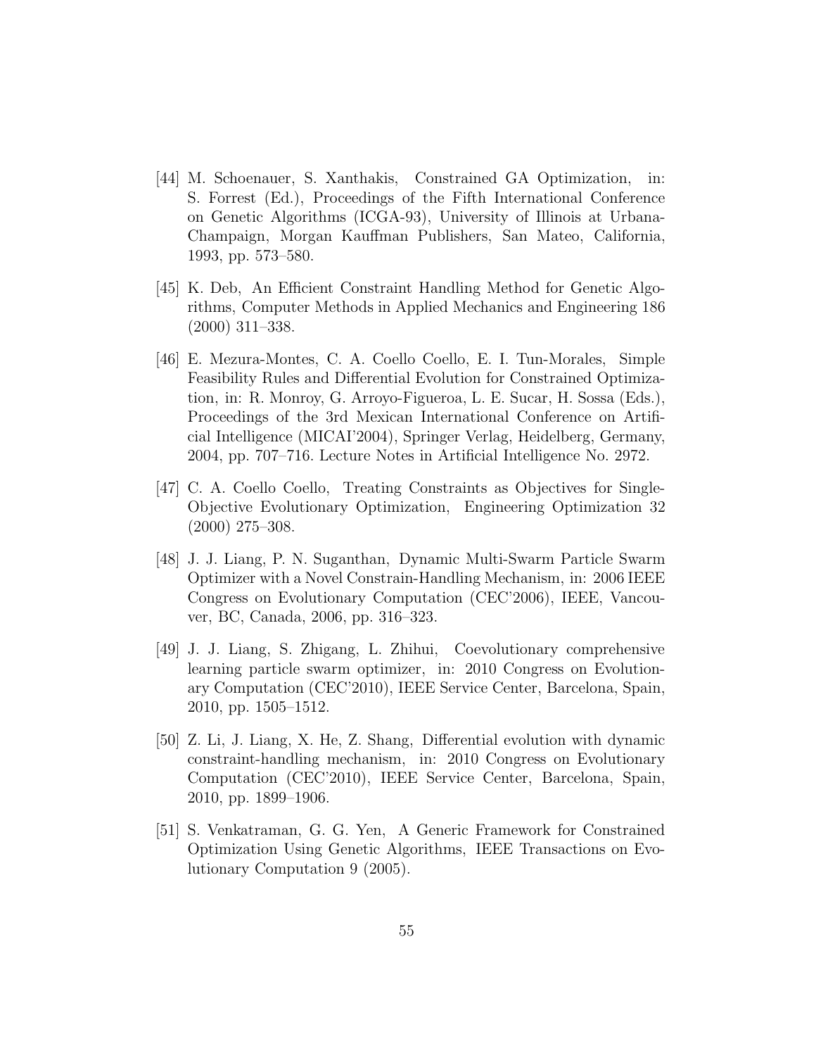[44] M. Schoenauer, S. Xanthakis, Constrained GA Optimization, in: S. Forrest (Ed.), Proceedings of the Fifth International Conference on Genetic Algorithms (ICGA-93), University of Illinois at Urbana-Champaign, Morgan Kauffman Publishers, San Mateo, California, 1993, pp. 573–580.

[45] K. Deb, An Efficient Constraint Handling Method for Genetic Algorithms, Computer Methods in Applied Mechanics and Engineering 186 (2000) 311–338.

[46] E. Mezura-Montes, C. A. Coello Coello, E. I. Tun-Morales, Simple Feasibility Rules and Differential Evolution for Constrained Optimization, in: R. Monroy, G. Arroyo-Figueroa, L. E. Sucar, H. Sossa (Eds.), Proceedings of the 3rd Mexican International Conference on Artificial Intelligence (MICAI'2004), Springer Verlag, Heidelberg, Germany, 2004, pp. 707–716. Lecture Notes in Artificial Intelligence No. 2972.

[47] C. A. Coello Coello, Treating Constraints as Objectives for Single-Objective Evolutionary Optimization, Engineering Optimization 32 (2000) 275–308.

[48] J. J. Liang, P. N. Suganthan, Dynamic Multi-Swarm Particle Swarm Optimizer with a Novel Constrain-Handling Mechanism, in: 2006 IEEE Congress on Evolutionary Computation (CEC'2006), IEEE, Vancouver, BC, Canada, 2006, pp. 316–323.

[49] J. J. Liang, S. Zhigang, L. Zhihui, Coevolutionary comprehensive learning particle swarm optimizer, in: 2010 Congress on Evolutionary Computation (CEC'2010), IEEE Service Center, Barcelona, Spain, 2010, pp. 1505–1512.

[50] Z. Li, J. Liang, X. He, Z. Shang, Differential evolution with dynamic constraint-handling mechanism, in: 2010 Congress on Evolutionary Computation (CEC'2010), IEEE Service Center, Barcelona, Spain, 2010, pp. 1899–1906.

[51] S. Venkatraman, G. G. Yen, A Generic Framework for Constrained Optimization Using Genetic Algorithms, IEEE Transactions on Evolutionary Computation 9 (2005).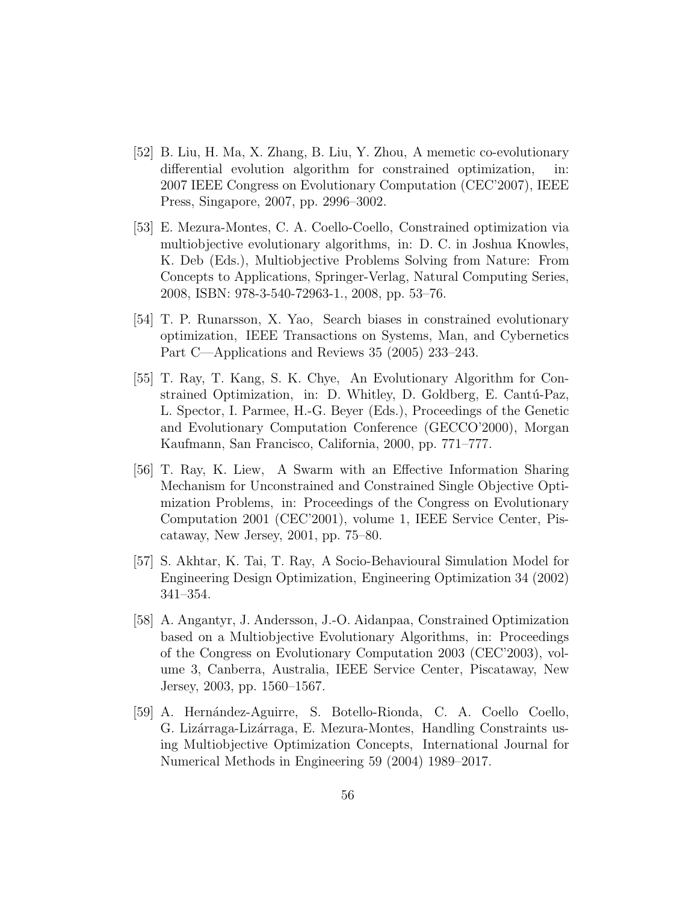[52] B. Liu, H. Ma, X. Zhang, B. Liu, Y. Zhou, A memetic co-evolutionary differential evolution algorithm for constrained optimization, in: 2007 IEEE Congress on Evolutionary Computation (CEC'2007), IEEE Press, Singapore, 2007, pp. 2996–3002.

[53] E. Mezura-Montes, C. A. Coello-Coello, Constrained optimization via multiobjective evolutionary algorithms, in: D. C. in Joshua Knowles, K. Deb (Eds.), Multiobjective Problems Solving from Nature: From Concepts to Applications, Springer-Verlag, Natural Computing Series, 2008, ISBN: 978-3-540-72963-1., 2008, pp. 53–76.

[54] T. P. Runarsson, X. Yao, Search biases in constrained evolutionary optimization, IEEE Transactions on Systems, Man, and Cybernetics Part C—Applications and Reviews 35 (2005) 233–243.

[55] T. Ray, T. Kang, S. K. Chye, An Evolutionary Algorithm for Constrained Optimization, in: D. Whitley, D. Goldberg, E. Cantú-Paz, L. Spector, I. Parmee, H.-G. Beyer (Eds.), Proceedings of the Genetic and Evolutionary Computation Conference (GECCO'2000), Morgan Kaufmann, San Francisco, California, 2000, pp. 771–777.

[56] T. Ray, K. Liew, A Swarm with an Effective Information Sharing Mechanism for Unconstrained and Constrained Single Objective Optimization Problems, in: Proceedings of the Congress on Evolutionary Computation 2001 (CEC'2001), volume 1, IEEE Service Center, Piscataway, New Jersey, 2001, pp. 75–80.

[57] S. Akhtar, K. Tai, T. Ray, A Socio-Behavioural Simulation Model for Engineering Design Optimization, Engineering Optimization 34 (2002) 341–354.

[58] A. Angantyr, J. Andersson, J.-O. Aidanpaa, Constrained Optimization based on a Multiobjective Evolutionary Algorithms, in: Proceedings of the Congress on Evolutionary Computation 2003 (CEC'2003), volume 3, Canberra, Australia, IEEE Service Center, Piscataway, New Jersey, 2003, pp. 1560–1567.

[59] A. Hernández-Aguirre, S. Botello-Rionda, C. A. Coello Coello, G. Lizárraga-Lizárraga, E. Mezura-Montes, Handling Constraints using Multiobjective Optimization Concepts, International Journal for Numerical Methods in Engineering 59 (2004) 1989–2017.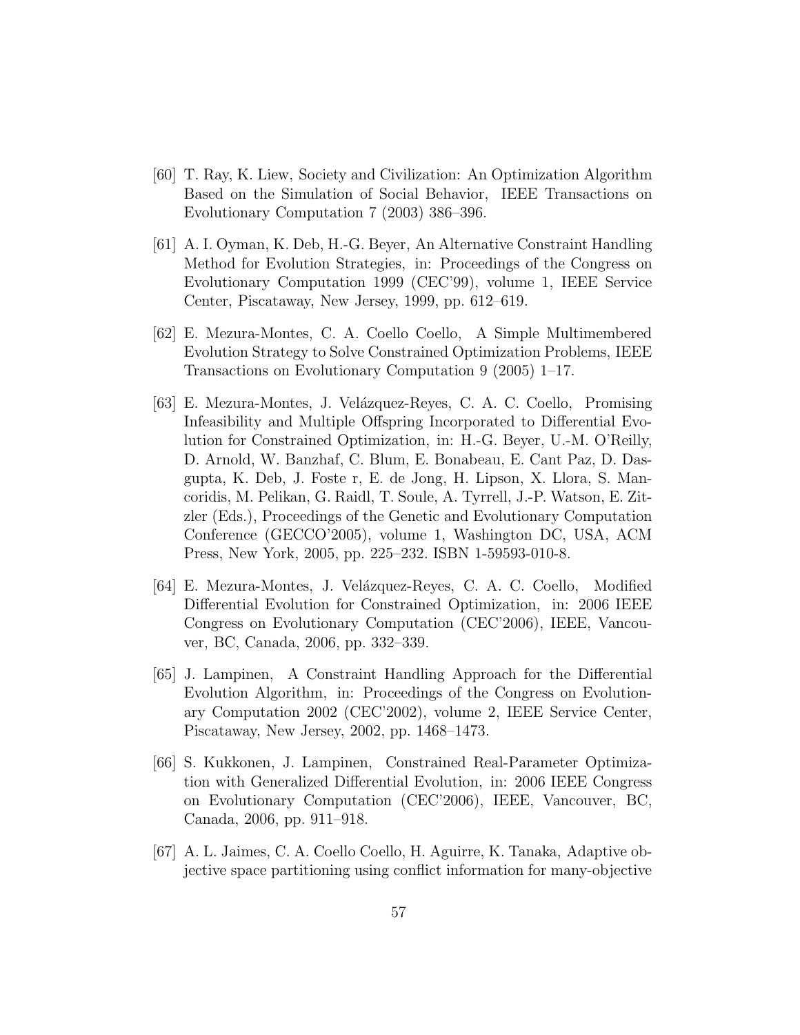[60] T. Ray, K. Liew, Society and Civilization: An Optimization Algorithm Based on the Simulation of Social Behavior, IEEE Transactions on Evolutionary Computation 7 (2003) 386–396.

[61] A. I. Oyman, K. Deb, H.-G. Beyer, An Alternative Constraint Handling Method for Evolution Strategies, in: Proceedings of the Congress on Evolutionary Computation 1999 (CEC'99), volume 1, IEEE Service Center, Piscataway, New Jersey, 1999, pp. 612–619.

[62] E. Mezura-Montes, C. A. Coello Coello, A Simple Multimembered Evolution Strategy to Solve Constrained Optimization Problems, IEEE Transactions on Evolutionary Computation 9 (2005) 1–17.

[63] E. Mezura-Montes, J. Velázquez-Reyes, C. A. C. Coello, Promising Infeasibility and Multiple Offspring Incorporated to Differential Evolution for Constrained Optimization, in: H.-G. Beyer, U.-M. O'Reilly, D. Arnold, W. Banzhaf, C. Blum, E. Bonabeau, E. Cant Paz, D. Dasgupta, K. Deb, J. Foste r, E. de Jong, H. Lipson, X. Llora, S. Mancoridis, M. Pelikan, G. Raidl, T. Soule, A. Tyrrell, J.-P. Watson, E. Zitzler (Eds.), Proceedings of the Genetic and Evolutionary Computation Conference (GECCO'2005), volume 1, Washington DC, USA, ACM Press, New York, 2005, pp. 225–232. ISBN 1-59593-010-8.

[64] E. Mezura-Montes, J. Velázquez-Reyes, C. A. C. Coello, Modified Differential Evolution for Constrained Optimization, in: 2006 IEEE Congress on Evolutionary Computation (CEC'2006), IEEE, Vancouver, BC, Canada, 2006, pp. 332–339.

[65] J. Lampinen, A Constraint Handling Approach for the Differential Evolution Algorithm, in: Proceedings of the Congress on Evolutionary Computation 2002 (CEC'2002), volume 2, IEEE Service Center, Piscataway, New Jersey, 2002, pp. 1468–1473.

[66] S. Kukkonen, J. Lampinen, Constrained Real-Parameter Optimization with Generalized Differential Evolution, in: 2006 IEEE Congress on Evolutionary Computation (CEC'2006), IEEE, Vancouver, BC, Canada, 2006, pp. 911–918.

[67] A. L. Jaimes, C. A. Coello Coello, H. Aguirre, K. Tanaka, Adaptive objective space partitioning using conflict information for many-objective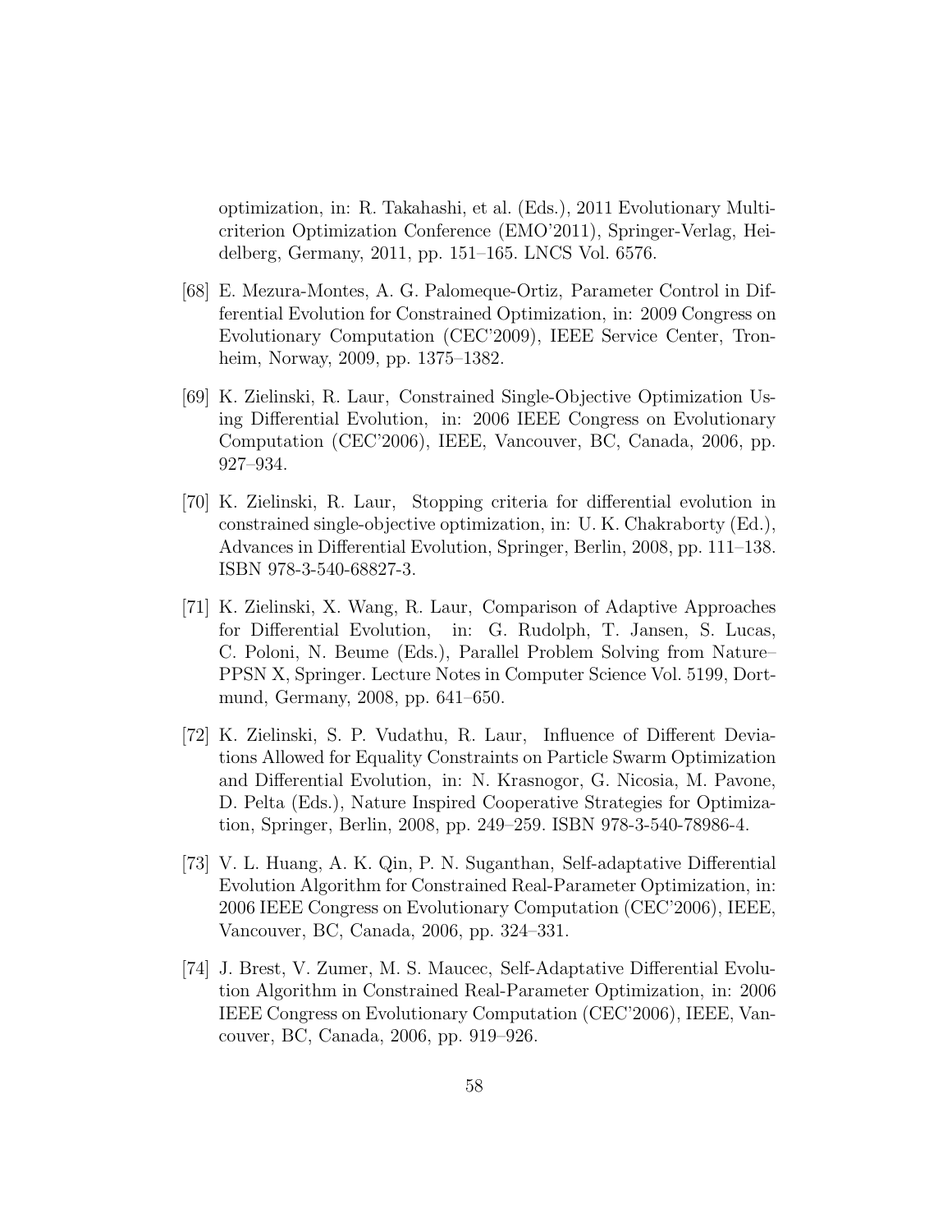optimization, in: R. Takahashi, et al. (Eds.), 2011 Evolutionary Multicriterion Optimization Conference (EMO'2011), Springer-Verlag, Heidelberg, Germany, 2011, pp. 151–165. LNCS Vol. 6576.

[68] E. Mezura-Montes, A. G. Palomeque-Ortiz, Parameter Control in Differential Evolution for Constrained Optimization, in: 2009 Congress on Evolutionary Computation (CEC'2009), IEEE Service Center, Tronheim, Norway, 2009, pp. 1375–1382.

[69] K. Zielinski, R. Laur, Constrained Single-Objective Optimization Using Differential Evolution, in: 2006 IEEE Congress on Evolutionary Computation (CEC'2006), IEEE, Vancouver, BC, Canada, 2006, pp. 927–934.

[70] K. Zielinski, R. Laur, Stopping criteria for differential evolution in constrained single-objective optimization, in: U. K. Chakraborty (Ed.), Advances in Differential Evolution, Springer, Berlin, 2008, pp. 111–138. ISBN 978-3-540-68827-3.

[71] K. Zielinski, X. Wang, R. Laur, Comparison of Adaptive Approaches for Differential Evolution, in: G. Rudolph, T. Jansen, S. Lucas, C. Poloni, N. Beume (Eds.), Parallel Problem Solving from Nature–PPSN X, Springer. Lecture Notes in Computer Science Vol. 5199, Dortmund, Germany, 2008, pp. 641–650.

[72] K. Zielinski, S. P. Vudathu, R. Laur, Influence of Different Deviations Allowed for Equality Constraints on Particle Swarm Optimization and Differential Evolution, in: N. Krasnogor, G. Nicosia, M. Pavone, D. Pelta (Eds.), Nature Inspired Cooperative Strategies for Optimization, Springer, Berlin, 2008, pp. 249–259. ISBN 978-3-540-78986-4.

[73] V. L. Huang, A. K. Qin, P. N. Suganthan, Self-adaptative Differential Evolution Algorithm for Constrained Real-Parameter Optimization, in: 2006 IEEE Congress on Evolutionary Computation (CEC'2006), IEEE, Vancouver, BC, Canada, 2006, pp. 324–331.

[74] J. Brest, V. Zumer, M. S. Maucec, Self-Adaptative Differential Evolution Algorithm in Constrained Real-Parameter Optimization, in: 2006 IEEE Congress on Evolutionary Computation (CEC'2006), IEEE, Vancouver, BC, Canada, 2006, pp. 919–926.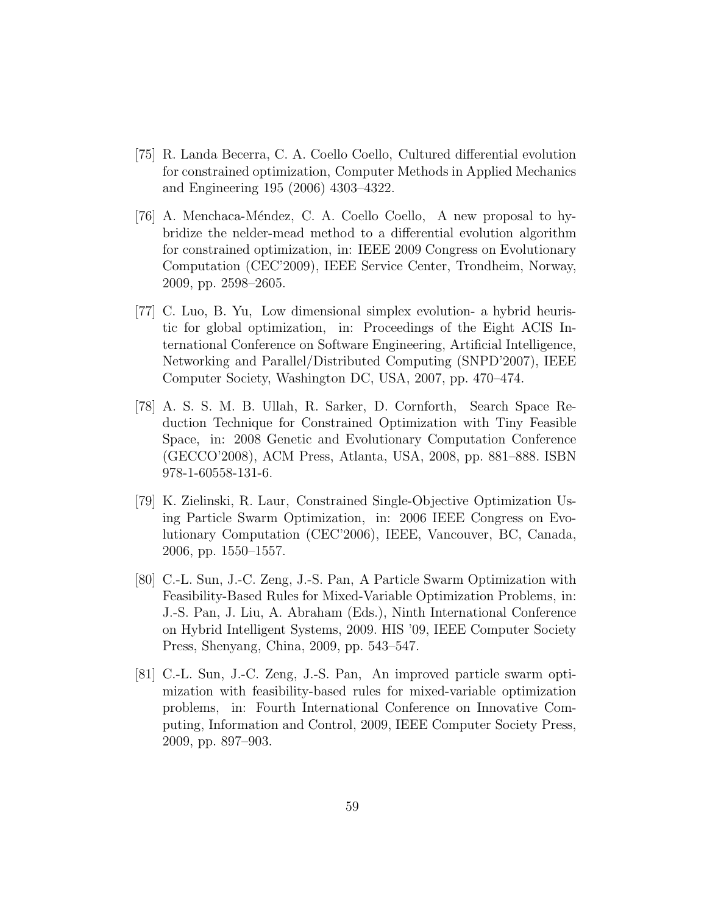[75] R. Landa Becerra, C. A. Coello Coello, Cultured differential evolution for constrained optimization, Computer Methods in Applied Mechanics and Engineering 195 (2006) 4303–4322.

[76] A. Menchaca-Méndez, C. A. Coello Coello, A new proposal to hybridize the nelder-mead method to a differential evolution algorithm for constrained optimization, in: IEEE 2009 Congress on Evolutionary Computation (CEC'2009), IEEE Service Center, Trondheim, Norway, 2009, pp. 2598–2605.

[77] C. Luo, B. Yu, Low dimensional simplex evolution- a hybrid heuristic for global optimization, in: Proceedings of the Eight ACIS International Conference on Software Engineering, Artificial Intelligence, Networking and Parallel/Distributed Computing (SNPD'2007), IEEE Computer Society, Washington DC, USA, 2007, pp. 470–474.

[78] A. S. S. M. B. Ullah, R. Sarker, D. Cornforth, Search Space Reduction Technique for Constrained Optimization with Tiny Feasible Space, in: 2008 Genetic and Evolutionary Computation Conference (GECCO'2008), ACM Press, Atlanta, USA, 2008, pp. 881–888. ISBN 978-1-60558-131-6.

[79] K. Zielinski, R. Laur, Constrained Single-Objective Optimization Using Particle Swarm Optimization, in: 2006 IEEE Congress on Evolutionary Computation (CEC'2006), IEEE, Vancouver, BC, Canada, 2006, pp. 1550–1557.

[80] C.-L. Sun, J.-C. Zeng, J.-S. Pan, A Particle Swarm Optimization with Feasibility-Based Rules for Mixed-Variable Optimization Problems, in: J.-S. Pan, J. Liu, A. Abraham (Eds.), Ninth International Conference on Hybrid Intelligent Systems, 2009. HIS '09, IEEE Computer Society Press, Shenyang, China, 2009, pp. 543–547.

[81] C.-L. Sun, J.-C. Zeng, J.-S. Pan, An improved particle swarm optimization with feasibility-based rules for mixed-variable optimization problems, in: Fourth International Conference on Innovative Computing, Information and Control, 2009, IEEE Computer Society Press, 2009, pp. 897–903.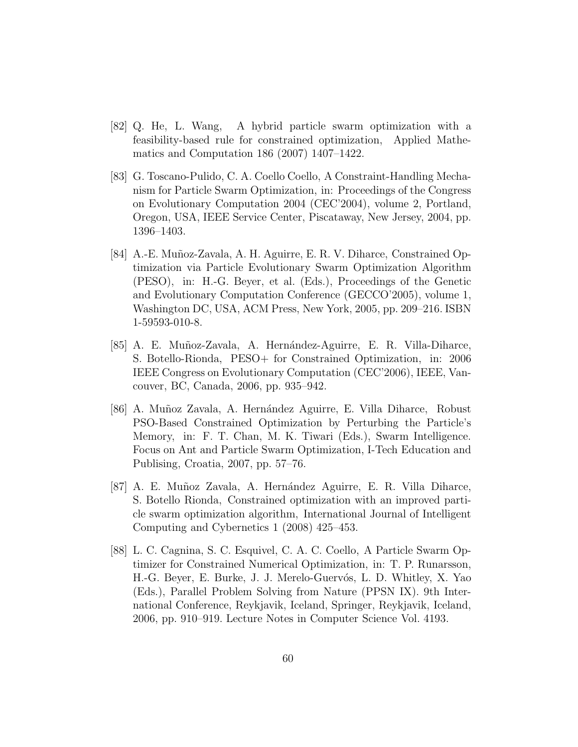[82] Q. He, L. Wang, A hybrid particle swarm optimization with a feasibility-based rule for constrained optimization, Applied Mathematics and Computation 186 (2007) 1407–1422.

[83] G. Toscano-Pulido, C. A. Coello Coello, A Constraint-Handling Mechanism for Particle Swarm Optimization, in: Proceedings of the Congress on Evolutionary Computation 2004 (CEC'2004), volume 2, Portland, Oregon, USA, IEEE Service Center, Piscataway, New Jersey, 2004, pp. 1396–1403.

[84] A.-E. Muñoz-Zavala, A. H. Aguirre, E. R. V. Diharce, Constrained Optimization via Particle Evolutionary Swarm Optimization Algorithm (PESO), in: H.-G. Beyer, et al. (Eds.), Proceedings of the Genetic and Evolutionary Computation Conference (GECCO'2005), volume 1, Washington DC, USA, ACM Press, New York, 2005, pp. 209–216. ISBN 1-59593-010-8.

[85] A. E. Muñoz-Zavala, A. Hernández-Aguirre, E. R. Villa-Diharce, S. Botello-Rionda, PESO+ for Constrained Optimization, in: 2006 IEEE Congress on Evolutionary Computation (CEC'2006), IEEE, Vancouver, BC, Canada, 2006, pp. 935–942.

[86] A. Muñoz Zavala, A. Hernández Aguirre, E. Villa Diharce, Robust PSO-Based Constrained Optimization by Perturbing the Particle's Memory, in: F. T. Chan, M. K. Tiwari (Eds.), Swarm Intelligence. Focus on Ant and Particle Swarm Optimization, I-Tech Education and Publising, Croatia, 2007, pp. 57–76.

[87] A. E. Muñoz Zavala, A. Hernández Aguirre, E. R. Villa Diharce, S. Botello Rionda, Constrained optimization with an improved particle swarm optimization algorithm, International Journal of Intelligent Computing and Cybernetics 1 (2008) 425–453.

[88] L. C. Cagnina, S. C. Esquivel, C. A. C. Coello, A Particle Swarm Optimizer for Constrained Numerical Optimization, in: T. P. Runarsson, H.-G. Beyer, E. Burke, J. J. Merelo-Guervós, L. D. Whitley, X. Yao (Eds.), Parallel Problem Solving from Nature (PPSN IX). 9th International Conference, Reykjavik, Iceland, Springer, Reykjavik, Iceland, 2006, pp. 910–919. Lecture Notes in Computer Science Vol. 4193.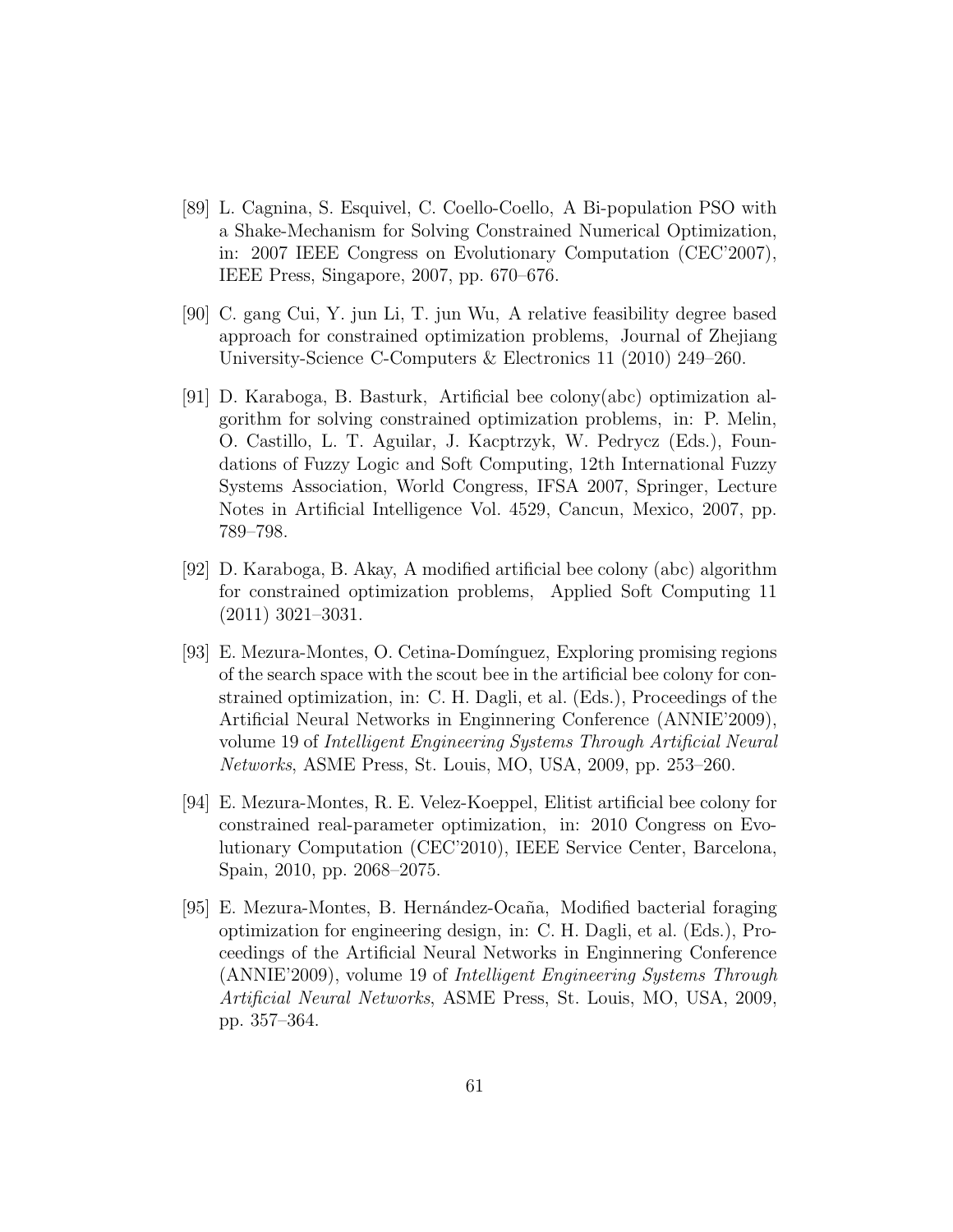[89] L. Cagnina, S. Esquivel, C. Coello-Coello, A Bi-population PSO with a Shake-Mechanism for Solving Constrained Numerical Optimization, in: 2007 IEEE Congress on Evolutionary Computation (CEC'2007), IEEE Press, Singapore, 2007, pp. 670–676.

[90] C. gang Cui, Y. jun Li, T. jun Wu, A relative feasibility degree based approach for constrained optimization problems, Journal of Zhejiang University-Science C-Computers & Electronics 11 (2010) 249–260.

[91] D. Karaboga, B. Basturk, Artificial bee colony(abc) optimization algorithm for solving constrained optimization problems, in: P. Melin, O. Castillo, L. T. Aguilar, J. Kacptrzyk, W. Pedrycz (Eds.), Foundations of Fuzzy Logic and Soft Computing, 12th International Fuzzy Systems Association, World Congress, IFSA 2007, Springer, Lecture Notes in Artificial Intelligence Vol. 4529, Cancun, Mexico, 2007, pp. 789–798.

[92] D. Karaboga, B. Akay, A modified artificial bee colony (abc) algorithm for constrained optimization problems, Applied Soft Computing 11 (2011) 3021–3031.

[93] E. Mezura-Montes, O. Cetina-Domínguez, Exploring promising regions of the search space with the scout bee in the artificial bee colony for constrained optimization, in: C. H. Dagli, et al. (Eds.), Proceedings of the Artificial Neural Networks in Enginnering Conference (ANNIE'2009), volume 19 of *Intelligent Engineering Systems Through Artificial Neural Networks*, ASME Press, St. Louis, MO, USA, 2009, pp. 253–260.

[94] E. Mezura-Montes, R. E. Velez-Koeppel, Elitist artificial bee colony for constrained real-parameter optimization, in: 2010 Congress on Evolutionary Computation (CEC'2010), IEEE Service Center, Barcelona, Spain, 2010, pp. 2068–2075.

[95] E. Mezura-Montes, B. Hernández-Ocaña, Modified bacterial foraging optimization for engineering design, in: C. H. Dagli, et al. (Eds.), Proceedings of the Artificial Neural Networks in Enginnering Conference (ANNIE'2009), volume 19 of *Intelligent Engineering Systems Through Artificial Neural Networks*, ASME Press, St. Louis, MO, USA, 2009, pp. 357–364.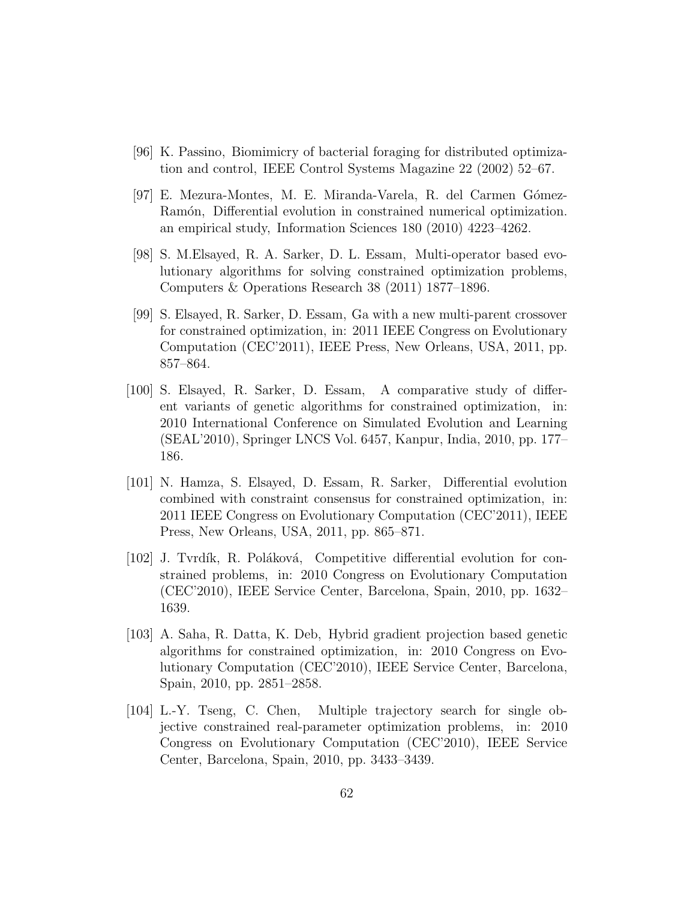[96] K. Passino, Biomimicry of bacterial foraging for distributed optimization and control, IEEE Control Systems Magazine 22 (2002) 52–67.

[97] E. Mezura-Montes, M. E. Miranda-Varela, R. del Carmen Gómez-Ramón, Differential evolution in constrained numerical optimization. an empirical study, Information Sciences 180 (2010) 4223–4262.

[98] S. M.Elsayed, R. A. Sarker, D. L. Essam, Multi-operator based evolutionary algorithms for solving constrained optimization problems, Computers & Operations Research 38 (2011) 1877–1896.

[99] S. Elsayed, R. Sarker, D. Essam, Ga with a new multi-parent crossover for constrained optimization, in: 2011 IEEE Congress on Evolutionary Computation (CEC'2011), IEEE Press, New Orleans, USA, 2011, pp. 857–864.

[100] S. Elsayed, R. Sarker, D. Essam, A comparative study of different variants of genetic algorithms for constrained optimization, in: 2010 International Conference on Simulated Evolution and Learning (SEAL'2010), Springer LNCS Vol. 6457, Kanpur, India, 2010, pp. 177–186.

[101] N. Hamza, S. Elsayed, D. Essam, R. Sarker, Differential evolution combined with constraint consensus for constrained optimization, in: 2011 IEEE Congress on Evolutionary Computation (CEC'2011), IEEE Press, New Orleans, USA, 2011, pp. 865–871.

[102] J. Tvrdík, R. Poláková, Competitive differential evolution for constrained problems, in: 2010 Congress on Evolutionary Computation (CEC'2010), IEEE Service Center, Barcelona, Spain, 2010, pp. 1632–1639.

[103] A. Saha, R. Datta, K. Deb, Hybrid gradient projection based genetic algorithms for constrained optimization, in: 2010 Congress on Evolutionary Computation (CEC'2010), IEEE Service Center, Barcelona, Spain, 2010, pp. 2851–2858.

[104] L.-Y. Tseng, C. Chen, Multiple trajectory search for single objective constrained real-parameter optimization problems, in: 2010 Congress on Evolutionary Computation (CEC'2010), IEEE Service Center, Barcelona, Spain, 2010, pp. 3433–3439.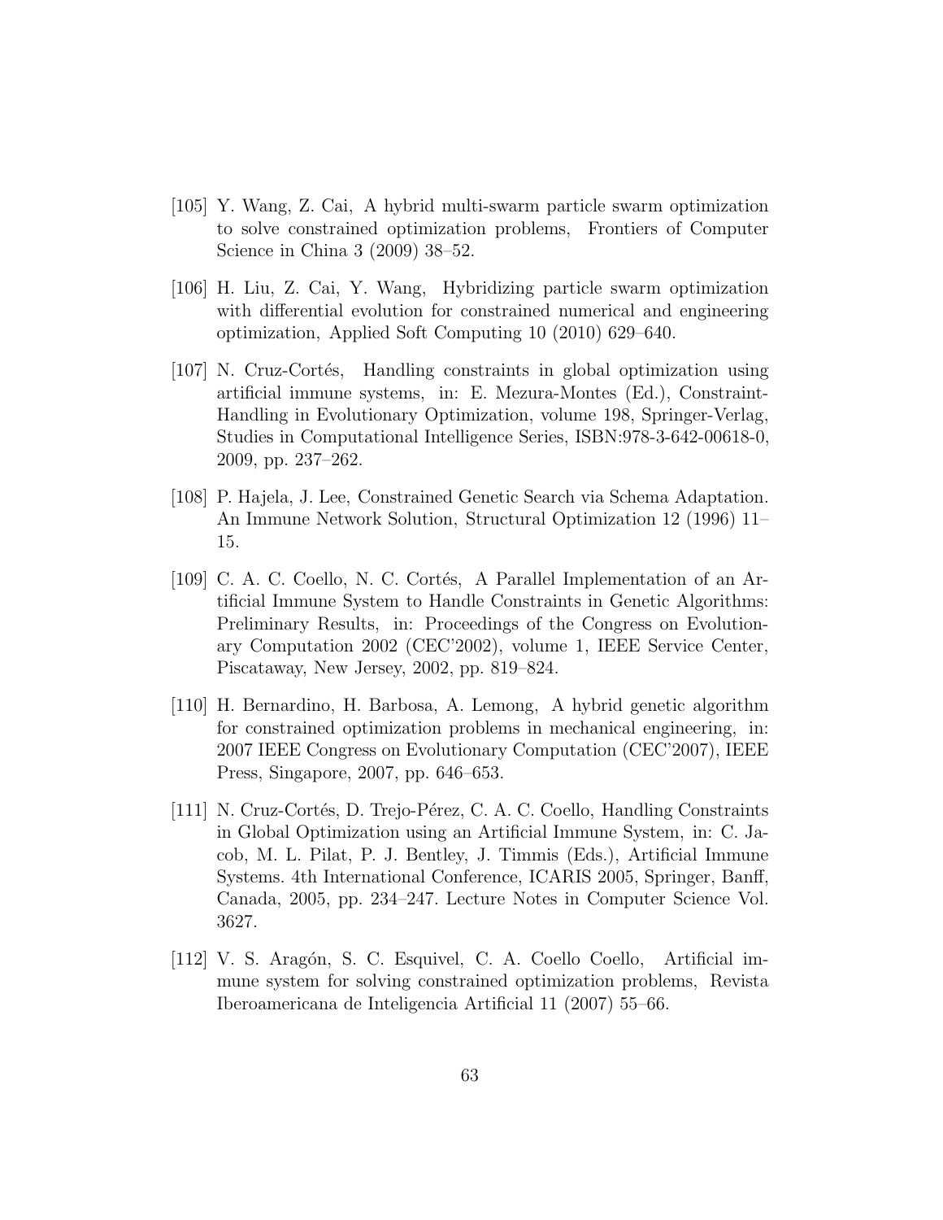[105] Y. Wang, Z. Cai, A hybrid multi-swarm particle swarm optimization to solve constrained optimization problems, Frontiers of Computer Science in China 3 (2009) 38–52.

[106] H. Liu, Z. Cai, Y. Wang, Hybridizing particle swarm optimization with differential evolution for constrained numerical and engineering optimization, Applied Soft Computing 10 (2010) 629–640.

[107] N. Cruz-Cortés, Handling constraints in global optimization using artificial immune systems, in: E. Mezura-Montes (Ed.), Constraint-Handling in Evolutionary Optimization, volume 198, Springer-Verlag, Studies in Computational Intelligence Series, ISBN:978-3-642-00618-0, 2009, pp. 237–262.

[108] P. Hajela, J. Lee, Constrained Genetic Search via Schema Adaptation. An Immune Network Solution, Structural Optimization 12 (1996) 11–15.

[109] C. A. C. Coello, N. C. Cortés, A Parallel Implementation of an Artificial Immune System to Handle Constraints in Genetic Algorithms: Preliminary Results, in: Proceedings of the Congress on Evolutionary Computation 2002 (CEC'2002), volume 1, IEEE Service Center, Piscataway, New Jersey, 2002, pp. 819–824.

[110] H. Bernardino, H. Barbosa, A. Lemong, A hybrid genetic algorithm for constrained optimization problems in mechanical engineering, in: 2007 IEEE Congress on Evolutionary Computation (CEC'2007), IEEE Press, Singapore, 2007, pp. 646–653.

[111] N. Cruz-Cortés, D. Trejo-Pérez, C. A. C. Coello, Handling Constraints in Global Optimization using an Artificial Immune System, in: C. Jacob, M. L. Pilat, P. J. Bentley, J. Timmis (Eds.), Artificial Immune Systems. 4th International Conference, ICARIS 2005, Springer, Banff, Canada, 2005, pp. 234–247. Lecture Notes in Computer Science Vol. 3627.

[112] V. S. Aragón, S. C. Esquivel, C. A. Coello Coello, Artificial immune system for solving constrained optimization problems, Revista Iberoamericana de Inteligencia Artificial 11 (2007) 55–66.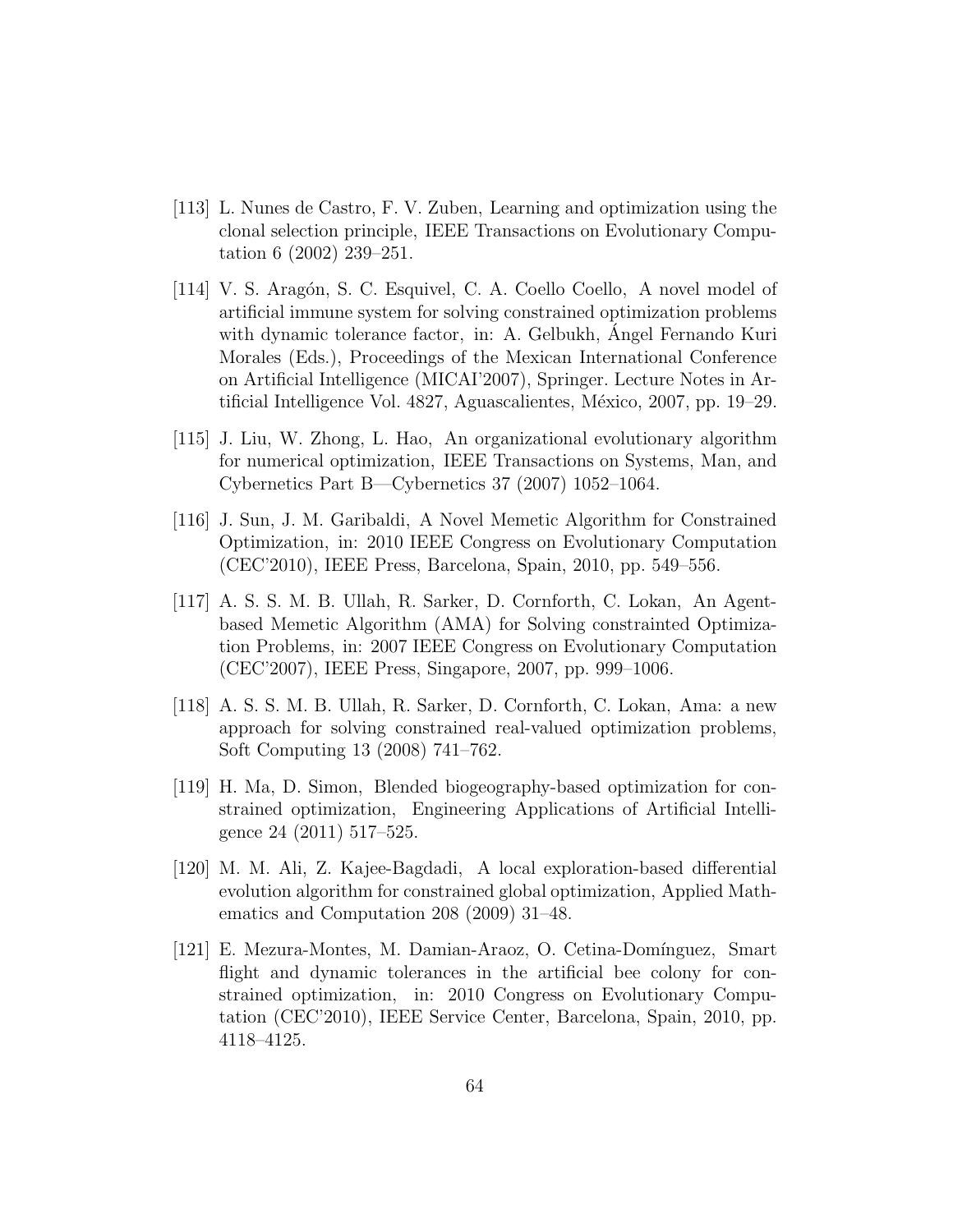[113] L. Nunes de Castro, F. V. Zuben, Learning and optimization using the clonal selection principle, IEEE Transactions on Evolutionary Computation 6 (2002) 239–251.

[114] V. S. Aragón, S. C. Esquivel, C. A. Coello Coello, A novel model of artificial immune system for solving constrained optimization problems with dynamic tolerance factor, in: A. Gelbukh, Ángel Fernando Kuri Morales (Eds.), Proceedings of the Mexican International Conference on Artificial Intelligence (MICAI'2007), Springer. Lecture Notes in Artificial Intelligence Vol. 4827, Aguascalientes, México, 2007, pp. 19–29.

[115] J. Liu, W. Zhong, L. Hao, An organizational evolutionary algorithm for numerical optimization, IEEE Transactions on Systems, Man, and Cybernetics Part B—Cybernetics 37 (2007) 1052–1064.

[116] J. Sun, J. M. Garibaldi, A Novel Memetic Algorithm for Constrained Optimization, in: 2010 IEEE Congress on Evolutionary Computation (CEC'2010), IEEE Press, Barcelona, Spain, 2010, pp. 549–556.

[117] A. S. S. M. B. Ullah, R. Sarker, D. Cornforth, C. Lokan, An Agent-based Memetic Algorithm (AMA) for Solving constrainted Optimization Problems, in: 2007 IEEE Congress on Evolutionary Computation (CEC'2007), IEEE Press, Singapore, 2007, pp. 999–1006.

[118] A. S. S. M. B. Ullah, R. Sarker, D. Cornforth, C. Lokan, Ama: a new approach for solving constrained real-valued optimization problems, Soft Computing 13 (2008) 741–762.

[119] H. Ma, D. Simon, Blended biogeography-based optimization for constrained optimization, Engineering Applications of Artificial Intelligence 24 (2011) 517–525.

[120] M. M. Ali, Z. Kajee-Bagdadi, A local exploration-based differential evolution algorithm for constrained global optimization, Applied Mathematics and Computation 208 (2009) 31–48.

[121] E. Mezura-Montes, M. Damian-Araoz, O. Cetina-Domínguez, Smart flight and dynamic tolerances in the artificial bee colony for constrained optimization, in: 2010 Congress on Evolutionary Computation (CEC'2010), IEEE Service Center, Barcelona, Spain, 2010, pp. 4118–4125.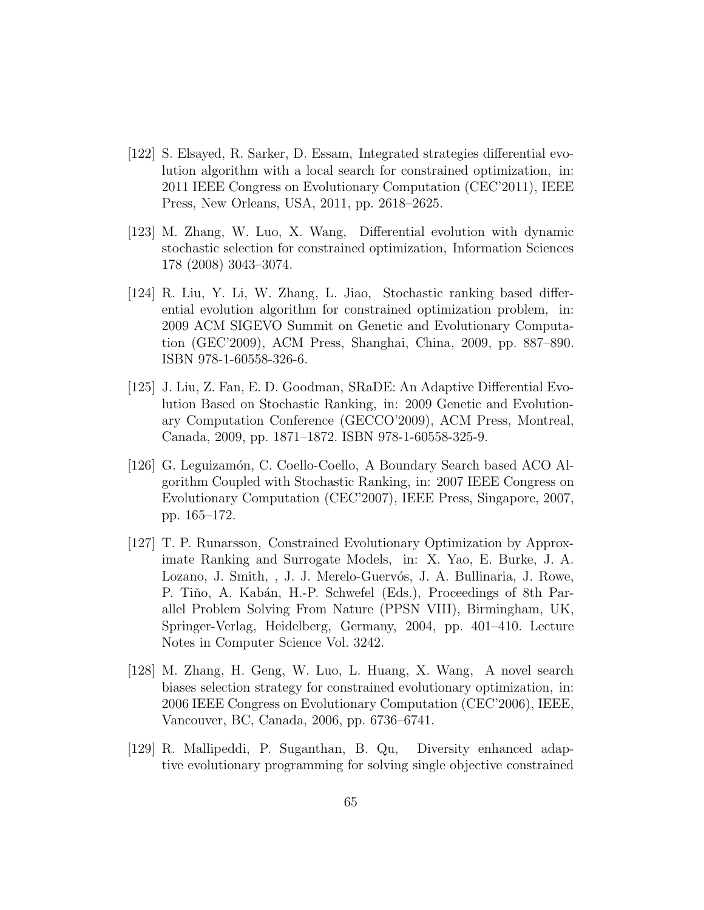[122] S. Elsayed, R. Sarker, D. Essam, Integrated strategies differential evolution algorithm with a local search for constrained optimization, in: 2011 IEEE Congress on Evolutionary Computation (CEC'2011), IEEE Press, New Orleans, USA, 2011, pp. 2618–2625.

[123] M. Zhang, W. Luo, X. Wang, Differential evolution with dynamic stochastic selection for constrained optimization, Information Sciences 178 (2008) 3043–3074.

[124] R. Liu, Y. Li, W. Zhang, L. Jiao, Stochastic ranking based differential evolution algorithm for constrained optimization problem, in: 2009 ACM SIGEVO Summit on Genetic and Evolutionary Computation (GEC'2009), ACM Press, Shanghai, China, 2009, pp. 887–890. ISBN 978-1-60558-326-6.

[125] J. Liu, Z. Fan, E. D. Goodman, SRaDE: An Adaptive Differential Evolution Based on Stochastic Ranking, in: 2009 Genetic and Evolutionary Computation Conference (GECCO'2009), ACM Press, Montreal, Canada, 2009, pp. 1871–1872. ISBN 978-1-60558-325-9.

[126] G. Leguizamón, C. Coello-Coello, A Boundary Search based ACO Algorithm Coupled with Stochastic Ranking, in: 2007 IEEE Congress on Evolutionary Computation (CEC'2007), IEEE Press, Singapore, 2007, pp. 165–172.

[127] T. P. Runarsson, Constrained Evolutionary Optimization by Approximate Ranking and Surrogate Models, in: X. Yao, E. Burke, J. A. Lozano, J. Smith, , J. J. Merelo-Guervós, J. A. Bullinaria, J. Rowe, P. Tiňo, A. Kabán, H.-P. Schwefel (Eds.), Proceedings of 8th Parallel Problem Solving From Nature (PPSN VIII), Birmingham, UK, Springer-Verlag, Heidelberg, Germany, 2004, pp. 401–410. Lecture Notes in Computer Science Vol. 3242.

[128] M. Zhang, H. Geng, W. Luo, L. Huang, X. Wang, A novel search biases selection strategy for constrained evolutionary optimization, in: 2006 IEEE Congress on Evolutionary Computation (CEC'2006), IEEE, Vancouver, BC, Canada, 2006, pp. 6736–6741.

[129] R. Mallipeddi, P. Suganthan, B. Qu, Diversity enhanced adaptive evolutionary programming for solving single objective constrained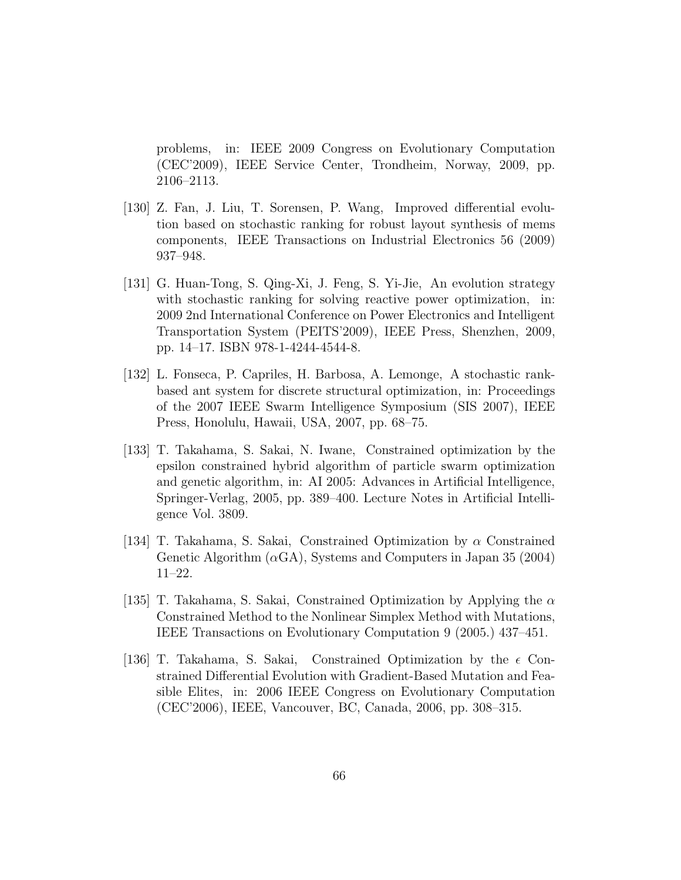problems, in: IEEE 2009 Congress on Evolutionary Computation (CEC'2009), IEEE Service Center, Trondheim, Norway, 2009, pp. 2106–2113.

[130] Z. Fan, J. Liu, T. Sorensen, P. Wang, Improved differential evolution based on stochastic ranking for robust layout synthesis of mems components, IEEE Transactions on Industrial Electronics 56 (2009) 937–948.

[131] G. Huan-Tong, S. Qing-Xi, J. Feng, S. Yi-Jie, An evolution strategy with stochastic ranking for solving reactive power optimization, in: 2009 2nd International Conference on Power Electronics and Intelligent Transportation System (PEITS'2009), IEEE Press, Shenzhen, 2009, pp. 14–17. ISBN 978-1-4244-4544-8.

[132] L. Fonseca, P. Capriles, H. Barbosa, A. Lemonge, A stochastic rank-based ant system for discrete structural optimization, in: Proceedings of the 2007 IEEE Swarm Intelligence Symposium (SIS 2007), IEEE Press, Honolulu, Hawaii, USA, 2007, pp. 68–75.

[133] T. Takahama, S. Sakai, N. Iwane, Constrained optimization by the epsilon constrained hybrid algorithm of particle swarm optimization and genetic algorithm, in: AI 2005: Advances in Artificial Intelligence, Springer-Verlag, 2005, pp. 389–400. Lecture Notes in Artificial Intelligence Vol. 3809.

[134] T. Takahama, S. Sakai, Constrained Optimization by $\alpha$ Constrained Genetic Algorithm ($\alpha$GA), Systems and Computers in Japan 35 (2004) 11–22.

[135] T. Takahama, S. Sakai, Constrained Optimization by Applying the $\alpha$ Constrained Method to the Nonlinear Simplex Method with Mutations, IEEE Transactions on Evolutionary Computation 9 (2005.) 437–451.

[136] T. Takahama, S. Sakai, Constrained Optimization by the $\epsilon$ Constrained Differential Evolution with Gradient-Based Mutation and Feasible Elites, in: 2006 IEEE Congress on Evolutionary Computation (CEC'2006), IEEE, Vancouver, BC, Canada, 2006, pp. 308–315.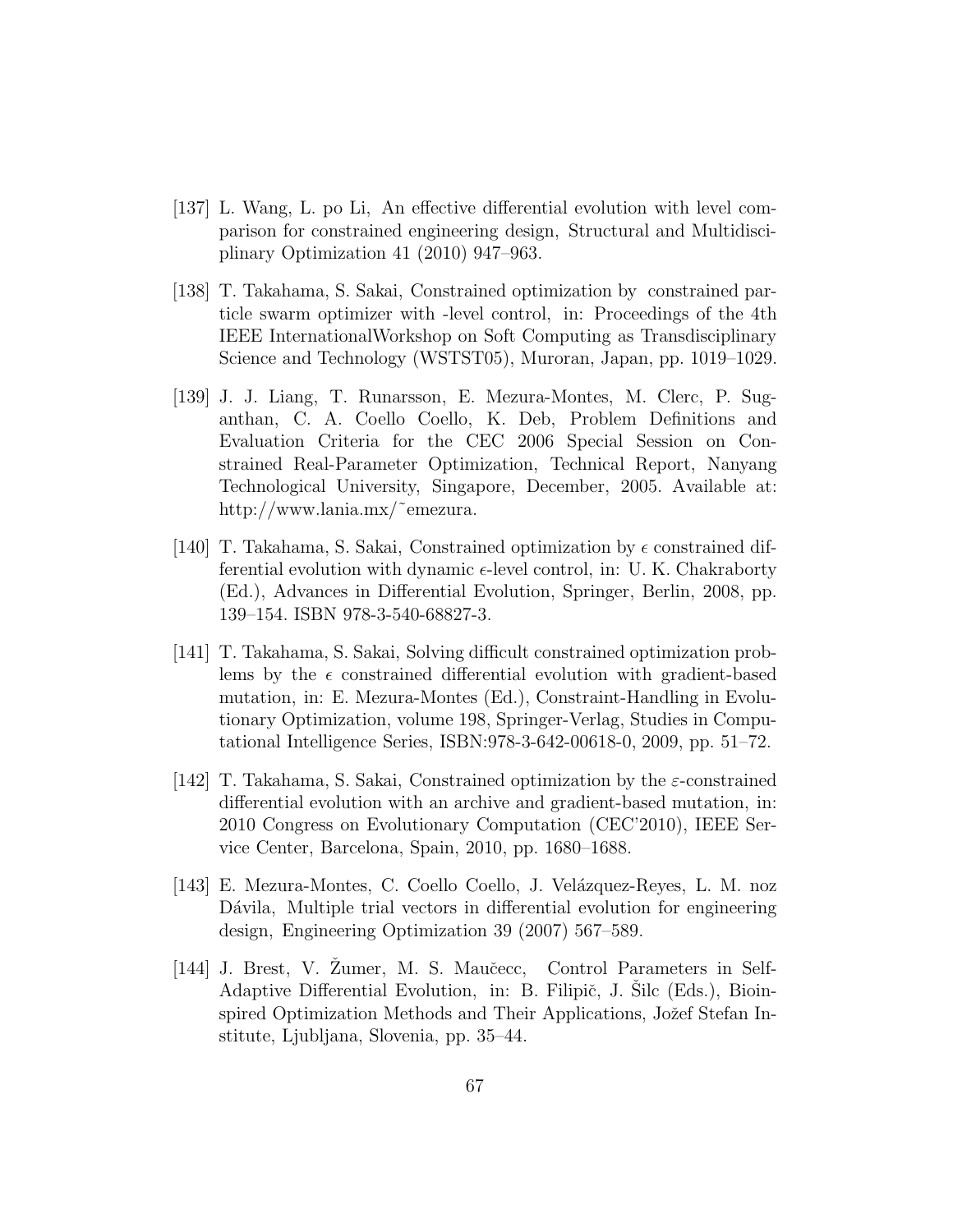[137] L. Wang, L. po Li, An effective differential evolution with level comparison for constrained engineering design, Structural and Multidisciplinary Optimization 41 (2010) 947–963.

[138] T. Takahama, S. Sakai, Constrained optimization by constrained particle swarm optimizer with -level control, in: Proceedings of the 4th IEEE InternationalWorkshop on Soft Computing as Transdisciplinary Science and Technology (WSTST05), Muroran, Japan, pp. 1019–1029.

[139] J. J. Liang, T. Runarsson, E. Mezura-Montes, M. Clerc, P. Suganthan, C. A. Coello Coello, K. Deb, Problem Definitions and Evaluation Criteria for the CEC 2006 Special Session on Constrained Real-Parameter Optimization, Technical Report, Nanyang Technological University, Singapore, December, 2005. Available at: http://www.lania.mx/˜emezura.

[140] T. Takahama, S. Sakai, Constrained optimization by $\epsilon$ constrained differential evolution with dynamic $\epsilon$-level control, in: U. K. Chakraborty (Ed.), Advances in Differential Evolution, Springer, Berlin, 2008, pp. 139–154. ISBN 978-3-540-68827-3.

[141] T. Takahama, S. Sakai, Solving difficult constrained optimization problems by the $\epsilon$ constrained differential evolution with gradient-based mutation, in: E. Mezura-Montes (Ed.), Constraint-Handling in Evolutionary Optimization, volume 198, Springer-Verlag, Studies in Computational Intelligence Series, ISBN:978-3-642-00618-0, 2009, pp. 51–72.

[142] T. Takahama, S. Sakai, Constrained optimization by the $\varepsilon$-constrained differential evolution with an archive and gradient-based mutation, in: 2010 Congress on Evolutionary Computation (CEC'2010), IEEE Service Center, Barcelona, Spain, 2010, pp. 1680–1688.

[143] E. Mezura-Montes, C. Coello Coello, J. Velázquez-Reyes, L. M. noz Dávila, Multiple trial vectors in differential evolution for engineering design, Engineering Optimization 39 (2007) 567–589.

[144] J. Brest, V. Žumer, M. S. Maučecc, Control Parameters in Self-Adaptive Differential Evolution, in: B. Filipič, J. Šilc (Eds.), Bioinspired Optimization Methods and Their Applications, Jožef Stefan Institute, Ljubljana, Slovenia, pp. 35–44.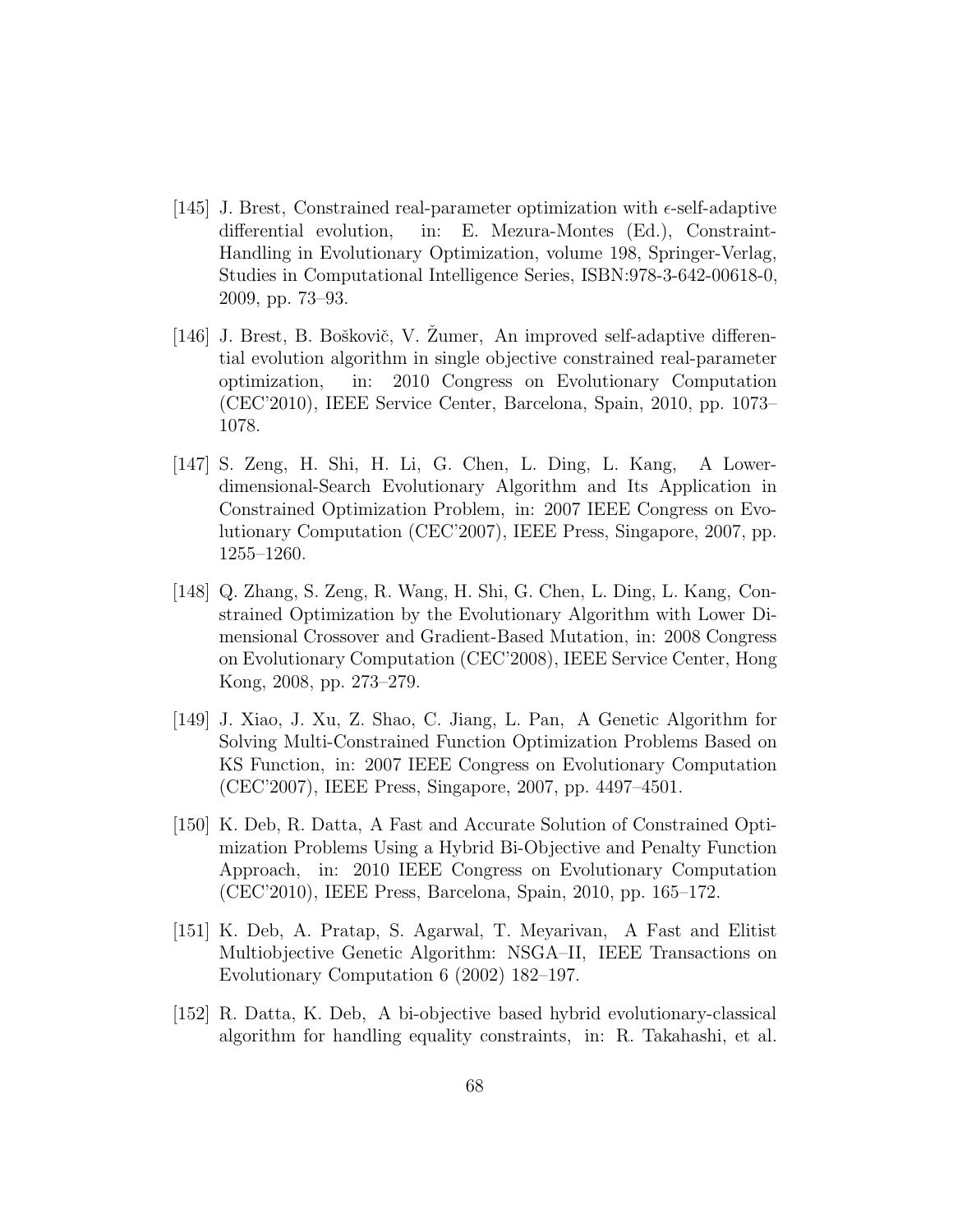[145] J. Brest, Constrained real-parameter optimization with $\epsilon$-self-adaptive differential evolution, in: E. Mezura-Montes (Ed.), Constraint-Handling in Evolutionary Optimization, volume 198, Springer-Verlag, Studies in Computational Intelligence Series, ISBN:978-3-642-00618-0, 2009, pp. 73–93.

[146] J. Brest, B. Boškovič, V. Žumer, An improved self-adaptive differential evolution algorithm in single objective constrained real-parameter optimization, in: 2010 Congress on Evolutionary Computation (CEC'2010), IEEE Service Center, Barcelona, Spain, 2010, pp. 1073–1078.

[147] S. Zeng, H. Shi, H. Li, G. Chen, L. Ding, L. Kang, A Lower-dimensional-Search Evolutionary Algorithm and Its Application in Constrained Optimization Problem, in: 2007 IEEE Congress on Evolutionary Computation (CEC'2007), IEEE Press, Singapore, 2007, pp. 1255–1260.

[148] Q. Zhang, S. Zeng, R. Wang, H. Shi, G. Chen, L. Ding, L. Kang, Constrained Optimization by the Evolutionary Algorithm with Lower Dimensional Crossover and Gradient-Based Mutation, in: 2008 Congress on Evolutionary Computation (CEC'2008), IEEE Service Center, Hong Kong, 2008, pp. 273–279.

[149] J. Xiao, J. Xu, Z. Shao, C. Jiang, L. Pan, A Genetic Algorithm for Solving Multi-Constrained Function Optimization Problems Based on KS Function, in: 2007 IEEE Congress on Evolutionary Computation (CEC'2007), IEEE Press, Singapore, 2007, pp. 4497–4501.

[150] K. Deb, R. Datta, A Fast and Accurate Solution of Constrained Optimization Problems Using a Hybrid Bi-Objective and Penalty Function Approach, in: 2010 IEEE Congress on Evolutionary Computation (CEC'2010), IEEE Press, Barcelona, Spain, 2010, pp. 165–172.

[151] K. Deb, A. Pratap, S. Agarwal, T. Meyarivan, A Fast and Elitist Multiobjective Genetic Algorithm: NSGA–II, IEEE Transactions on Evolutionary Computation 6 (2002) 182–197.

[152] R. Datta, K. Deb, A bi-objective based hybrid evolutionary-classical algorithm for handling equality constraints, in: R. Takahashi, et al.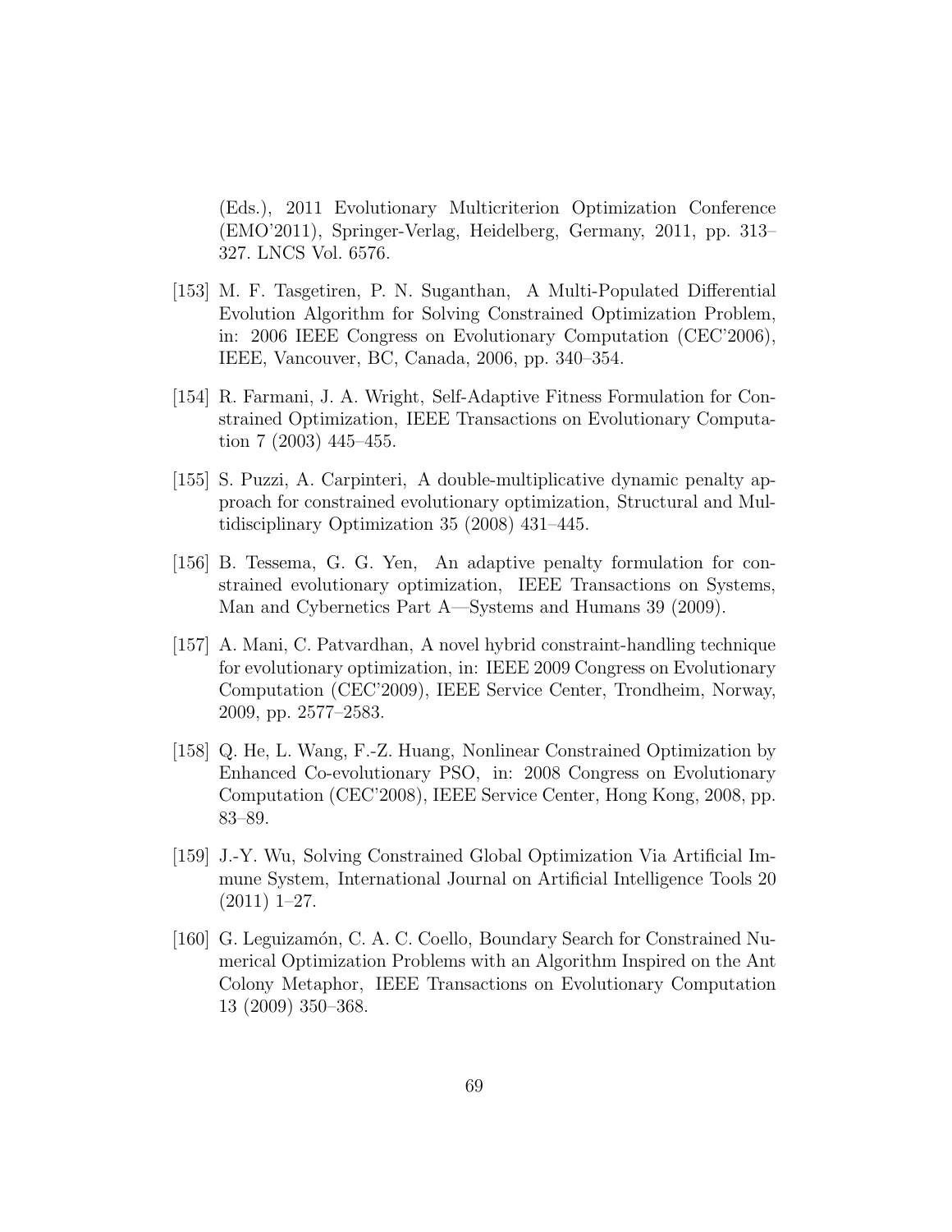(Eds.), 2011 Evolutionary Multicriterion Optimization Conference (EMO'2011), Springer-Verlag, Heidelberg, Germany, 2011, pp. 313–327. LNCS Vol. 6576.

[153] M. F. Tasgetiren, P. N. Suganthan, A Multi-Populated Differential Evolution Algorithm for Solving Constrained Optimization Problem, in: 2006 IEEE Congress on Evolutionary Computation (CEC'2006), IEEE, Vancouver, BC, Canada, 2006, pp. 340–354.

[154] R. Farmani, J. A. Wright, Self-Adaptive Fitness Formulation for Constrained Optimization, IEEE Transactions on Evolutionary Computation 7 (2003) 445–455.

[155] S. Puzzi, A. Carpinteri, A double-multiplicative dynamic penalty approach for constrained evolutionary optimization, Structural and Multidisciplinary Optimization 35 (2008) 431–445.

[156] B. Tessema, G. G. Yen, An adaptive penalty formulation for constrained evolutionary optimization, IEEE Transactions on Systems, Man and Cybernetics Part A—Systems and Humans 39 (2009).

[157] A. Mani, C. Patvardhan, A novel hybrid constraint-handling technique for evolutionary optimization, in: IEEE 2009 Congress on Evolutionary Computation (CEC'2009), IEEE Service Center, Trondheim, Norway, 2009, pp. 2577–2583.

[158] Q. He, L. Wang, F.-Z. Huang, Nonlinear Constrained Optimization by Enhanced Co-evolutionary PSO, in: 2008 Congress on Evolutionary Computation (CEC'2008), IEEE Service Center, Hong Kong, 2008, pp. 83–89.

[159] J.-Y. Wu, Solving Constrained Global Optimization Via Artificial Immune System, International Journal on Artificial Intelligence Tools 20 (2011) 1–27.

[160] G. Leguizamón, C. A. C. Coello, Boundary Search for Constrained Numerical Optimization Problems with an Algorithm Inspired on the Ant Colony Metaphor, IEEE Transactions on Evolutionary Computation 13 (2009) 350–368.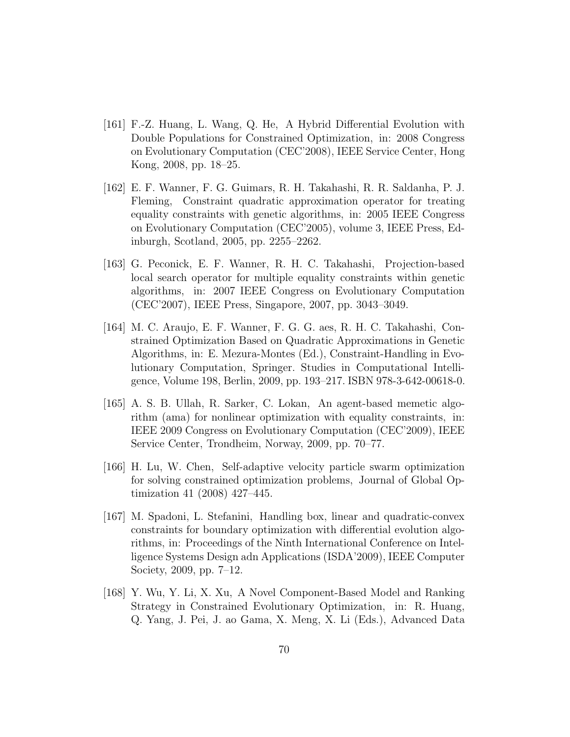[161] F.-Z. Huang, L. Wang, Q. He, A Hybrid Differential Evolution with Double Populations for Constrained Optimization, in: 2008 Congress on Evolutionary Computation (CEC'2008), IEEE Service Center, Hong Kong, 2008, pp. 18–25.

[162] E. F. Wanner, F. G. Guimars, R. H. Takahashi, R. R. Saldanha, P. J. Fleming, Constraint quadratic approximation operator for treating equality constraints with genetic algorithms, in: 2005 IEEE Congress on Evolutionary Computation (CEC'2005), volume 3, IEEE Press, Edinburgh, Scotland, 2005, pp. 2255–2262.

[163] G. Peconick, E. F. Wanner, R. H. C. Takahashi, Projection-based local search operator for multiple equality constraints within genetic algorithms, in: 2007 IEEE Congress on Evolutionary Computation (CEC'2007), IEEE Press, Singapore, 2007, pp. 3043–3049.

[164] M. C. Araujo, E. F. Wanner, F. G. G. aes, R. H. C. Takahashi, Constrained Optimization Based on Quadratic Approximations in Genetic Algorithms, in: E. Mezura-Montes (Ed.), Constraint-Handling in Evolutionary Computation, Springer. Studies in Computational Intelligence, Volume 198, Berlin, 2009, pp. 193–217. ISBN 978-3-642-00618-0.

[165] A. S. B. Ullah, R. Sarker, C. Lokan, An agent-based memetic algorithm (ama) for nonlinear optimization with equality constraints, in: IEEE 2009 Congress on Evolutionary Computation (CEC'2009), IEEE Service Center, Trondheim, Norway, 2009, pp. 70–77.

[166] H. Lu, W. Chen, Self-adaptive velocity particle swarm optimization for solving constrained optimization problems, Journal of Global Optimization 41 (2008) 427–445.

[167] M. Spadoni, L. Stefanini, Handling box, linear and quadratic-convex constraints for boundary optimization with differential evolution algorithms, in: Proceedings of the Ninth International Conference on Intelligence Systems Design adn Applications (ISDA'2009), IEEE Computer Society, 2009, pp. 7–12.

[168] Y. Wu, Y. Li, X. Xu, A Novel Component-Based Model and Ranking Strategy in Constrained Evolutionary Optimization, in: R. Huang, Q. Yang, J. Pei, J. ao Gama, X. Meng, X. Li (Eds.), Advanced Data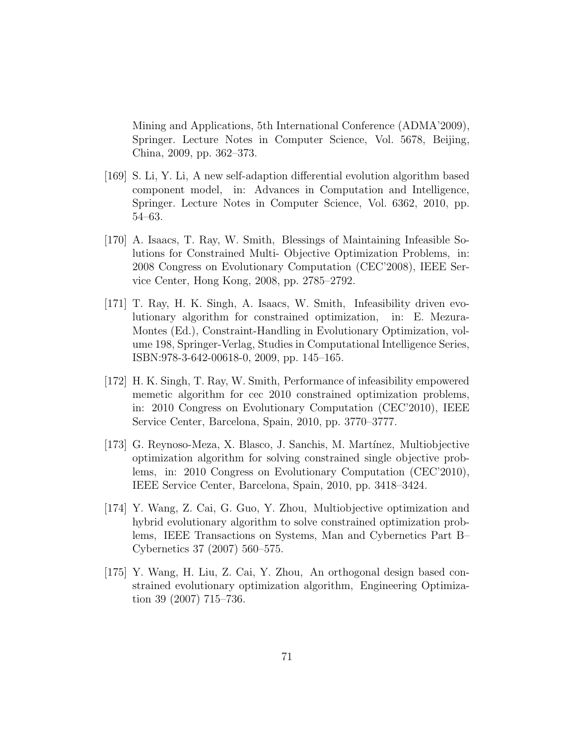Mining and Applications, 5th International Conference (ADMA'2009), Springer. Lecture Notes in Computer Science, Vol. 5678, Beijing, China, 2009, pp. 362–373.

[169] S. Li, Y. Li, A new self-adaption differential evolution algorithm based component model, in: Advances in Computation and Intelligence, Springer. Lecture Notes in Computer Science, Vol. 6362, 2010, pp. 54–63.

[170] A. Isaacs, T. Ray, W. Smith, Blessings of Maintaining Infeasible Solutions for Constrained Multi- Objective Optimization Problems, in: 2008 Congress on Evolutionary Computation (CEC'2008), IEEE Service Center, Hong Kong, 2008, pp. 2785–2792.

[171] T. Ray, H. K. Singh, A. Isaacs, W. Smith, Infeasibility driven evolutionary algorithm for constrained optimization, in: E. Mezura-Montes (Ed.), Constraint-Handling in Evolutionary Optimization, volume 198, Springer-Verlag, Studies in Computational Intelligence Series, ISBN:978-3-642-00618-0, 2009, pp. 145–165.

[172] H. K. Singh, T. Ray, W. Smith, Performance of infeasibility empowered memetic algorithm for cec 2010 constrained optimization problems, in: 2010 Congress on Evolutionary Computation (CEC'2010), IEEE Service Center, Barcelona, Spain, 2010, pp. 3770–3777.

[173] G. Reynoso-Meza, X. Blasco, J. Sanchis, M. Martínez, Multiobjective optimization algorithm for solving constrained single objective problems, in: 2010 Congress on Evolutionary Computation (CEC'2010), IEEE Service Center, Barcelona, Spain, 2010, pp. 3418–3424.

[174] Y. Wang, Z. Cai, G. Guo, Y. Zhou, Multiobjective optimization and hybrid evolutionary algorithm to solve constrained optimization problems, IEEE Transactions on Systems, Man and Cybernetics Part B–Cybernetics 37 (2007) 560–575.

[175] Y. Wang, H. Liu, Z. Cai, Y. Zhou, An orthogonal design based constrained evolutionary optimization algorithm, Engineering Optimization 39 (2007) 715–736.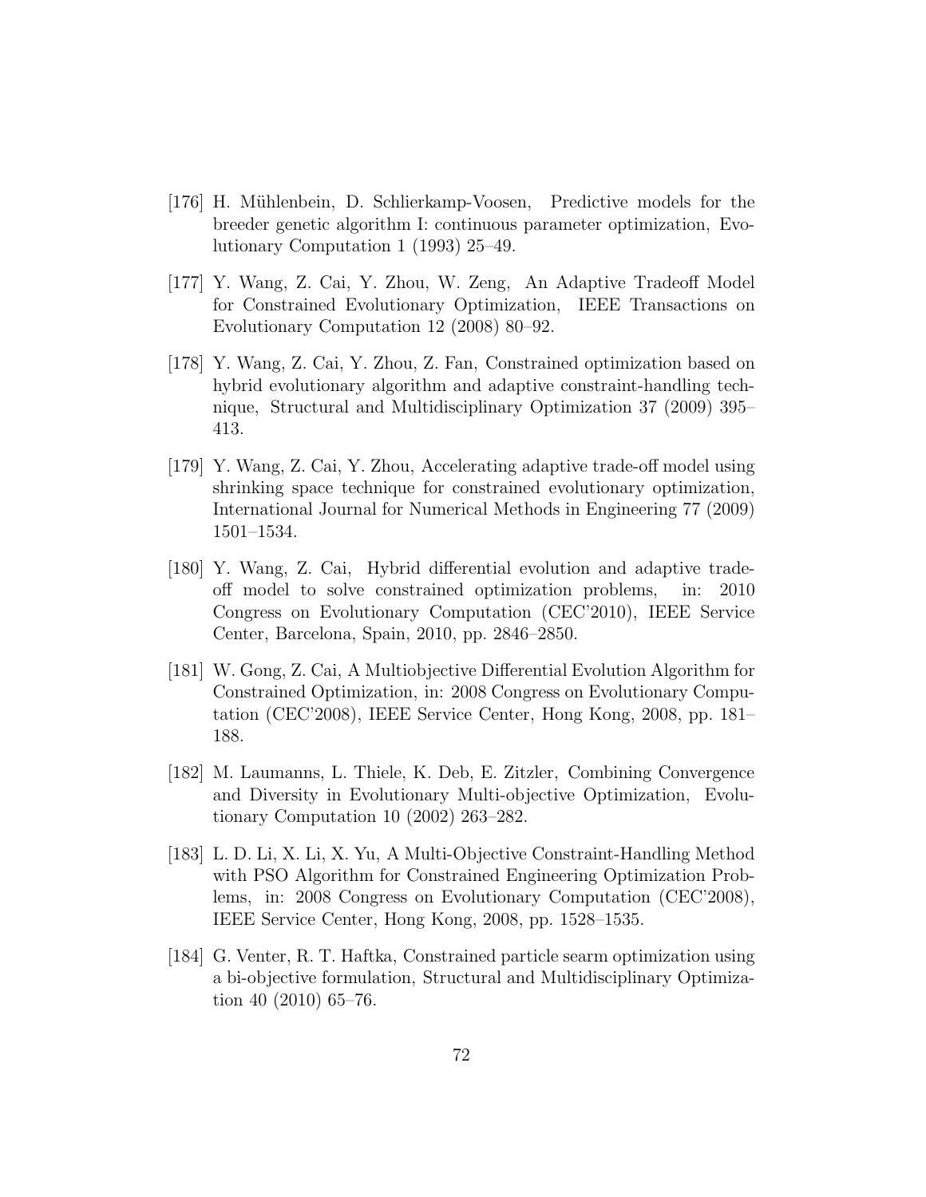[176] H. Mühlenbein, D. Schlierkamp-Voosen, Predictive models for the breeder genetic algorithm I: continuous parameter optimization, Evolutionary Computation 1 (1993) 25–49.

[177] Y. Wang, Z. Cai, Y. Zhou, W. Zeng, An Adaptive Tradeoff Model for Constrained Evolutionary Optimization, IEEE Transactions on Evolutionary Computation 12 (2008) 80–92.

[178] Y. Wang, Z. Cai, Y. Zhou, Z. Fan, Constrained optimization based on hybrid evolutionary algorithm and adaptive constraint-handling technique, Structural and Multidisciplinary Optimization 37 (2009) 395–413.

[179] Y. Wang, Z. Cai, Y. Zhou, Accelerating adaptive trade-off model using shrinking space technique for constrained evolutionary optimization, International Journal for Numerical Methods in Engineering 77 (2009) 1501–1534.

[180] Y. Wang, Z. Cai, Hybrid differential evolution and adaptive trade-off model to solve constrained optimization problems, in: 2010 Congress on Evolutionary Computation (CEC'2010), IEEE Service Center, Barcelona, Spain, 2010, pp. 2846–2850.

[181] W. Gong, Z. Cai, A Multiobjective Differential Evolution Algorithm for Constrained Optimization, in: 2008 Congress on Evolutionary Computation (CEC'2008), IEEE Service Center, Hong Kong, 2008, pp. 181–188.

[182] M. Laumanns, L. Thiele, K. Deb, E. Zitzler, Combining Convergence and Diversity in Evolutionary Multi-objective Optimization, Evolutionary Computation 10 (2002) 263–282.

[183] L. D. Li, X. Li, X. Yu, A Multi-Objective Constraint-Handling Method with PSO Algorithm for Constrained Engineering Optimization Problems, in: 2008 Congress on Evolutionary Computation (CEC'2008), IEEE Service Center, Hong Kong, 2008, pp. 1528–1535.

[184] G. Venter, R. T. Haftka, Constrained particle searm optimization using a bi-objective formulation, Structural and Multidisciplinary Optimization 40 (2010) 65–76.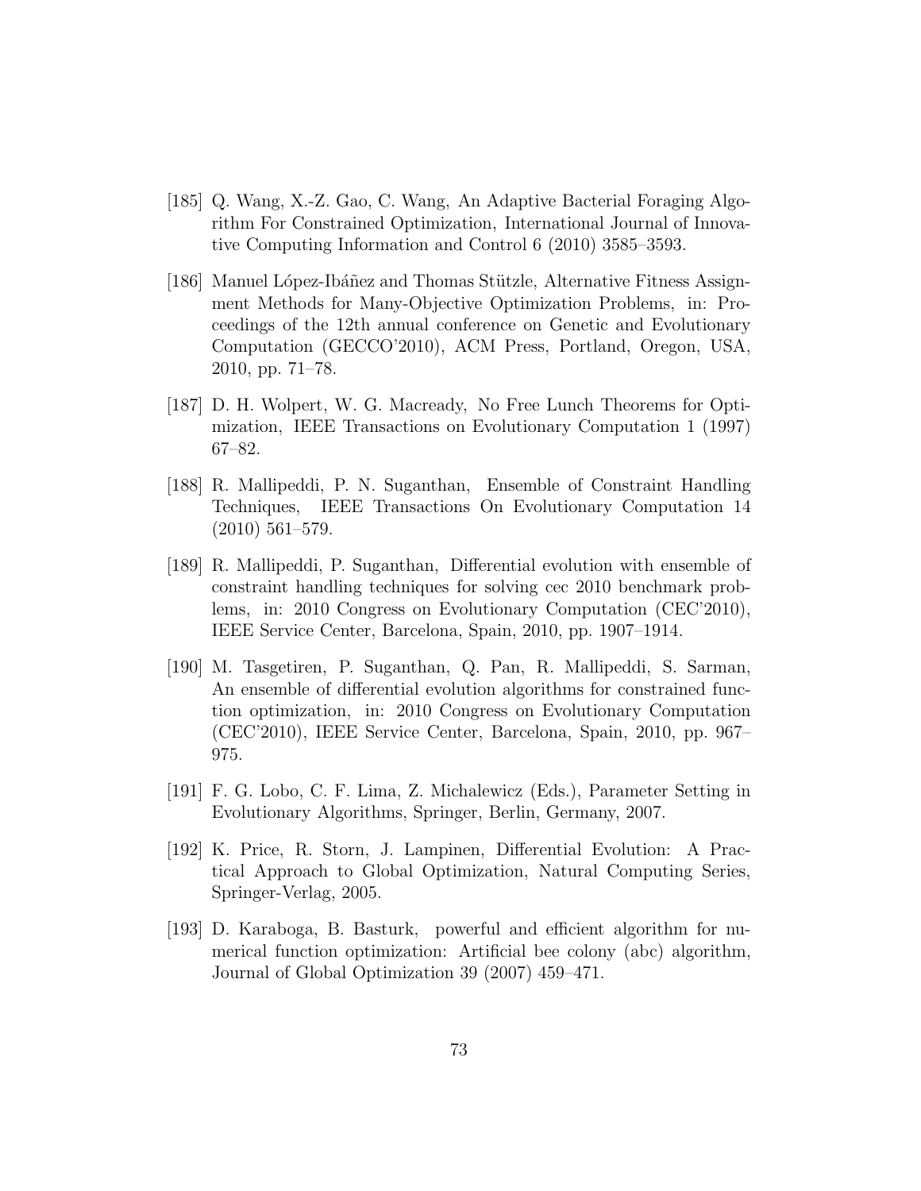[185] Q. Wang, X.-Z. Gao, C. Wang, An Adaptive Bacterial Foraging Algorithm For Constrained Optimization, International Journal of Innovative Computing Information and Control 6 (2010) 3585–3593.

[186] Manuel López-Ibáñez and Thomas Stützle, Alternative Fitness Assignment Methods for Many-Objective Optimization Problems, in: Proceedings of the 12th annual conference on Genetic and Evolutionary Computation (GECCO'2010), ACM Press, Portland, Oregon, USA, 2010, pp. 71–78.

[187] D. H. Wolpert, W. G. Macready, No Free Lunch Theorems for Optimization, IEEE Transactions on Evolutionary Computation 1 (1997) 67–82.

[188] R. Mallipeddi, P. N. Suganthan, Ensemble of Constraint Handling Techniques, IEEE Transactions On Evolutionary Computation 14 (2010) 561–579.

[189] R. Mallipeddi, P. Suganthan, Differential evolution with ensemble of constraint handling techniques for solving cec 2010 benchmark problems, in: 2010 Congress on Evolutionary Computation (CEC'2010), IEEE Service Center, Barcelona, Spain, 2010, pp. 1907–1914.

[190] M. Tasgetiren, P. Suganthan, Q. Pan, R. Mallipeddi, S. Sarman, An ensemble of differential evolution algorithms for constrained function optimization, in: 2010 Congress on Evolutionary Computation (CEC'2010), IEEE Service Center, Barcelona, Spain, 2010, pp. 967–975.

[191] F. G. Lobo, C. F. Lima, Z. Michalewicz (Eds.), Parameter Setting in Evolutionary Algorithms, Springer, Berlin, Germany, 2007.

[192] K. Price, R. Storn, J. Lampinen, Differential Evolution: A Practical Approach to Global Optimization, Natural Computing Series, Springer-Verlag, 2005.

[193] D. Karaboga, B. Basturk, powerful and efficient algorithm for numerical function optimization: Artificial bee colony (abc) algorithm, Journal of Global Optimization 39 (2007) 459–471.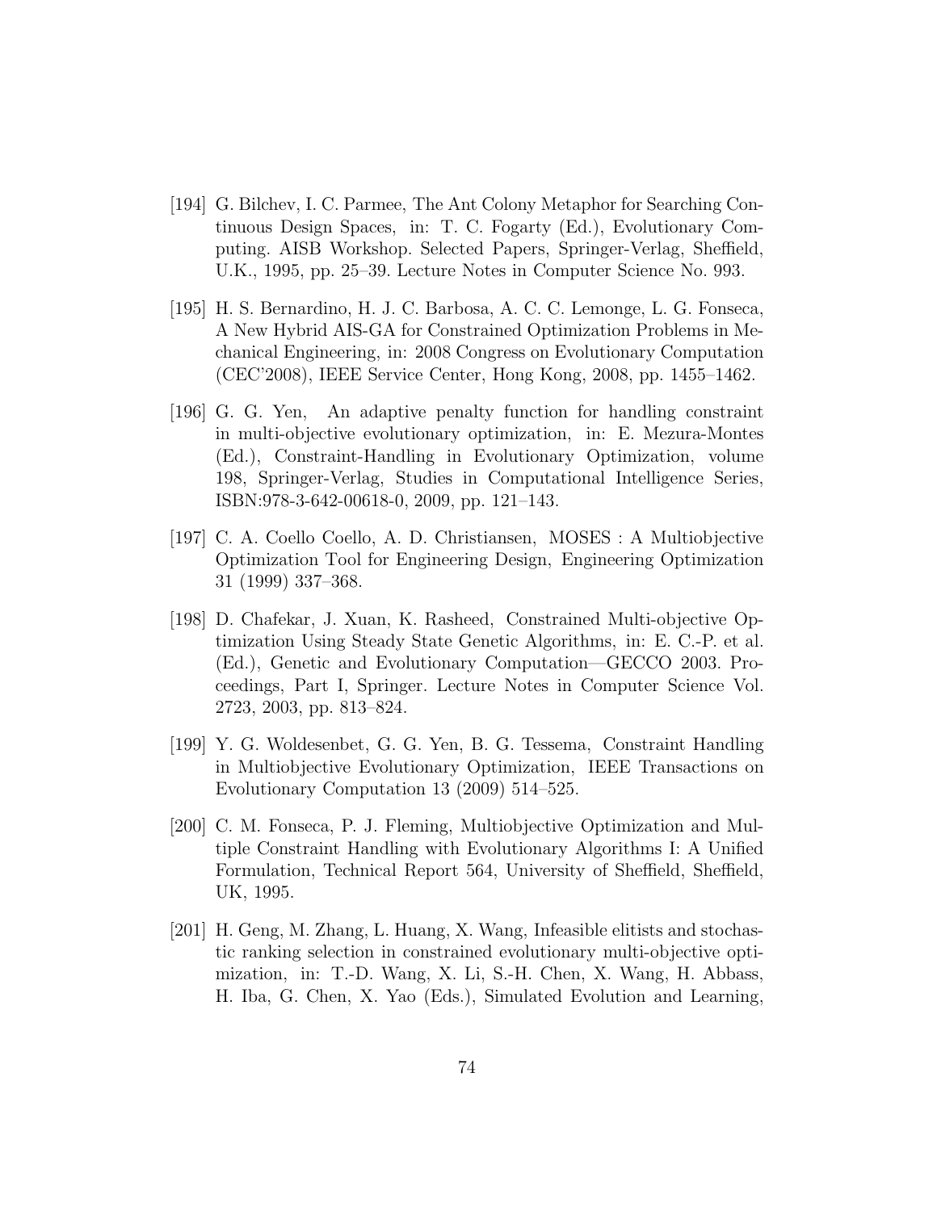[194] G. Bilchev, I. C. Parmee, The Ant Colony Metaphor for Searching Continuous Design Spaces, in: T. C. Fogarty (Ed.), Evolutionary Computing. AISB Workshop. Selected Papers, Springer-Verlag, Sheffield, U.K., 1995, pp. 25–39. Lecture Notes in Computer Science No. 993.

[195] H. S. Bernardino, H. J. C. Barbosa, A. C. C. Lemonge, L. G. Fonseca, A New Hybrid AIS-GA for Constrained Optimization Problems in Mechanical Engineering, in: 2008 Congress on Evolutionary Computation (CEC'2008), IEEE Service Center, Hong Kong, 2008, pp. 1455–1462.

[196] G. G. Yen, An adaptive penalty function for handling constraint in multi-objective evolutionary optimization, in: E. Mezura-Montes (Ed.), Constraint-Handling in Evolutionary Optimization, volume 198, Springer-Verlag, Studies in Computational Intelligence Series, ISBN:978-3-642-00618-0, 2009, pp. 121–143.

[197] C. A. Coello Coello, A. D. Christiansen, MOSES : A Multiobjective Optimization Tool for Engineering Design, Engineering Optimization 31 (1999) 337–368.

[198] D. Chafekar, J. Xuan, K. Rasheed, Constrained Multi-objective Optimization Using Steady State Genetic Algorithms, in: E. C.-P. et al. (Ed.), Genetic and Evolutionary Computation—GECCO 2003. Proceedings, Part I, Springer. Lecture Notes in Computer Science Vol. 2723, 2003, pp. 813–824.

[199] Y. G. Woldesenbet, G. G. Yen, B. G. Tessema, Constraint Handling in Multiobjective Evolutionary Optimization, IEEE Transactions on Evolutionary Computation 13 (2009) 514–525.

[200] C. M. Fonseca, P. J. Fleming, Multiobjective Optimization and Multiple Constraint Handling with Evolutionary Algorithms I: A Unified Formulation, Technical Report 564, University of Sheffield, Sheffield, UK, 1995.

[201] H. Geng, M. Zhang, L. Huang, X. Wang, Infeasible elitists and stochastic ranking selection in constrained evolutionary multi-objective optimization, in: T.-D. Wang, X. Li, S.-H. Chen, X. Wang, H. Abbass, H. Iba, G. Chen, X. Yao (Eds.), Simulated Evolution and Learning,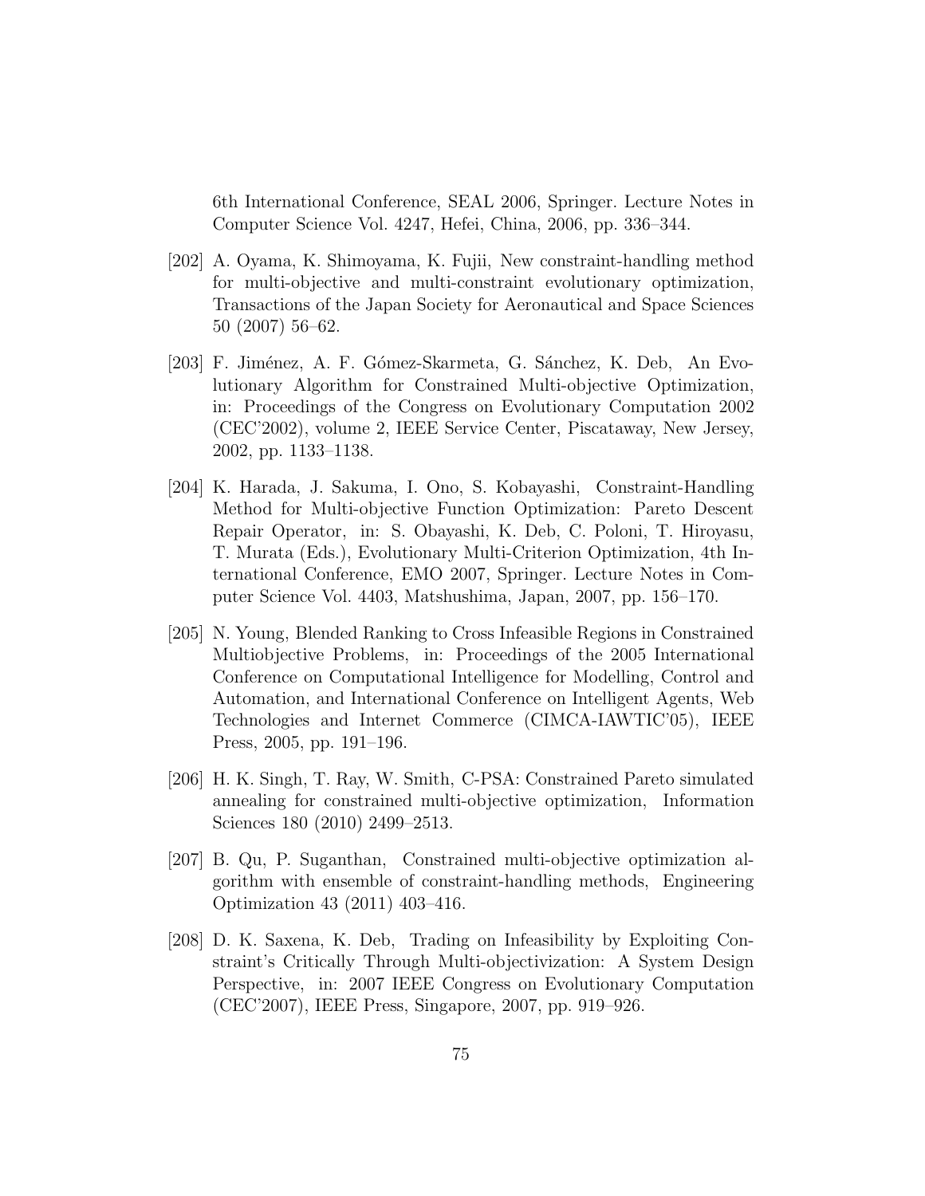6th International Conference, SEAL 2006, Springer. Lecture Notes in Computer Science Vol. 4247, Hefei, China, 2006, pp. 336–344.

[202] A. Oyama, K. Shimoyama, K. Fujii, New constraint-handling method for multi-objective and multi-constraint evolutionary optimization, Transactions of the Japan Society for Aeronautical and Space Sciences 50 (2007) 56–62.

[203] F. Jiménez, A. F. Gómez-Skarmeta, G. Sánchez, K. Deb, An Evolutionary Algorithm for Constrained Multi-objective Optimization, in: Proceedings of the Congress on Evolutionary Computation 2002 (CEC'2002), volume 2, IEEE Service Center, Piscataway, New Jersey, 2002, pp. 1133–1138.

[204] K. Harada, J. Sakuma, I. Ono, S. Kobayashi, Constraint-Handling Method for Multi-objective Function Optimization: Pareto Descent Repair Operator, in: S. Obayashi, K. Deb, C. Poloni, T. Hiroyasu, T. Murata (Eds.), Evolutionary Multi-Criterion Optimization, 4th International Conference, EMO 2007, Springer. Lecture Notes in Computer Science Vol. 4403, Matshushima, Japan, 2007, pp. 156–170.

[205] N. Young, Blended Ranking to Cross Infeasible Regions in Constrained Multiobjective Problems, in: Proceedings of the 2005 International Conference on Computational Intelligence for Modelling, Control and Automation, and International Conference on Intelligent Agents, Web Technologies and Internet Commerce (CIMCA-IAWTIC'05), IEEE Press, 2005, pp. 191–196.

[206] H. K. Singh, T. Ray, W. Smith, C-PSA: Constrained Pareto simulated annealing for constrained multi-objective optimization, Information Sciences 180 (2010) 2499–2513.

[207] B. Qu, P. Suganthan, Constrained multi-objective optimization algorithm with ensemble of constraint-handling methods, Engineering Optimization 43 (2011) 403–416.

[208] D. K. Saxena, K. Deb, Trading on Infeasibility by Exploiting Constraint's Critically Through Multi-objectivization: A System Design Perspective, in: 2007 IEEE Congress on Evolutionary Computation (CEC'2007), IEEE Press, Singapore, 2007, pp. 919–926.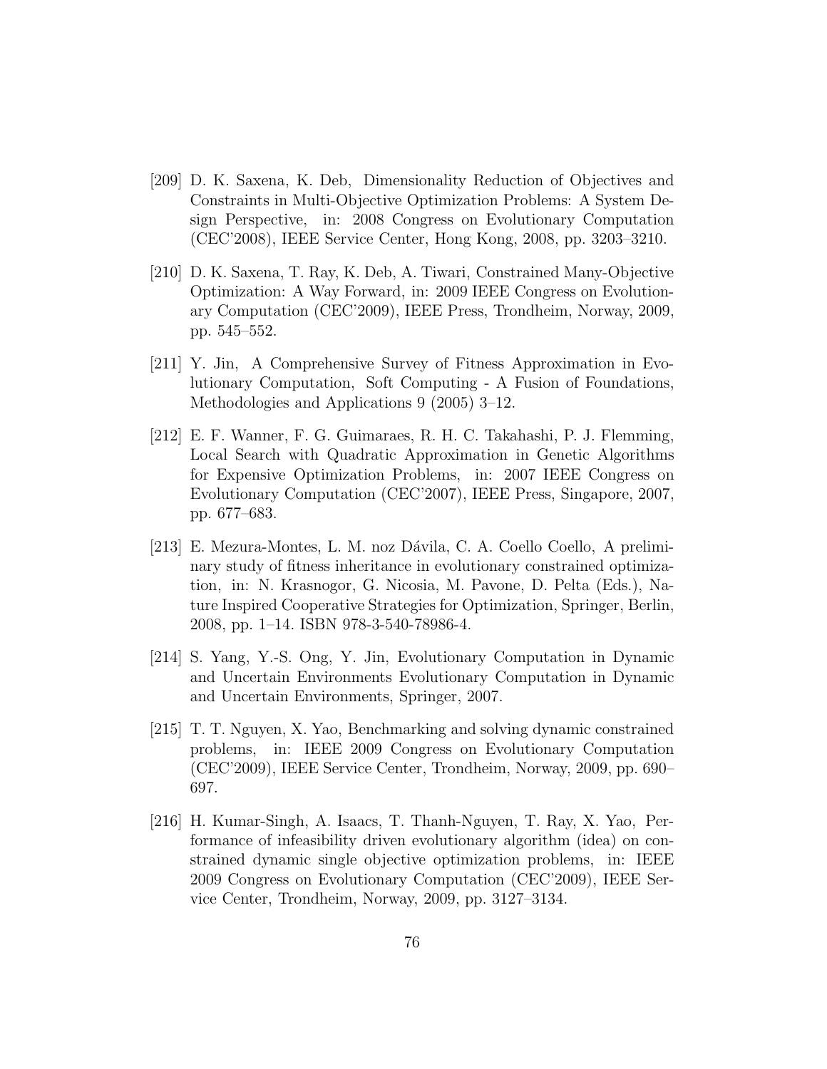[209] D. K. Saxena, K. Deb, Dimensionality Reduction of Objectives and Constraints in Multi-Objective Optimization Problems: A System Design Perspective, in: 2008 Congress on Evolutionary Computation (CEC'2008), IEEE Service Center, Hong Kong, 2008, pp. 3203–3210.

[210] D. K. Saxena, T. Ray, K. Deb, A. Tiwari, Constrained Many-Objective Optimization: A Way Forward, in: 2009 IEEE Congress on Evolutionary Computation (CEC'2009), IEEE Press, Trondheim, Norway, 2009, pp. 545–552.

[211] Y. Jin, A Comprehensive Survey of Fitness Approximation in Evolutionary Computation, Soft Computing - A Fusion of Foundations, Methodologies and Applications 9 (2005) 3–12.

[212] E. F. Wanner, F. G. Guimaraes, R. H. C. Takahashi, P. J. Flemming, Local Search with Quadratic Approximation in Genetic Algorithms for Expensive Optimization Problems, in: 2007 IEEE Congress on Evolutionary Computation (CEC'2007), IEEE Press, Singapore, 2007, pp. 677–683.

[213] E. Mezura-Montes, L. M. noz Dávila, C. A. Coello Coello, A preliminary study of fitness inheritance in evolutionary constrained optimization, in: N. Krasnogor, G. Nicosia, M. Pavone, D. Pelta (Eds.), Nature Inspired Cooperative Strategies for Optimization, Springer, Berlin, 2008, pp. 1–14. ISBN 978-3-540-78986-4.

[214] S. Yang, Y.-S. Ong, Y. Jin, Evolutionary Computation in Dynamic and Uncertain Environments Evolutionary Computation in Dynamic and Uncertain Environments, Springer, 2007.

[215] T. T. Nguyen, X. Yao, Benchmarking and solving dynamic constrained problems, in: IEEE 2009 Congress on Evolutionary Computation (CEC'2009), IEEE Service Center, Trondheim, Norway, 2009, pp. 690–697.

[216] H. Kumar-Singh, A. Isaacs, T. Thanh-Nguyen, T. Ray, X. Yao, Performance of infeasibility driven evolutionary algorithm (idea) on constrained dynamic single objective optimization problems, in: IEEE 2009 Congress on Evolutionary Computation (CEC'2009), IEEE Service Center, Trondheim, Norway, 2009, pp. 3127–3134.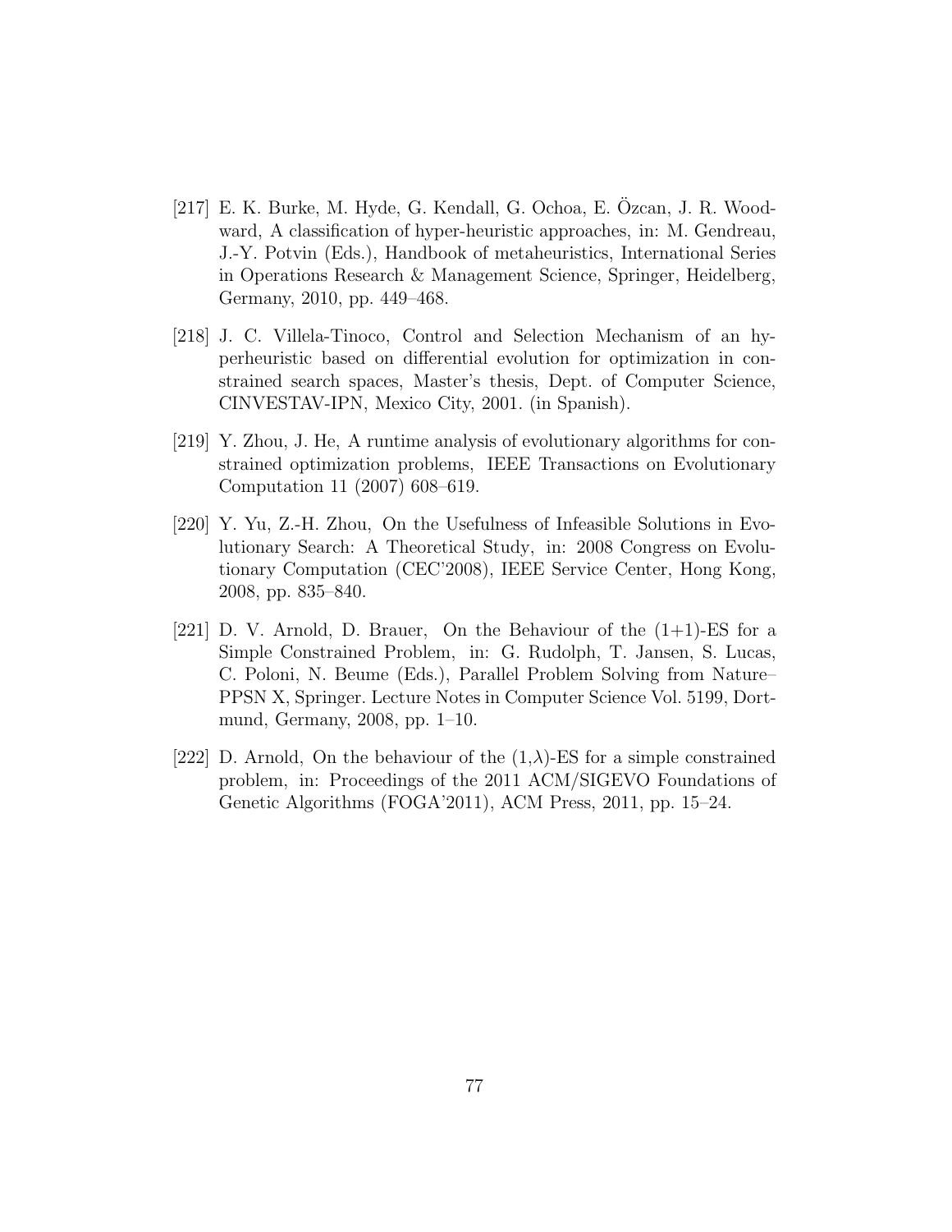[217] E. K. Burke, M. Hyde, G. Kendall, G. Ochoa, E. Özcan, J. R. Woodward, A classification of hyper-heuristic approaches, in: M. Gendreau, J.-Y. Potvin (Eds.), Handbook of metaheuristics, International Series in Operations Research & Management Science, Springer, Heidelberg, Germany, 2010, pp. 449–468.

[218] J. C. Villela-Tinoco, Control and Selection Mechanism of an hyperheuristic based on differential evolution for optimization in constrained search spaces, Master's thesis, Dept. of Computer Science, CINVESTAV-IPN, Mexico City, 2001. (in Spanish).

[219] Y. Zhou, J. He, A runtime analysis of evolutionary algorithms for constrained optimization problems, IEEE Transactions on Evolutionary Computation 11 (2007) 608–619.

[220] Y. Yu, Z.-H. Zhou, On the Usefulness of Infeasible Solutions in Evolutionary Search: A Theoretical Study, in: 2008 Congress on Evolutionary Computation (CEC'2008), IEEE Service Center, Hong Kong, 2008, pp. 835–840.

[221] D. V. Arnold, D. Brauer, On the Behaviour of the (1+1)-ES for a Simple Constrained Problem, in: G. Rudolph, T. Jansen, S. Lucas, C. Poloni, N. Beume (Eds.), Parallel Problem Solving from Nature–PPSN X, Springer. Lecture Notes in Computer Science Vol. 5199, Dortmund, Germany, 2008, pp. 1–10.

[222] D. Arnold, On the behaviour of the $(1,\lambda)$-ES for a simple constrained problem, in: Proceedings of the 2011 ACM/SIGEVO Foundations of Genetic Algorithms (FOGA'2011), ACM Press, 2011, pp. 15–24.